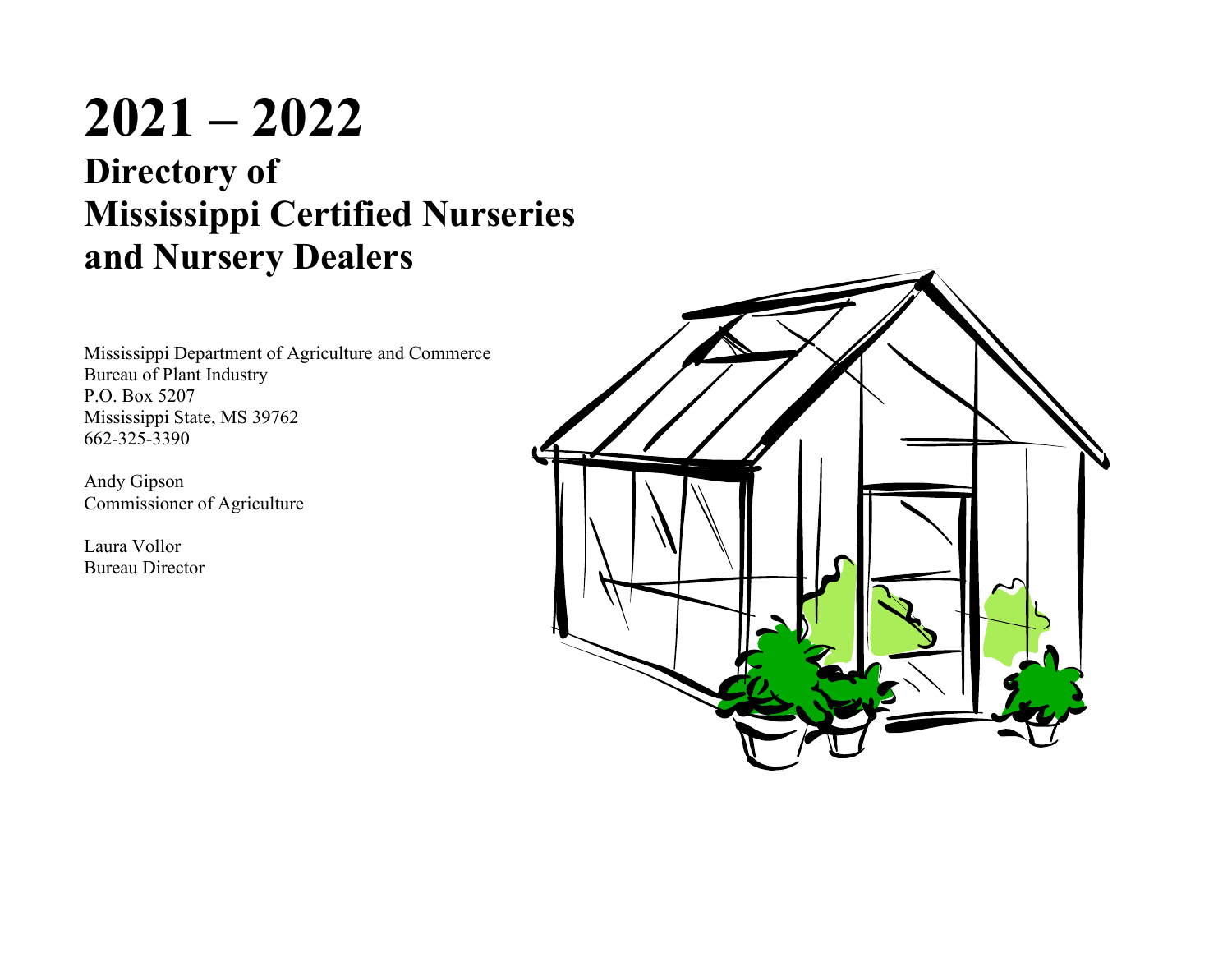# 2021 – 2022

## Directory of Mississippi Certified Nurseries and Nursery Dealers

Mississippi Department of Agriculture and Commerce
Bureau of Plant Industry
P.O. Box 5207
Mississippi State, MS 39762
662-325-3390

Andy Gipson
Commissioner of Agriculture

Laura Vollor
Bureau Director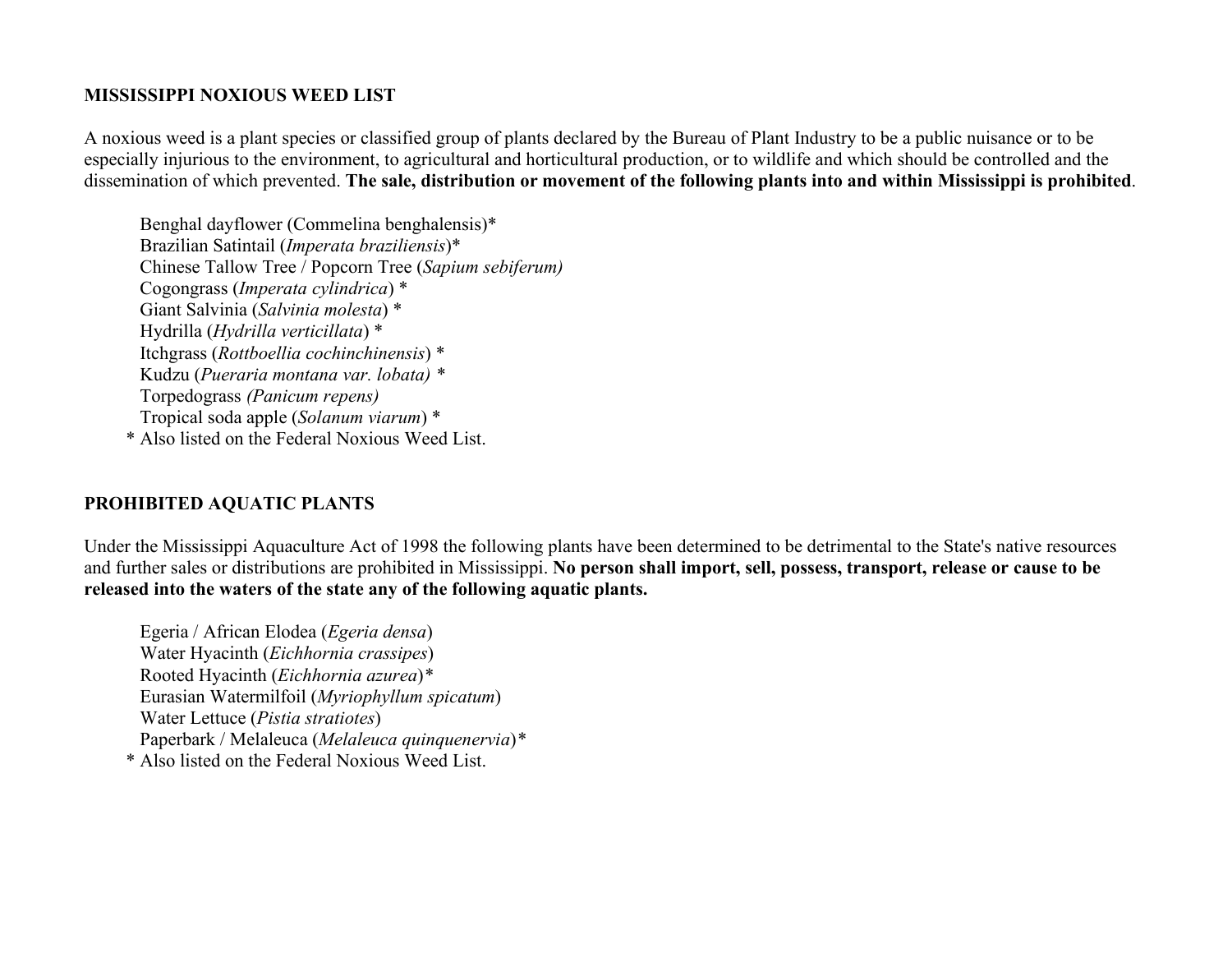## MISSISSIPPI NOXIOUS WEED LIST

A noxious weed is a plant species or classified group of plants declared by the Bureau of Plant Industry to be a public nuisance or to be especially injurious to the environment, to agricultural and horticultural production, or to wildlife and which should be controlled and the dissemination of which prevented. **The sale, distribution or movement of the following plants into and within Mississippi is prohibited**.

Benghal dayflower (Commelina benghalensis)*
Brazilian Satintail (*Imperata braziliensis*)*
Chinese Tallow Tree / Popcorn Tree (*Sapium sebiferum)*
Cogongrass (*Imperata cylindrica*) *
Giant Salvinia (*Salvinia molesta*) *
Hydrilla (*Hydrilla verticillata*) *
Itchgrass (*Rottboellia cochinchinensis*) *
Kudzu (*Pueraria montana var. lobata) **
Torpedograss *(Panicum repens)*
Tropical soda apple (*Solanum viarum*) *

\* Also listed on the Federal Noxious Weed List.

## PROHIBITED AQUATIC PLANTS

Under the Mississippi Aquaculture Act of 1998 the following plants have been determined to be detrimental to the State's native resources and further sales or distributions are prohibited in Mississippi. **No person shall import, sell, possess, transport, release or cause to be released into the waters of the state any of the following aquatic plants.**

Egeria / African Elodea (*Egeria densa*)
Water Hyacinth (*Eichhornia crassipes*)
Rooted Hyacinth (*Eichhornia azurea*)*
Eurasian Watermilfoil (*Myriophyllum spicatum*)
Water Lettuce (*Pistia stratiotes*)
Paperbark / Melaleuca (*Melaleuca quinquenervia*)*

\* Also listed on the Federal Noxious Weed List.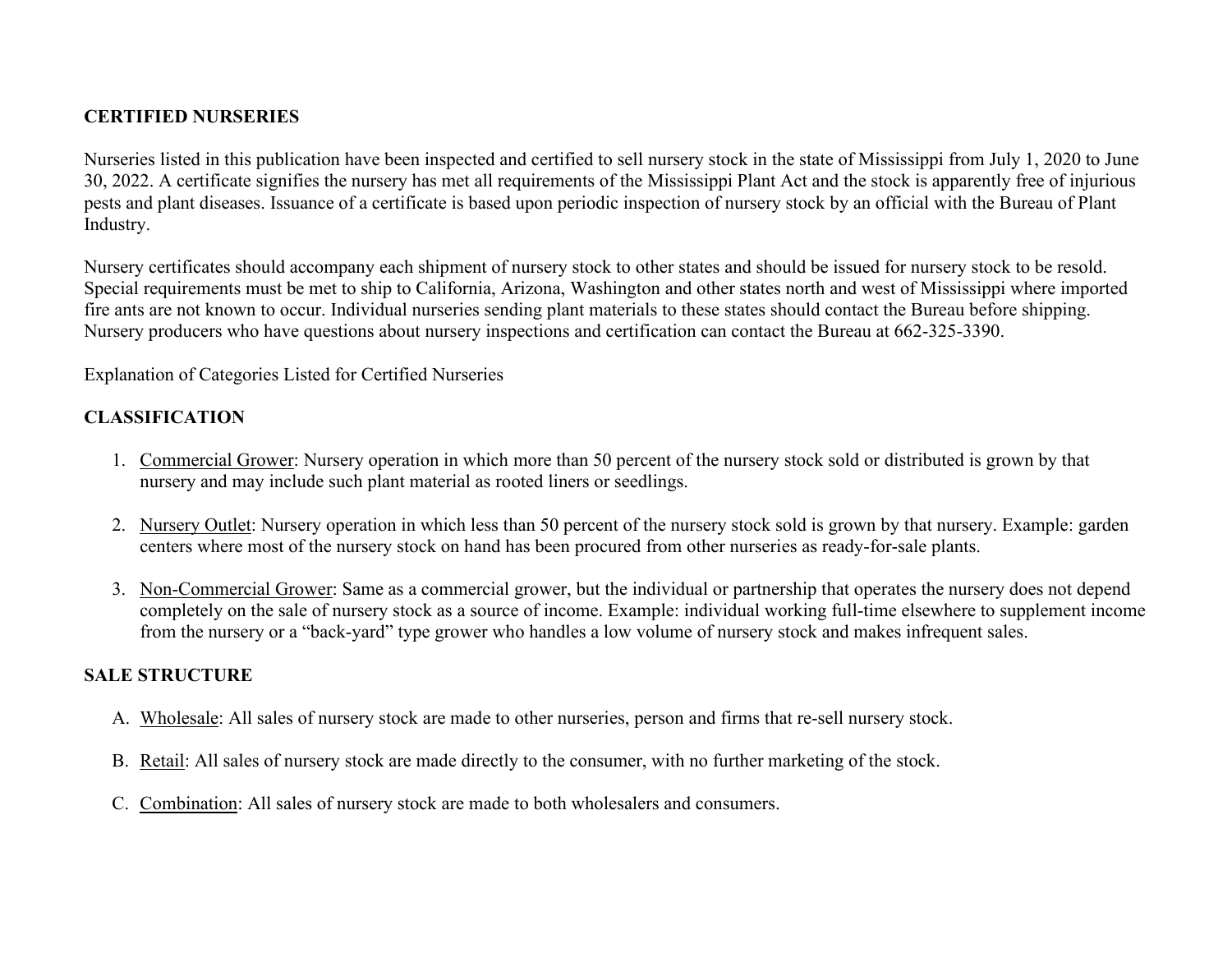## CERTIFIED NURSERIES

Nurseries listed in this publication have been inspected and certified to sell nursery stock in the state of Mississippi from July 1, 2020 to June 30, 2022. A certificate signifies the nursery has met all requirements of the Mississippi Plant Act and the stock is apparently free of injurious pests and plant diseases. Issuance of a certificate is based upon periodic inspection of nursery stock by an official with the Bureau of Plant Industry.

Nursery certificates should accompany each shipment of nursery stock to other states and should be issued for nursery stock to be resold. Special requirements must be met to ship to California, Arizona, Washington and other states north and west of Mississippi where imported fire ants are not known to occur. Individual nurseries sending plant materials to these states should contact the Bureau before shipping. Nursery producers who have questions about nursery inspections and certification can contact the Bureau at 662-325-3390.

Explanation of Categories Listed for Certified Nurseries

## CLASSIFICATION

1. Commercial Grower: Nursery operation in which more than 50 percent of the nursery stock sold or distributed is grown by that nursery and may include such plant material as rooted liners or seedlings.

2. Nursery Outlet: Nursery operation in which less than 50 percent of the nursery stock sold is grown by that nursery. Example: garden centers where most of the nursery stock on hand has been procured from other nurseries as ready-for-sale plants.

3. Non-Commercial Grower: Same as a commercial grower, but the individual or partnership that operates the nursery does not depend completely on the sale of nursery stock as a source of income. Example: individual working full-time elsewhere to supplement income from the nursery or a "back-yard" type grower who handles a low volume of nursery stock and makes infrequent sales.

## SALE STRUCTURE

A. Wholesale: All sales of nursery stock are made to other nurseries, person and firms that re-sell nursery stock.

B. Retail: All sales of nursery stock are made directly to the consumer, with no further marketing of the stock.

C. Combination: All sales of nursery stock are made to both wholesalers and consumers.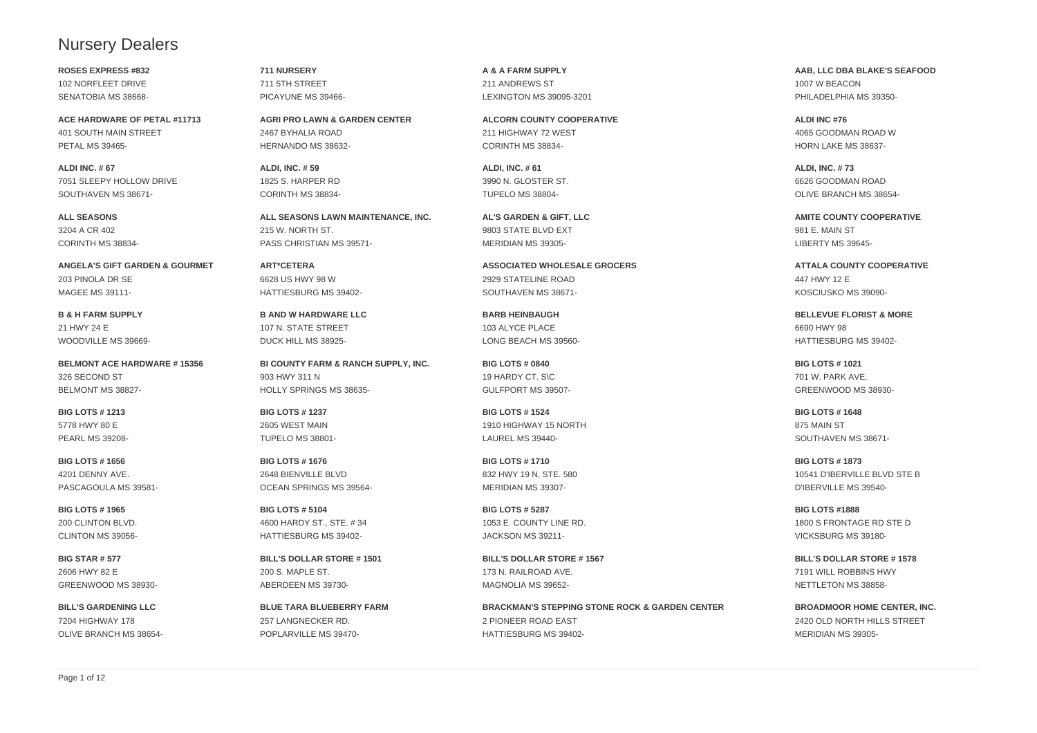# Nursery Dealers

**ROSES EXPRESS #832**
102 NORFLEET DRIVE
SENATOBIA MS 38668-

**711 NURSERY**
711 5TH STREET
PICAYUNE MS 39466-

**A & A FARM SUPPLY**
211 ANDREWS ST
LEXINGTON MS 39095-3201

**AAB, LLC DBA BLAKE'S SEAFOOD**
1007 W BEACON
PHILADELPHIA MS 39350-

**ACE HARDWARE OF PETAL #11713**
401 SOUTH MAIN STREET
PETAL MS 39465-

**AGRI PRO LAWN & GARDEN CENTER**
2467 BYHALIA ROAD
HERNANDO MS 38632-

**ALCORN COUNTY COOPERATIVE**
211 HIGHWAY 72 WEST
CORINTH MS 38834-

**ALDI INC #76**
4065 GOODMAN ROAD W
HORN LAKE MS 38637-

**ALDI INC. # 67**
7051 SLEEPY HOLLOW DRIVE
SOUTHAVEN MS 38671-

**ALDI, INC. # 59**
1825 S. HARPER RD
CORINTH MS 38834-

**ALDI, INC. # 61**
3990 N. GLOSTER ST.
TUPELO MS 38804-

**ALDI, INC. # 73**
6626 GOODMAN ROAD
OLIVE BRANCH MS 38654-

**ALL SEASONS**
3204 A CR 402
CORINTH MS 38834-

**ALL SEASONS LAWN MAINTENANCE, INC.**
215 W. NORTH ST.
PASS CHRISTIAN MS 39571-

**AL'S GARDEN & GIFT, LLC**
9803 STATE BLVD EXT
MERIDIAN MS 39305-

**AMITE COUNTY COOPERATIVE**
981 E. MAIN ST
LIBERTY MS 39645-

**ANGELA'S GIFT GARDEN & GOURMET**
203 PINOLA DR SE
MAGEE MS 39111-

**ART*CETERA**
6628 US HWY 98 W
HATTIESBURG MS 39402-

**ASSOCIATED WHOLESALE GROCERS**
2929 STATELINE ROAD
SOUTHAVEN MS 38671-

**ATTALA COUNTY COOPERATIVE**
447 HWY 12 E
KOSCIUSKO MS 39090-

**B & H FARM SUPPLY**
21 HWY 24 E
WOODVILLE MS 39669-

**B AND W HARDWARE LLC**
107 N. STATE STREET
DUCK HILL MS 38925-

**BARB HEINBAUGH**
103 ALYCE PLACE
LONG BEACH MS 39560-

**BELLEVUE FLORIST & MORE**
6690 HWY 98
HATTIESBURG MS 39402-

**BELMONT ACE HARDWARE # 15356**
326 SECOND ST
BELMONT MS 38827-

**BI COUNTY FARM & RANCH SUPPLY, INC.**
903 HWY 311 N
HOLLY SPRINGS MS 38635-

**BIG LOTS # 0840**
19 HARDY CT. S\C
GULFPORT MS 39507-

**BIG LOTS # 1021**
701 W. PARK AVE.
GREENWOOD MS 38930-

**BIG LOTS # 1213**
5778 HWY 80 E
PEARL MS 39208-

**BIG LOTS # 1237**
2605 WEST MAIN
TUPELO MS 38801-

**BIG LOTS # 1524**
1910 HIGHWAY 15 NORTH
LAUREL MS 39440-

**BIG LOTS # 1648**
875 MAIN ST
SOUTHAVEN MS 38671-

**BIG LOTS # 1656**
4201 DENNY AVE.
PASCAGOULA MS 39581-

**BIG LOTS # 1676**
2648 BIENVILLE BLVD
OCEAN SPRINGS MS 39564-

**BIG LOTS # 1710**
832 HWY 19 N, STE. 580
MERIDIAN MS 39307-

**BIG LOTS # 1873**
10541 D'IBERVILLE BLVD STE B
D'IBERVILLE MS 39540-

**BIG LOTS # 1965**
200 CLINTON BLVD.
CLINTON MS 39056-

**BIG LOTS # 5104**
4600 HARDY ST., STE. # 34
HATTIESBURG MS 39402-

**BIG LOTS # 5287**
1053 E. COUNTY LINE RD.
JACKSON MS 39211-

**BIG LOTS #1888**
1800 S FRONTAGE RD STE D
VICKSBURG MS 39180-

**BIG STAR # 577**
2606 HWY 82 E
GREENWOOD MS 38930-

**BILL'S DOLLAR STORE # 1501**
200 S. MAPLE ST.
ABERDEEN MS 39730-

**BILL'S DOLLAR STORE # 1567**
173 N. RAILROAD AVE.
MAGNOLIA MS 39652-

**BILL'S DOLLAR STORE # 1578**
7191 WILL ROBBINS HWY
NETTLETON MS 38858-

**BILL'S GARDENING LLC**
7204 HIGHWAY 178
OLIVE BRANCH MS 38654-

**BLUE TARA BLUEBERRY FARM**
257 LANGNECKER RD.
POPLARVILLE MS 39470-

**BRACKMAN'S STEPPING STONE ROCK & GARDEN CENTER**
2 PIONEER ROAD EAST
HATTIESBURG MS 39402-

**BROADMOOR HOME CENTER, INC.**
2420 OLD NORTH HILLS STREET
MERIDIAN MS 39305-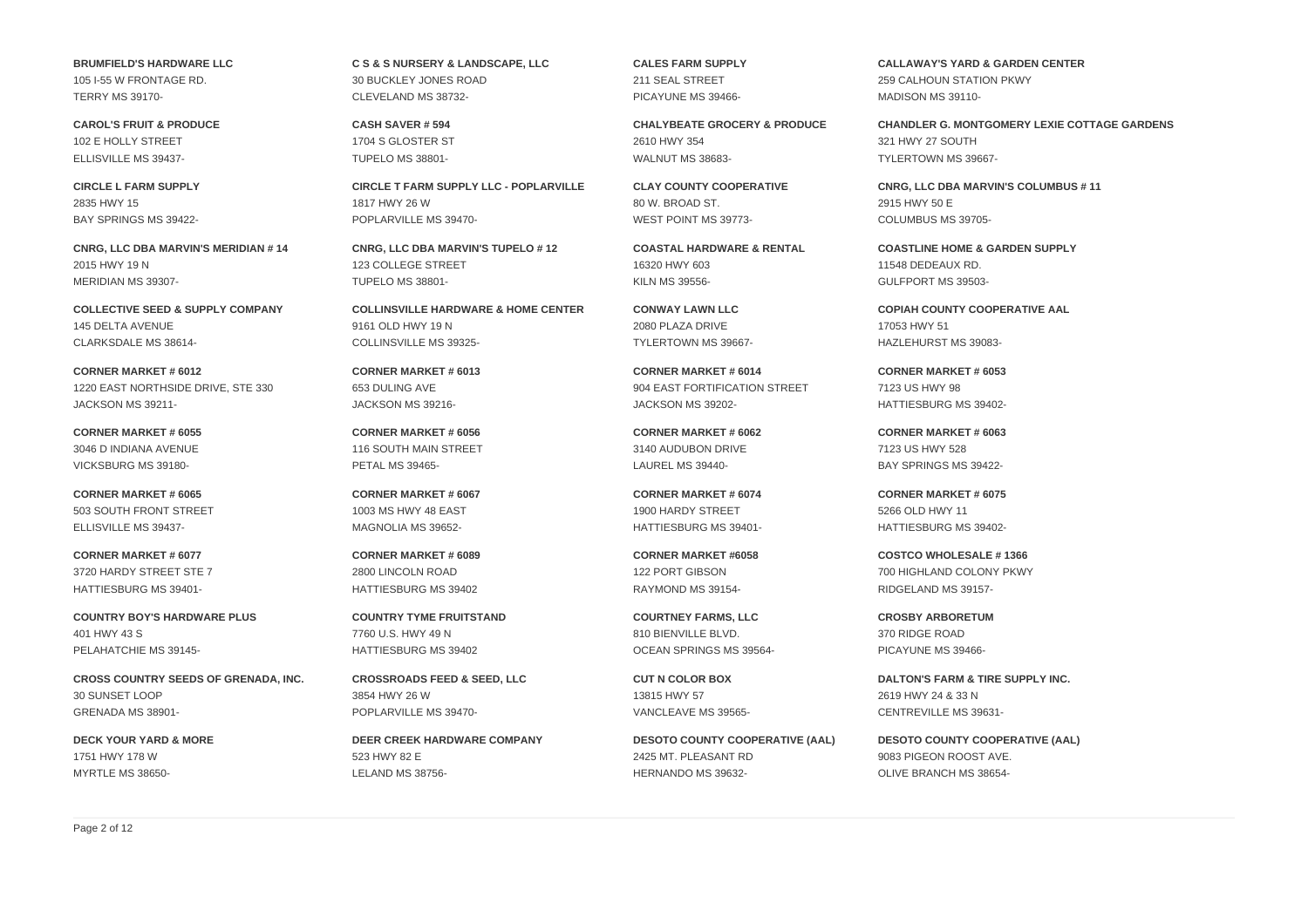**BRUMFIELD'S HARDWARE LLC**
105 I-55 W FRONTAGE RD.
TERRY MS 39170-

**C S & S NURSERY & LANDSCAPE, LLC**
30 BUCKLEY JONES ROAD
CLEVELAND MS 38732-

**CALES FARM SUPPLY**
211 SEAL STREET
PICAYUNE MS 39466-

**CALLAWAY'S YARD & GARDEN CENTER**
259 CALHOUN STATION PKWY
MADISON MS 39110-

**CAROL'S FRUIT & PRODUCE**
102 E HOLLY STREET
ELLISVILLE MS 39437-

**CASH SAVER # 594**
1704 S GLOSTER ST
TUPELO MS 38801-

**CHALYBEATE GROCERY & PRODUCE**
2610 HWY 354
WALNUT MS 38683-

**CHANDLER G. MONTGOMERY LEXIE COTTAGE GARDENS**
321 HWY 27 SOUTH
TYLERTOWN MS 39667-

**CIRCLE L FARM SUPPLY**
2835 HWY 15
BAY SPRINGS MS 39422-

**CIRCLE T FARM SUPPLY LLC - POPLARVILLE**
1817 HWY 26 W
POPLARVILLE MS 39470-

**CLAY COUNTY COOPERATIVE**
80 W. BROAD ST.
WEST POINT MS 39773-

**CNRG, LLC DBA MARVIN'S COLUMBUS # 11**
2915 HWY 50 E
COLUMBUS MS 39705-

**CNRG, LLC DBA MARVIN'S MERIDIAN # 14**
2015 HWY 19 N
MERIDIAN MS 39307-

**CNRG, LLC DBA MARVIN'S TUPELO # 12**
123 COLLEGE STREET
TUPELO MS 38801-

**COASTAL HARDWARE & RENTAL**
16320 HWY 603
KILN MS 39556-

**COASTLINE HOME & GARDEN SUPPLY**
11548 DEDEAUX RD.
GULFPORT MS 39503-

**COLLECTIVE SEED & SUPPLY COMPANY**
145 DELTA AVENUE
CLARKSDALE MS 38614-

**COLLINSVILLE HARDWARE & HOME CENTER**
9161 OLD HWY 19 N
COLLINSVILLE MS 39325-

**CONWAY LAWN LLC**
2080 PLAZA DRIVE
TYLERTOWN MS 39667-

**COPIAH COUNTY COOPERATIVE AAL**
17053 HWY 51
HAZLEHURST MS 39083-

**CORNER MARKET # 6012**
1220 EAST NORTHSIDE DRIVE, STE 330
JACKSON MS 39211-

**CORNER MARKET # 6013**
653 DULING AVE
JACKSON MS 39216-

**CORNER MARKET # 6014**
904 EAST FORTIFICATION STREET
JACKSON MS 39202-

**CORNER MARKET # 6053**
7123 US HWY 98
HATTIESBURG MS 39402-

**CORNER MARKET # 6055**
3046 D INDIANA AVENUE
VICKSBURG MS 39180-

**CORNER MARKET # 6056**
116 SOUTH MAIN STREET
PETAL MS 39465-

**CORNER MARKET # 6062**
3140 AUDUBON DRIVE
LAUREL MS 39440-

**CORNER MARKET # 6063**
7123 US HWY 528
BAY SPRINGS MS 39422-

**CORNER MARKET # 6065**
503 SOUTH FRONT STREET
ELLISVILLE MS 39437-

**CORNER MARKET # 6067**
1003 MS HWY 48 EAST
MAGNOLIA MS 39652-

**CORNER MARKET # 6074**
1900 HARDY STREET
HATTIESBURG MS 39401-

**CORNER MARKET # 6075**
5266 OLD HWY 11
HATTIESBURG MS 39402-

**CORNER MARKET # 6077**
3720 HARDY STREET STE 7
HATTIESBURG MS 39401-

**CORNER MARKET # 6089**
2800 LINCOLN ROAD
HATTIESBURG MS 39402

**CORNER MARKET #6058**
122 PORT GIBSON
RAYMOND MS 39154-

**COSTCO WHOLESALE # 1366**
700 HIGHLAND COLONY PKWY
RIDGELAND MS 39157-

**COUNTRY BOY'S HARDWARE PLUS**
401 HWY 43 S
PELAHATCHIE MS 39145-

**COUNTRY TYME FRUITSTAND**
7760 U.S. HWY 49 N
HATTIESBURG MS 39402

**COURTNEY FARMS, LLC**
810 BIENVILLE BLVD.
OCEAN SPRINGS MS 39564-

**CROSBY ARBORETUM**
370 RIDGE ROAD
PICAYUNE MS 39466-

**CROSS COUNTRY SEEDS OF GRENADA, INC.**
30 SUNSET LOOP
GRENADA MS 38901-

**CROSSROADS FEED & SEED, LLC**
3854 HWY 26 W
POPLARVILLE MS 39470-

**CUT N COLOR BOX**
13815 HWY 57
VANCLEAVE MS 39565-

**DALTON'S FARM & TIRE SUPPLY INC.**
2619 HWY 24 & 33 N
CENTREVILLE MS 39631-

**DECK YOUR YARD & MORE**
1751 HWY 178 W
MYRTLE MS 38650-

**DEER CREEK HARDWARE COMPANY**
523 HWY 82 E
LELAND MS 38756-

**DESOTO COUNTY COOPERATIVE (AAL)**
2425 MT. PLEASANT RD
HERNANDO MS 39632-

**DESOTO COUNTY COOPERATIVE (AAL)**
9083 PIGEON ROOST AVE.
OLIVE BRANCH MS 38654-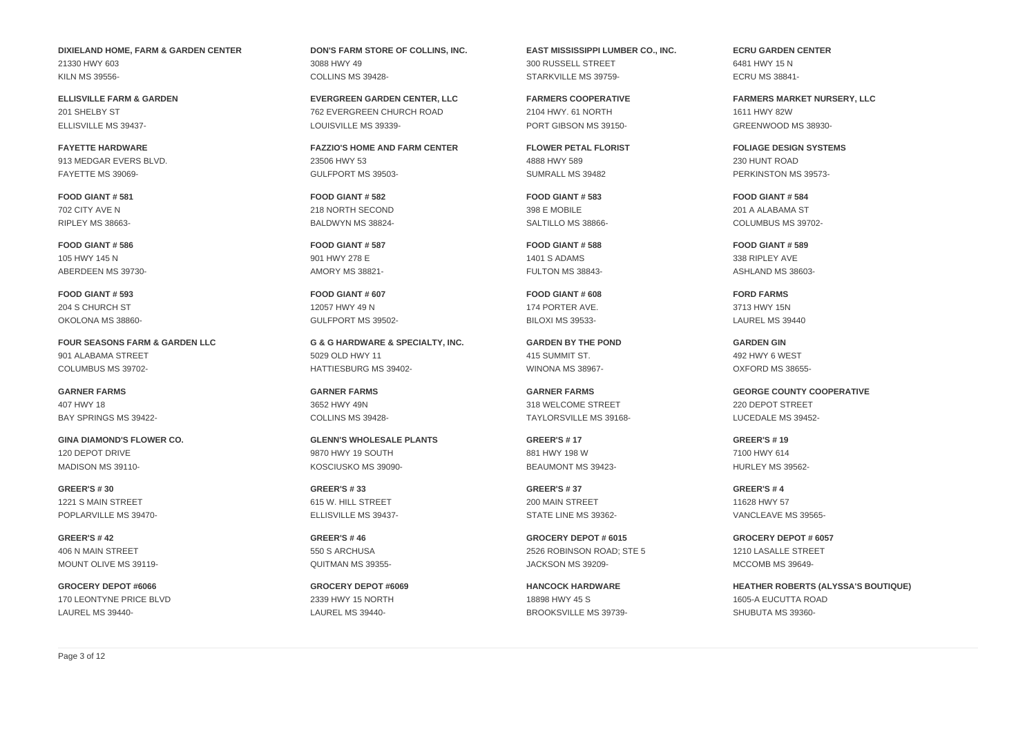**DIXIELAND HOME, FARM & GARDEN CENTER**
21330 HWY 603
KILN MS 39556-

**DON'S FARM STORE OF COLLINS, INC.**
3088 HWY 49
COLLINS MS 39428-

**EAST MISSISSIPPI LUMBER CO., INC.**
300 RUSSELL STREET
STARKVILLE MS 39759-

**ECRU GARDEN CENTER**
6481 HWY 15 N
ECRU MS 38841-

**ELLISVILLE FARM & GARDEN**
201 SHELBY ST
ELLISVILLE MS 39437-

**EVERGREEN GARDEN CENTER, LLC**
762 EVERGREEN CHURCH ROAD
LOUISVILLE MS 39339-

**FARMERS COOPERATIVE**
2104 HWY. 61 NORTH
PORT GIBSON MS 39150-

**FARMERS MARKET NURSERY, LLC**
1611 HWY 82W
GREENWOOD MS 38930-

**FAYETTE HARDWARE**
913 MEDGAR EVERS BLVD.
FAYETTE MS 39069-

**FAZZIO'S HOME AND FARM CENTER**
23506 HWY 53
GULFPORT MS 39503-

**FLOWER PETAL FLORIST**
4888 HWY 589
SUMRALL MS 39482

**FOLIAGE DESIGN SYSTEMS**
230 HUNT ROAD
PERKINSTON MS 39573-

**FOOD GIANT # 581**
702 CITY AVE N
RIPLEY MS 38663-

**FOOD GIANT # 582**
218 NORTH SECOND
BALDWYN MS 38824-

**FOOD GIANT # 583**
398 E MOBILE
SALTILLO MS 38866-

**FOOD GIANT # 584**
201 A ALABAMA ST
COLUMBUS MS 39702-

**FOOD GIANT # 586**
105 HWY 145 N
ABERDEEN MS 39730-

**FOOD GIANT # 587**
901 HWY 278 E
AMORY MS 38821-

**FOOD GIANT # 588**
1401 S ADAMS
FULTON MS 38843-

**FOOD GIANT # 589**
338 RIPLEY AVE
ASHLAND MS 38603-

**FOOD GIANT # 593**
204 S CHURCH ST
OKOLONA MS 38860-

**FOOD GIANT # 607**
12057 HWY 49 N
GULFPORT MS 39502-

**FOOD GIANT # 608**
174 PORTER AVE.
BILOXI MS 39533-

**FORD FARMS**
3713 HWY 15N
LAUREL MS 39440

**FOUR SEASONS FARM & GARDEN LLC**
901 ALABAMA STREET
COLUMBUS MS 39702-

**G & G HARDWARE & SPECIALTY, INC.**
5029 OLD HWY 11
HATTIESBURG MS 39402-

**GARDEN BY THE POND**
415 SUMMIT ST.
WINONA MS 38967-

**GARDEN GIN**
492 HWY 6 WEST
OXFORD MS 38655-

**GARNER FARMS**
407 HWY 18
BAY SPRINGS MS 39422-

**GARNER FARMS**
3652 HWY 49N
COLLINS MS 39428-

**GARNER FARMS**
318 WELCOME STREET
TAYLORSVILLE MS 39168-

**GEORGE COUNTY COOPERATIVE**
220 DEPOT STREET
LUCEDALE MS 39452-

**GINA DIAMOND'S FLOWER CO.**
120 DEPOT DRIVE
MADISON MS 39110-

**GLENN'S WHOLESALE PLANTS**
9870 HWY 19 SOUTH
KOSCIUSKO MS 39090-

**GREER'S # 17**
881 HWY 198 W
BEAUMONT MS 39423-

**GREER'S # 19**
7100 HWY 614
HURLEY MS 39562-

**GREER'S # 30**
1221 S MAIN STREET
POPLARVILLE MS 39470-

**GREER'S # 33**
615 W. HILL STREET
ELLISVILLE MS 39437-

**GREER'S # 37**
200 MAIN STREET
STATE LINE MS 39362-

**GREER'S # 4**
11628 HWY 57
VANCLEAVE MS 39565-

**GREER'S # 42**
406 N MAIN STREET
MOUNT OLIVE MS 39119-

**GREER'S # 46**
550 S ARCHUSA
QUITMAN MS 39355-

**GROCERY DEPOT # 6015**
2526 ROBINSON ROAD; STE 5
JACKSON MS 39209-

**GROCERY DEPOT # 6057**
1210 LASALLE STREET
MCCOMB MS 39649-

**GROCERY DEPOT #6066**
170 LEONTYNE PRICE BLVD
LAUREL MS 39440-

**GROCERY DEPOT #6069**
2339 HWY 15 NORTH
LAUREL MS 39440-

**HANCOCK HARDWARE**
18898 HWY 45 S
BROOKSVILLE MS 39739-

**HEATHER ROBERTS (ALYSSA'S BOUTIQUE)**
1605-A EUCUTTA ROAD
SHUBUTA MS 39360-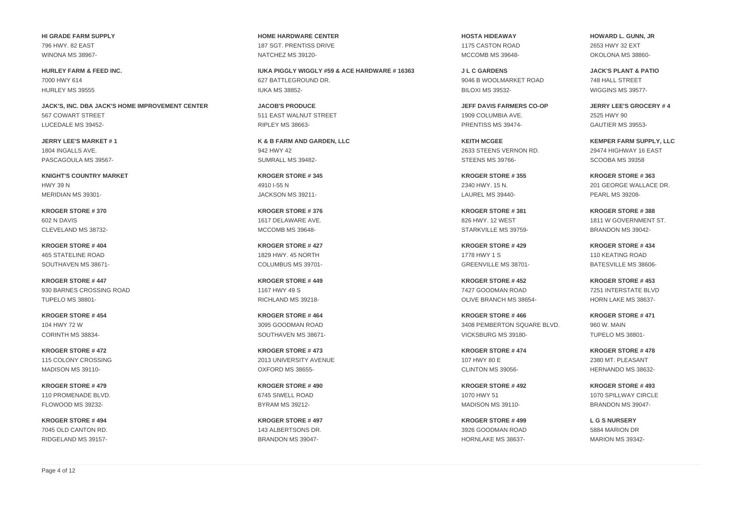**HI GRADE FARM SUPPLY**
796 HWY. 82 EAST
WINONA MS 38967-

**HOME HARDWARE CENTER**
187 SGT. PRENTISS DRIVE
NATCHEZ MS 39120-

**HOSTA HIDEAWAY**
1175 CASTON ROAD
MCCOMB MS 39648-

**HOWARD L. GUNN, JR**
2653 HWY 32 EXT
OKOLONA MS 38860-

**HURLEY FARM & FEED INC.**
7000 HWY 614
HURLEY MS 39555

**IUKA PIGGLY WIGGLY #59 & ACE HARDWARE # 16363**
627 BATTLEGROUND DR.
IUKA MS 38852-

**J L C GARDENS**
9046 B WOOLMARKET ROAD
BILOXI MS 39532-

**JACK'S PLANT & PATIO**
748 HALL STREET
WIGGINS MS 39577-

**JACK'S, INC. DBA JACK'S HOME IMPROVEMENT CENTER**
567 COWART STREET
LUCEDALE MS 39452-

**JACOB'S PRODUCE**
511 EAST WALNUT STREET
RIPLEY MS 38663-

**JEFF DAVIS FARMERS CO-OP**
1909 COLUMBIA AVE.
PRENTISS MS 39474-

**JERRY LEE'S GROCERY # 4**
2525 HWY 90
GAUTIER MS 39553-

**JERRY LEE'S MARKET # 1**
1804 INGALLS AVE.
PASCAGOULA MS 39567-

**K & B FARM AND GARDEN, LLC**
942 HWY 42
SUMRALL MS 39482-

**KEITH MCGEE**
2633 STEENS VERNON RD.
STEENS MS 39766-

**KEMPER FARM SUPPLY, LLC**
29474 HIGHWAY 16 EAST
SCOOBA MS 39358

**KNIGHT'S COUNTRY MARKET**
HWY 39 N
MERIDIAN MS 39301-

**KROGER STORE # 345**
4910 I-55 N
JACKSON MS 39211-

**KROGER STORE # 355**
2340 HWY. 15 N.
LAUREL MS 39440-

**KROGER STORE # 363**
201 GEORGE WALLACE DR.
PEARL MS 39208-

**KROGER STORE # 370**
602 N DAVIS
CLEVELAND MS 38732-

**KROGER STORE # 376**
1617 DELAWARE AVE.
MCCOMB MS 39648-

**KROGER STORE # 381**
826 HWY. 12 WEST
STARKVILLE MS 39759-

**KROGER STORE # 388**
1811 W GOVERNMENT ST.
BRANDON MS 39042-

**KROGER STORE # 404**
465 STATELINE ROAD
SOUTHAVEN MS 38671-

**KROGER STORE # 427**
1829 HWY. 45 NORTH
COLUMBUS MS 39701-

**KROGER STORE # 429**
1778 HWY 1 S
GREENVILLE MS 38701-

**KROGER STORE # 434**
110 KEATING ROAD
BATESVILLE MS 38606-

**KROGER STORE # 447**
930 BARNES CROSSING ROAD
TUPELO MS 38801-

**KROGER STORE # 449**
1167 HWY 49 S
RICHLAND MS 39218-

**KROGER STORE # 452**
7427 GOODMAN ROAD
OLIVE BRANCH MS 38654-

**KROGER STORE # 453**
7251 INTERSTATE BLVD
HORN LAKE MS 38637-

**KROGER STORE # 454**
104 HWY 72 W
CORINTH MS 38834-

**KROGER STORE # 464**
3095 GOODMAN ROAD
SOUTHAVEN MS 38671-

**KROGER STORE # 466**
3408 PEMBERTON SQUARE BLVD.
VICKSBURG MS 39180-

**KROGER STORE # 471**
960 W. MAIN
TUPELO MS 38801-

**KROGER STORE # 472**
115 COLONY CROSSING
MADISON MS 39110-

**KROGER STORE # 473**
2013 UNIVERSITY AVENUE
OXFORD MS 38655-

**KROGER STORE # 474**
107 HWY 80 E
CLINTON MS 39056-

**KROGER STORE # 478**
2380 MT. PLEASANT
HERNANDO MS 38632-

**KROGER STORE # 479**
110 PROMENADE BLVD.
FLOWOOD MS 39232-

**KROGER STORE # 490**
6745 SIWELL ROAD
BYRAM MS 39212-

**KROGER STORE # 492**
1070 HWY 51
MADISON MS 39110-

**KROGER STORE # 493**
1070 SPILLWAY CIRCLE
BRANDON MS 39047-

**KROGER STORE # 494**
7045 OLD CANTON RD.
RIDGELAND MS 39157-

**KROGER STORE # 497**
143 ALBERTSONS DR.
BRANDON MS 39047-

**KROGER STORE # 499**
3926 GOODMAN ROAD
HORNLAKE MS 38637-

**L G S NURSERY**
5884 MARION DR
MARION MS 39342-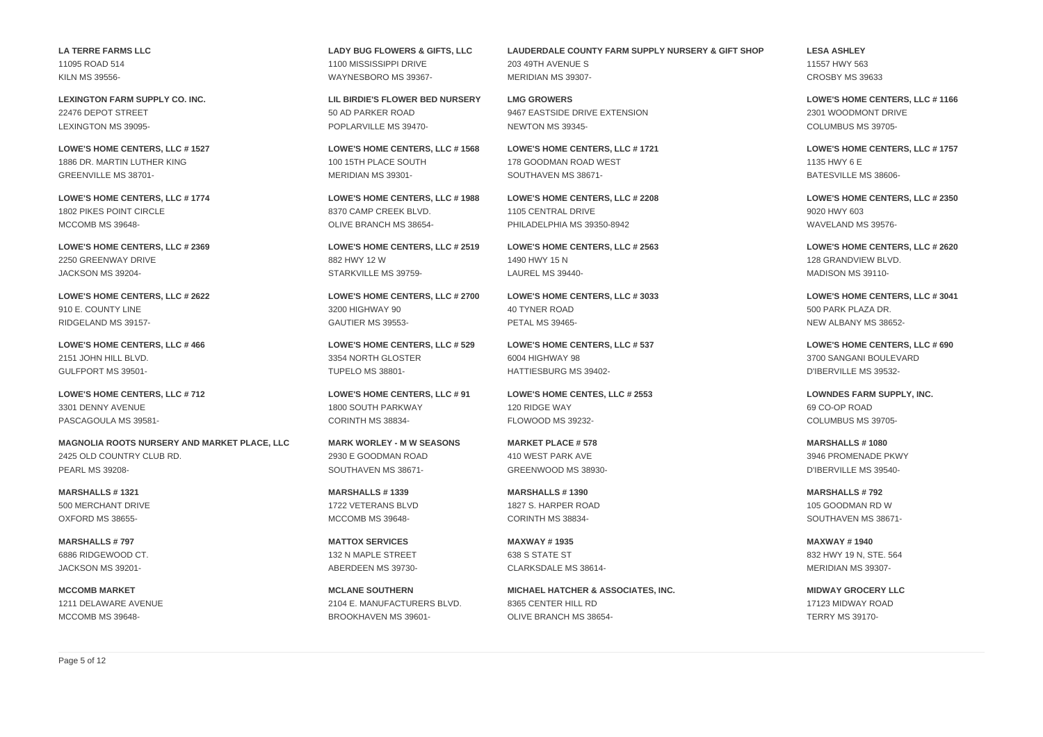**LA TERRE FARMS LLC**
11095 ROAD 514
KILN MS 39556-

**LADY BUG FLOWERS & GIFTS, LLC**
1100 MISSISSIPPI DRIVE
WAYNESBORO MS 39367-

**LAUDERDALE COUNTY FARM SUPPLY NURSERY & GIFT SHOP**
203 49TH AVENUE S
MERIDIAN MS 39307-

**LESA ASHLEY**
11557 HWY 563
CROSBY MS 39633

**LEXINGTON FARM SUPPLY CO. INC.**
22476 DEPOT STREET
LEXINGTON MS 39095-

**LIL BIRDIE'S FLOWER BED NURSERY**
50 AD PARKER ROAD
POPLARVILLE MS 39470-

**LMG GROWERS**
9467 EASTSIDE DRIVE EXTENSION
NEWTON MS 39345-

**LOWE'S HOME CENTERS, LLC # 1166**
2301 WOODMONT DRIVE
COLUMBUS MS 39705-

**LOWE'S HOME CENTERS, LLC # 1527**
1886 DR. MARTIN LUTHER KING
GREENVILLE MS 38701-

**LOWE'S HOME CENTERS, LLC # 1568**
100 15TH PLACE SOUTH
MERIDIAN MS 39301-

**LOWE'S HOME CENTERS, LLC # 1721**
178 GOODMAN ROAD WEST
SOUTHAVEN MS 38671-

**LOWE'S HOME CENTERS, LLC # 1757**
1135 HWY 6 E
BATESVILLE MS 38606-

**LOWE'S HOME CENTERS, LLC # 1774**
1802 PIKES POINT CIRCLE
MCCOMB MS 39648-

**LOWE'S HOME CENTERS, LLC # 1988**
8370 CAMP CREEK BLVD.
OLIVE BRANCH MS 38654-

**LOWE'S HOME CENTERS, LLC # 2208**
1105 CENTRAL DRIVE
PHILADELPHIA MS 39350-8942

**LOWE'S HOME CENTERS, LLC # 2350**
9020 HWY 603
WAVELAND MS 39576-

**LOWE'S HOME CENTERS, LLC # 2369**
2250 GREENWAY DRIVE
JACKSON MS 39204-

**LOWE'S HOME CENTERS, LLC # 2519**
882 HWY 12 W
STARKVILLE MS 39759-

**LOWE'S HOME CENTERS, LLC # 2563**
1490 HWY 15 N
LAUREL MS 39440-

**LOWE'S HOME CENTERS, LLC # 2620**
128 GRANDVIEW BLVD.
MADISON MS 39110-

**LOWE'S HOME CENTERS, LLC # 2622**
910 E. COUNTY LINE
RIDGELAND MS 39157-

**LOWE'S HOME CENTERS, LLC # 2700**
3200 HIGHWAY 90
GAUTIER MS 39553-

**LOWE'S HOME CENTERS, LLC # 3033**
40 TYNER ROAD
PETAL MS 39465-

**LOWE'S HOME CENTERS, LLC # 3041**
500 PARK PLAZA DR.
NEW ALBANY MS 38652-

**LOWE'S HOME CENTERS, LLC # 466**
2151 JOHN HILL BLVD.
GULFPORT MS 39501-

**LOWE'S HOME CENTERS, LLC # 529**
3354 NORTH GLOSTER
TUPELO MS 38801-

**LOWE'S HOME CENTERS, LLC # 537**
6004 HIGHWAY 98
HATTIESBURG MS 39402-

**LOWE'S HOME CENTERS, LLC # 690**
3700 SANGANI BOULEVARD
D'IBERVILLE MS 39532-

**LOWE'S HOME CENTERS, LLC # 712**
3301 DENNY AVENUE
PASCAGOULA MS 39581-

**LOWE'S HOME CENTERS, LLC # 91**
1800 SOUTH PARKWAY
CORINTH MS 38834-

**LOWE'S HOME CENTES, LLC # 2553**
120 RIDGE WAY
FLOWOOD MS 39232-

**LOWNDES FARM SUPPLY, INC.**
69 CO-OP ROAD
COLUMBUS MS 39705-

**MAGNOLIA ROOTS NURSERY AND MARKET PLACE, LLC**
2425 OLD COUNTRY CLUB RD.
PEARL MS 39208-

**MARK WORLEY - M W SEASONS**
2930 E GOODMAN ROAD
SOUTHAVEN MS 38671-

**MARKET PLACE # 578**
410 WEST PARK AVE
GREENWOOD MS 38930-

**MARSHALLS # 1080**
3946 PROMENADE PKWY
D'IBERVILLE MS 39540-

**MARSHALLS # 1321**
500 MERCHANT DRIVE
OXFORD MS 38655-

**MARSHALLS # 1339**
1722 VETERANS BLVD
MCCOMB MS 39648-

**MARSHALLS # 1390**
1827 S. HARPER ROAD
CORINTH MS 38834-

**MARSHALLS # 792**
105 GOODMAN RD W
SOUTHAVEN MS 38671-

**MARSHALLS # 797**
6886 RIDGEWOOD CT.
JACKSON MS 39201-

**MATTOX SERVICES**
132 N MAPLE STREET
ABERDEEN MS 39730-

**MAXWAY # 1935**
638 S STATE ST
CLARKSDALE MS 38614-

**MAXWAY # 1940**
832 HWY 19 N, STE. 564
MERIDIAN MS 39307-

**MCCOMB MARKET**
1211 DELAWARE AVENUE
MCCOMB MS 39648-

**MCLANE SOUTHERN**
2104 E. MANUFACTURERS BLVD.
BROOKHAVEN MS 39601-

**MICHAEL HATCHER & ASSOCIATES, INC.**
8365 CENTER HILL RD
OLIVE BRANCH MS 38654-

**MIDWAY GROCERY LLC**
17123 MIDWAY ROAD
TERRY MS 39170-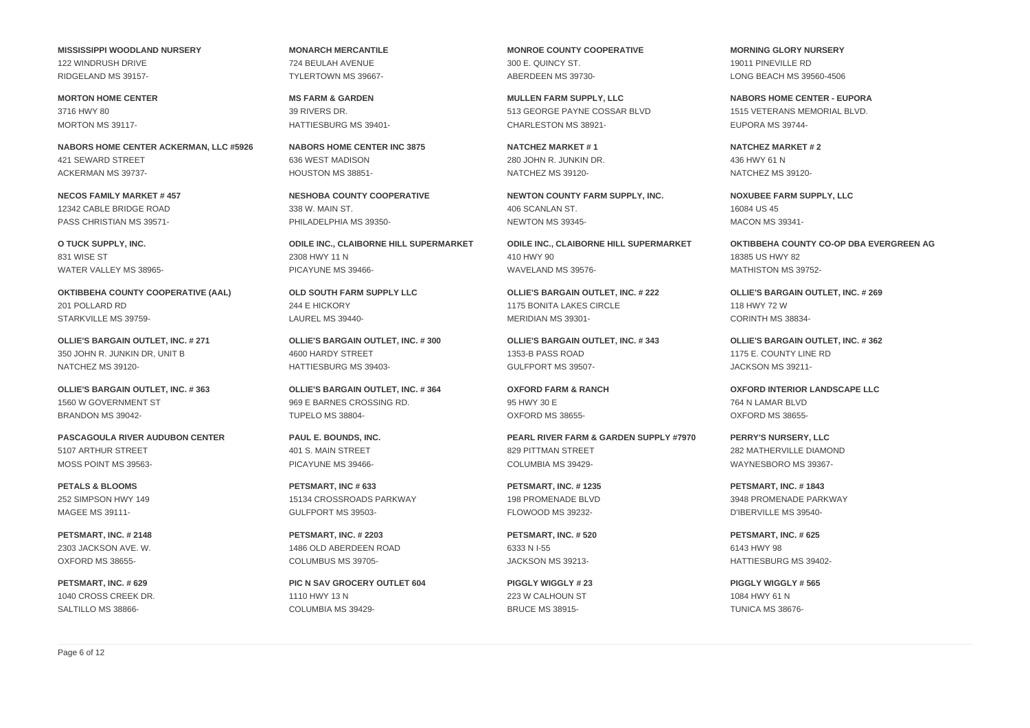**MISSISSIPPI WOODLAND NURSERY**
122 WINDRUSH DRIVE
RIDGELAND MS 39157-

**MONARCH MERCANTILE**
724 BEULAH AVENUE
TYLERTOWN MS 39667-

**MONROE COUNTY COOPERATIVE**
300 E. QUINCY ST.
ABERDEEN MS 39730-

**MORNING GLORY NURSERY**
19011 PINEVILLE RD
LONG BEACH MS 39560-4506

**MORTON HOME CENTER**
3716 HWY 80
MORTON MS 39117-

**MS FARM & GARDEN**
39 RIVERS DR.
HATTIESBURG MS 39401-

**MULLEN FARM SUPPLY, LLC**
513 GEORGE PAYNE COSSAR BLVD
CHARLESTON MS 38921-

**NABORS HOME CENTER - EUPORA**
1515 VETERANS MEMORIAL BLVD.
EUPORA MS 39744-

**NABORS HOME CENTER ACKERMAN, LLC #5926**
421 SEWARD STREET
ACKERMAN MS 39737-

**NABORS HOME CENTER INC 3875**
636 WEST MADISON
HOUSTON MS 38851-

**NATCHEZ MARKET # 1**
280 JOHN R. JUNKIN DR.
NATCHEZ MS 39120-

**NATCHEZ MARKET # 2**
436 HWY 61 N
NATCHEZ MS 39120-

**NECOS FAMILY MARKET # 457**
12342 CABLE BRIDGE ROAD
PASS CHRISTIAN MS 39571-

**NESHOBA COUNTY COOPERATIVE**
338 W. MAIN ST.
PHILADELPHIA MS 39350-

**NEWTON COUNTY FARM SUPPLY, INC.**
406 SCANLAN ST.
NEWTON MS 39345-

**NOXUBEE FARM SUPPLY, LLC**
16084 US 45
MACON MS 39341-

**O TUCK SUPPLY, INC.**
831 WISE ST
WATER VALLEY MS 38965-

**ODILE INC., CLAIBORNE HILL SUPERMARKET**
2308 HWY 11 N
PICAYUNE MS 39466-

**ODILE INC., CLAIBORNE HILL SUPERMARKET**
410 HWY 90
WAVELAND MS 39576-

**OKTIBBEHA COUNTY CO-OP DBA EVERGREEN AG**
18385 US HWY 82
MATHISTON MS 39752-

**OKTIBBEHA COUNTY COOPERATIVE (AAL)**
201 POLLARD RD
STARKVILLE MS 39759-

**OLD SOUTH FARM SUPPLY LLC**
244 E HICKORY
LAUREL MS 39440-

**OLLIE'S BARGAIN OUTLET, INC. # 222**
1175 BONITA LAKES CIRCLE
MERIDIAN MS 39301-

**OLLIE'S BARGAIN OUTLET, INC. # 269**
118 HWY 72 W
CORINTH MS 38834-

**OLLIE'S BARGAIN OUTLET, INC. # 271**
350 JOHN R. JUNKIN DR, UNIT B
NATCHEZ MS 39120-

**OLLIE'S BARGAIN OUTLET, INC. # 300**
4600 HARDY STREET
HATTIESBURG MS 39403-

**OLLIE'S BARGAIN OUTLET, INC. # 343**
1353-B PASS ROAD
GULFPORT MS 39507-

**OLLIE'S BARGAIN OUTLET, INC. # 362**
1175 E. COUNTY LINE RD
JACKSON MS 39211-

**OLLIE'S BARGAIN OUTLET, INC. # 363**
1560 W GOVERNMENT ST
BRANDON MS 39042-

**OLLIE'S BARGAIN OUTLET, INC. # 364**
969 E BARNES CROSSING RD.
TUPELO MS 38804-

**OXFORD FARM & RANCH**
95 HWY 30 E
OXFORD MS 38655-

**OXFORD INTERIOR LANDSCAPE LLC**
764 N LAMAR BLVD
OXFORD MS 38655-

**PASCAGOULA RIVER AUDUBON CENTER**
5107 ARTHUR STREET
MOSS POINT MS 39563-

**PAUL E. BOUNDS, INC.**
401 S. MAIN STREET
PICAYUNE MS 39466-

**PEARL RIVER FARM & GARDEN SUPPLY #7970**
829 PITTMAN STREET
COLUMBIA MS 39429-

**PERRY'S NURSERY, LLC**
282 MATHERVILLE DIAMOND
WAYNESBORO MS 39367-

**PETALS & BLOOMS**
252 SIMPSON HWY 149
MAGEE MS 39111-

**PETSMART, INC # 633**
15134 CROSSROADS PARKWAY
GULFPORT MS 39503-

**PETSMART, INC. # 1235**
198 PROMENADE BLVD
FLOWOOD MS 39232-

**PETSMART, INC. # 1843**
3948 PROMENADE PARKWAY
D'IBERVILLE MS 39540-

**PETSMART, INC. # 2148**
2303 JACKSON AVE. W.
OXFORD MS 38655-

**PETSMART, INC. # 2203**
1486 OLD ABERDEEN ROAD
COLUMBUS MS 39705-

**PETSMART, INC. # 520**
6333 N I-55
JACKSON MS 39213-

**PETSMART, INC. # 625**
6143 HWY 98
HATTIESBURG MS 39402-

**PETSMART, INC. # 629**
1040 CROSS CREEK DR.
SALTILLO MS 38866-

**PIC N SAV GROCERY OUTLET 604**
1110 HWY 13 N
COLUMBIA MS 39429-

**PIGGLY WIGGLY # 23**
223 W CALHOUN ST
BRUCE MS 38915-

**PIGGLY WIGGLY # 565**
1084 HWY 61 N
TUNICA MS 38676-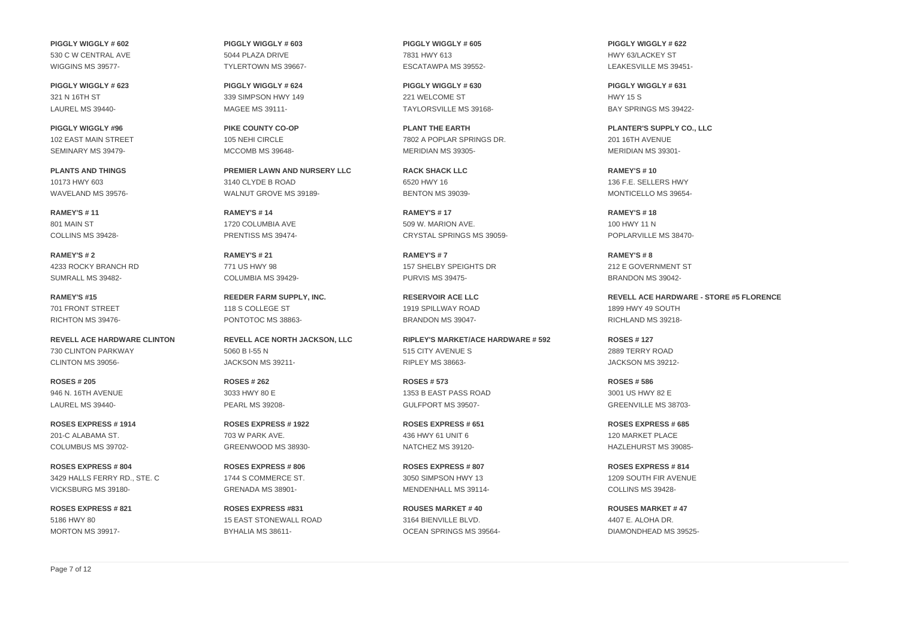**PIGGLY WIGGLY # 602**
530 C W CENTRAL AVE
WIGGINS MS 39577-

**PIGGLY WIGGLY # 603**
5044 PLAZA DRIVE
TYLERTOWN MS 39667-

**PIGGLY WIGGLY # 605**
7831 HWY 613
ESCATAWPA MS 39552-

**PIGGLY WIGGLY # 622**
HWY 63/LACKEY ST
LEAKESVILLE MS 39451-

**PIGGLY WIGGLY # 623**
321 N 16TH ST
LAUREL MS 39440-

**PIGGLY WIGGLY # 624**
339 SIMPSON HWY 149
MAGEE MS 39111-

**PIGGLY WIGGLY # 630**
221 WELCOME ST
TAYLORSVILLE MS 39168-

**PIGGLY WIGGLY # 631**
HWY 15 S
BAY SPRINGS MS 39422-

**PIGGLY WIGGLY #96**
102 EAST MAIN STREET
SEMINARY MS 39479-

**PIKE COUNTY CO-OP**
105 NEHI CIRCLE
MCCOMB MS 39648-

**PLANT THE EARTH**
7802 A POPLAR SPRINGS DR.
MERIDIAN MS 39305-

**PLANTER'S SUPPLY CO., LLC**
201 16TH AVENUE
MERIDIAN MS 39301-

**PLANTS AND THINGS**
10173 HWY 603
WAVELAND MS 39576-

**PREMIER LAWN AND NURSERY LLC**
3140 CLYDE B ROAD
WALNUT GROVE MS 39189-

**RACK SHACK LLC**
6520 HWY 16
BENTON MS 39039-

**RAMEY'S # 10**
136 F.E. SELLERS HWY
MONTICELLO MS 39654-

**RAMEY'S # 11**
801 MAIN ST
COLLINS MS 39428-

**RAMEY'S # 14**
1720 COLUMBIA AVE
PRENTISS MS 39474-

**RAMEY'S # 17**
509 W. MARION AVE.
CRYSTAL SPRINGS MS 39059-

**RAMEY'S # 18**
100 HWY 11 N
POPLARVILLE MS 38470-

**RAMEY'S # 2**
4233 ROCKY BRANCH RD
SUMRALL MS 39482-

**RAMEY'S # 21**
771 US HWY 98
COLUMBIA MS 39429-

**RAMEY'S # 7**
157 SHELBY SPEIGHTS DR
PURVIS MS 39475-

**RAMEY'S # 8**
212 E GOVERNMENT ST
BRANDON MS 39042-

**RAMEY'S #15**
701 FRONT STREET
RICHTON MS 39476-

**REEDER FARM SUPPLY, INC.**
118 S COLLEGE ST
PONTOTOC MS 38863-

**RESERVOIR ACE LLC**
1919 SPILLWAY ROAD
BRANDON MS 39047-

**REVELL ACE HARDWARE - STORE #5 FLORENCE**
1899 HWY 49 SOUTH
RICHLAND MS 39218-

**REVELL ACE HARDWARE CLINTON**
730 CLINTON PARKWAY
CLINTON MS 39056-

**REVELL ACE NORTH JACKSON, LLC**
5060 B I-55 N
JACKSON MS 39211-

**RIPLEY'S MARKET/ACE HARDWARE # 592**
515 CITY AVENUE S
RIPLEY MS 38663-

**ROSES # 127**
2889 TERRY ROAD
JACKSON MS 39212-

**ROSES # 205**
946 N. 16TH AVENUE
LAUREL MS 39440-

**ROSES # 262**
3033 HWY 80 E
PEARL MS 39208-

**ROSES # 573**
1353 B EAST PASS ROAD
GULFPORT MS 39507-

**ROSES # 586**
3001 US HWY 82 E
GREENVILLE MS 38703-

**ROSES EXPRESS # 1914**
201-C ALABAMA ST.
COLUMBUS MS 39702-

**ROSES EXPRESS # 1922**
703 W PARK AVE.
GREENWOOD MS 38930-

**ROSES EXPRESS # 651**
436 HWY 61 UNIT 6
NATCHEZ MS 39120-

**ROSES EXPRESS # 685**
120 MARKET PLACE
HAZLEHURST MS 39085-

**ROSES EXPRESS # 804**
3429 HALLS FERRY RD., STE. C
VICKSBURG MS 39180-

**ROSES EXPRESS # 806**
1744 S COMMERCE ST.
GRENADA MS 38901-

**ROSES EXPRESS # 807**
3050 SIMPSON HWY 13
MENDENHALL MS 39114-

**ROSES EXPRESS # 814**
1209 SOUTH FIR AVENUE
COLLINS MS 39428-

**ROSES EXPRESS # 821**
5186 HWY 80
MORTON MS 39917-

**ROSES EXPRESS #831**
15 EAST STONEWALL ROAD
BYHALIA MS 38611-

**ROUSES MARKET # 40**
3164 BIENVILLE BLVD.
OCEAN SPRINGS MS 39564-

**ROUSES MARKET # 47**
4407 E. ALOHA DR.
DIAMONDHEAD MS 39525-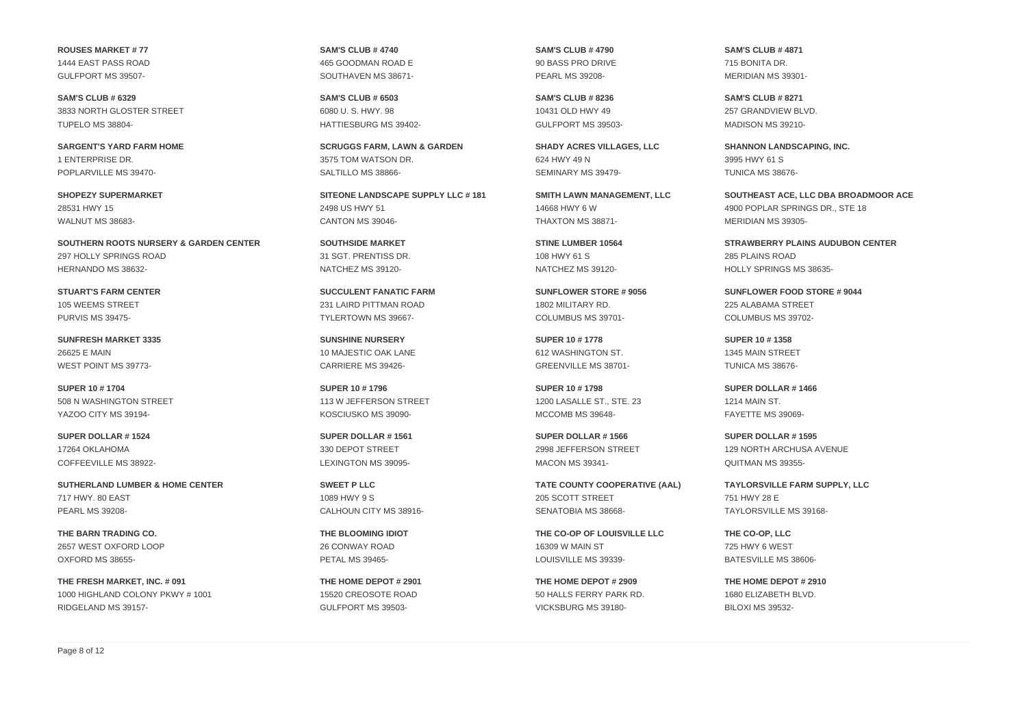**ROUSES MARKET # 77**
1444 EAST PASS ROAD
GULFPORT MS 39507-

**SAM'S CLUB # 4740**
465 GOODMAN ROAD E
SOUTHAVEN MS 38671-

**SAM'S CLUB # 4790**
90 BASS PRO DRIVE
PEARL MS 39208-

**SAM'S CLUB # 4871**
715 BONITA DR.
MERIDIAN MS 39301-

**SAM'S CLUB # 6329**
3833 NORTH GLOSTER STREET
TUPELO MS 38804-

**SAM'S CLUB # 6503**
6080 U. S. HWY. 98
HATTIESBURG MS 39402-

**SAM'S CLUB # 8236**
10431 OLD HWY 49
GULFPORT MS 39503-

**SAM'S CLUB # 8271**
257 GRANDVIEW BLVD.
MADISON MS 39210-

**SARGENT'S YARD FARM HOME**
1 ENTERPRISE DR.
POPLARVILLE MS 39470-

**SCRUGGS FARM, LAWN & GARDEN**
3575 TOM WATSON DR.
SALTILLO MS 38866-

**SHADY ACRES VILLAGES, LLC**
624 HWY 49 N
SEMINARY MS 39479-

**SHANNON LANDSCAPING, INC.**
3995 HWY 61 S
TUNICA MS 38676-

**SHOPEZY SUPERMARKET**
28531 HWY 15
WALNUT MS 38683-

**SITEONE LANDSCAPE SUPPLY LLC # 181**
2498 US HWY 51
CANTON MS 39046-

**SMITH LAWN MANAGEMENT, LLC**
14668 HWY 6 W
THAXTON MS 38871-

**SOUTHEAST ACE, LLC DBA BROADMOOR ACE**
4900 POPLAR SPRINGS DR., STE 18
MERIDIAN MS 39305-

**SOUTHERN ROOTS NURSERY & GARDEN CENTER**
297 HOLLY SPRINGS ROAD
HERNANDO MS 38632-

**SOUTHSIDE MARKET**
31 SGT. PRENTISS DR.
NATCHEZ MS 39120-

**STINE LUMBER 10564**
108 HWY 61 S
NATCHEZ MS 39120-

**STRAWBERRY PLAINS AUDUBON CENTER**
285 PLAINS ROAD
HOLLY SPRINGS MS 38635-

**STUART'S FARM CENTER**
105 WEEMS STREET
PURVIS MS 39475-

**SUCCULENT FANATIC FARM**
231 LAIRD PITTMAN ROAD
TYLERTOWN MS 39667-

**SUNFLOWER STORE # 9056**
1802 MILITARY RD.
COLUMBUS MS 39701-

**SUNFLOWER FOOD STORE # 9044**
225 ALABAMA STREET
COLUMBUS MS 39702-

**SUNFRESH MARKET 3335**
26625 E MAIN
WEST POINT MS 39773-

**SUNSHINE NURSERY**
10 MAJESTIC OAK LANE
CARRIERE MS 39426-

**SUPER 10 # 1778**
612 WASHINGTON ST.
GREENVILLE MS 38701-

**SUPER 10 # 1358**
1345 MAIN STREET
TUNICA MS 38676-

**SUPER 10 # 1704**
508 N WASHINGTON STREET
YAZOO CITY MS 39194-

**SUPER 10 # 1796**
113 W JEFFERSON STREET
KOSCIUSKO MS 39090-

**SUPER 10 # 1798**
1200 LASALLE ST., STE. 23
MCCOMB MS 39648-

**SUPER DOLLAR # 1466**
1214 MAIN ST.
FAYETTE MS 39069-

**SUPER DOLLAR # 1524**
17264 OKLAHOMA
COFFEEVILLE MS 38922-

**SUPER DOLLAR # 1561**
330 DEPOT STREET
LEXINGTON MS 39095-

**SUPER DOLLAR # 1566**
2998 JEFFERSON STREET
MACON MS 39341-

**SUPER DOLLAR # 1595**
129 NORTH ARCHUSA AVENUE
QUITMAN MS 39355-

**SUTHERLAND LUMBER & HOME CENTER**
717 HWY. 80 EAST
PEARL MS 39208-

**SWEET P LLC**
1089 HWY 9 S
CALHOUN CITY MS 38916-

**TATE COUNTY COOPERATIVE (AAL)**
205 SCOTT STREET
SENATOBIA MS 38668-

**TAYLORSVILLE FARM SUPPLY, LLC**
751 HWY 28 E
TAYLORSVILLE MS 39168-

**THE BARN TRADING CO.**
2657 WEST OXFORD LOOP
OXFORD MS 38655-

**THE BLOOMING IDIOT**
26 CONWAY ROAD
PETAL MS 39465-

**THE CO-OP OF LOUISVILLE LLC**
16309 W MAIN ST
LOUISVILLE MS 39339-

**THE CO-OP, LLC**
725 HWY 6 WEST
BATESVILLE MS 38606-

**THE FRESH MARKET, INC. # 091**
1000 HIGHLAND COLONY PKWY # 1001
RIDGELAND MS 39157-

**THE HOME DEPOT # 2901**
15520 CREOSOTE ROAD
GULFPORT MS 39503-

**THE HOME DEPOT # 2909**
50 HALLS FERRY PARK RD.
VICKSBURG MS 39180-

**THE HOME DEPOT # 2910**
1680 ELIZABETH BLVD.
BILOXI MS 39532-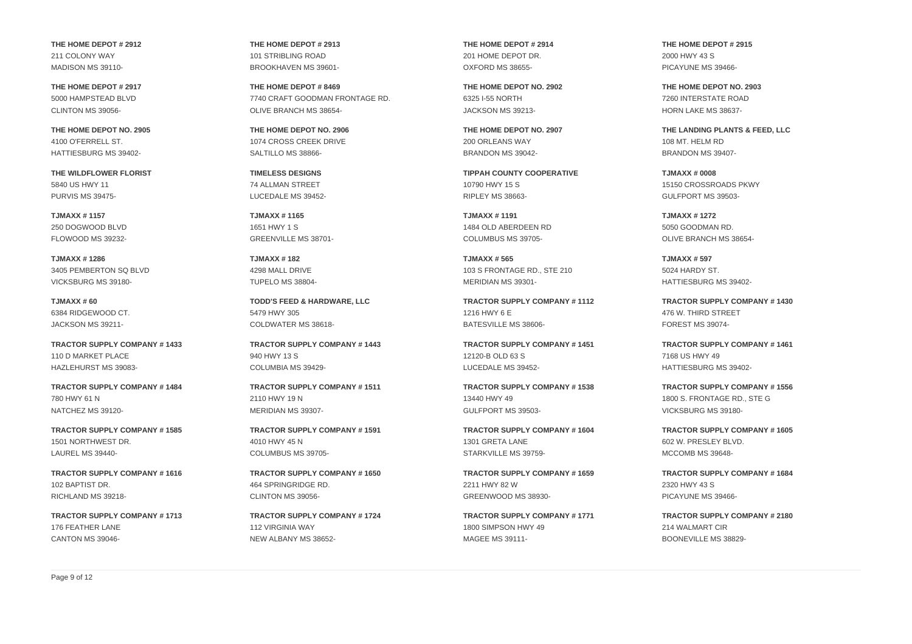**THE HOME DEPOT # 2912**
211 COLONY WAY
MADISON MS 39110-

**THE HOME DEPOT # 2913**
101 STRIBLING ROAD
BROOKHAVEN MS 39601-

**THE HOME DEPOT # 2914**
201 HOME DEPOT DR.
OXFORD MS 38655-

**THE HOME DEPOT # 2915**
2000 HWY 43 S
PICAYUNE MS 39466-

**THE HOME DEPOT # 2917**
5000 HAMPSTEAD BLVD
CLINTON MS 39056-

**THE HOME DEPOT # 8469**
7740 CRAFT GOODMAN FRONTAGE RD.
OLIVE BRANCH MS 38654-

**THE HOME DEPOT NO. 2902**
6325 I-55 NORTH
JACKSON MS 39213-

**THE HOME DEPOT NO. 2903**
7260 INTERSTATE ROAD
HORN LAKE MS 38637-

**THE HOME DEPOT NO. 2905**
4100 O'FERRELL ST.
HATTIESBURG MS 39402-

**THE HOME DEPOT NO. 2906**
1074 CROSS CREEK DRIVE
SALTILLO MS 38866-

**THE HOME DEPOT NO. 2907**
200 ORLEANS WAY
BRANDON MS 39042-

**THE LANDING PLANTS & FEED, LLC**
108 MT. HELM RD
BRANDON MS 39407-

**THE WILDFLOWER FLORIST**
5840 US HWY 11
PURVIS MS 39475-

**TIMELESS DESIGNS**
74 ALLMAN STREET
LUCEDALE MS 39452-

**TIPPAH COUNTY COOPERATIVE**
10790 HWY 15 S
RIPLEY MS 38663-

**TJMAXX # 0008**
15150 CROSSROADS PKWY
GULFPORT MS 39503-

**TJMAXX # 1157**
250 DOGWOOD BLVD
FLOWOOD MS 39232-

**TJMAXX # 1165**
1651 HWY 1 S
GREENVILLE MS 38701-

**TJMAXX # 1191**
1484 OLD ABERDEEN RD
COLUMBUS MS 39705-

**TJMAXX # 1272**
5050 GOODMAN RD.
OLIVE BRANCH MS 38654-

**TJMAXX # 1286**
3405 PEMBERTON SQ BLVD
VICKSBURG MS 39180-

**TJMAXX # 182**
4298 MALL DRIVE
TUPELO MS 38804-

**TJMAXX # 565**
103 S FRONTAGE RD., STE 210
MERIDIAN MS 39301-

**TJMAXX # 597**
5024 HARDY ST.
HATTIESBURG MS 39402-

**TJMAXX # 60**
6384 RIDGEWOOD CT.
JACKSON MS 39211-

**TODD'S FEED & HARDWARE, LLC**
5479 HWY 305
COLDWATER MS 38618-

**TRACTOR SUPPLY COMPANY # 1112**
1216 HWY 6 E
BATESVILLE MS 38606-

**TRACTOR SUPPLY COMPANY # 1430**
476 W. THIRD STREET
FOREST MS 39074-

**TRACTOR SUPPLY COMPANY # 1433**
110 D MARKET PLACE
HAZLEHURST MS 39083-

**TRACTOR SUPPLY COMPANY # 1443**
940 HWY 13 S
COLUMBIA MS 39429-

**TRACTOR SUPPLY COMPANY # 1451**
12120-B OLD 63 S
LUCEDALE MS 39452-

**TRACTOR SUPPLY COMPANY # 1461**
7168 US HWY 49
HATTIESBURG MS 39402-

**TRACTOR SUPPLY COMPANY # 1484**
780 HWY 61 N
NATCHEZ MS 39120-

**TRACTOR SUPPLY COMPANY # 1511**
2110 HWY 19 N
MERIDIAN MS 39307-

**TRACTOR SUPPLY COMPANY # 1538**
13440 HWY 49
GULFPORT MS 39503-

**TRACTOR SUPPLY COMPANY # 1556**
1800 S. FRONTAGE RD., STE G
VICKSBURG MS 39180-

**TRACTOR SUPPLY COMPANY # 1585**
1501 NORTHWEST DR.
LAUREL MS 39440-

**TRACTOR SUPPLY COMPANY # 1591**
4010 HWY 45 N
COLUMBUS MS 39705-

**TRACTOR SUPPLY COMPANY # 1604**
1301 GRETA LANE
STARKVILLE MS 39759-

**TRACTOR SUPPLY COMPANY # 1605**
602 W. PRESLEY BLVD.
MCCOMB MS 39648-

**TRACTOR SUPPLY COMPANY # 1616**
102 BAPTIST DR.
RICHLAND MS 39218-

**TRACTOR SUPPLY COMPANY # 1650**
464 SPRINGRIDGE RD.
CLINTON MS 39056-

**TRACTOR SUPPLY COMPANY # 1659**
2211 HWY 82 W
GREENWOOD MS 38930-

**TRACTOR SUPPLY COMPANY # 1684**
2320 HWY 43 S
PICAYUNE MS 39466-

**TRACTOR SUPPLY COMPANY # 1713**
176 FEATHER LANE
CANTON MS 39046-

**TRACTOR SUPPLY COMPANY # 1724**
112 VIRGINIA WAY
NEW ALBANY MS 38652-

**TRACTOR SUPPLY COMPANY # 1771**
1800 SIMPSON HWY 49
MAGEE MS 39111-

**TRACTOR SUPPLY COMPANY # 2180**
214 WALMART CIR
BOONEVILLE MS 38829-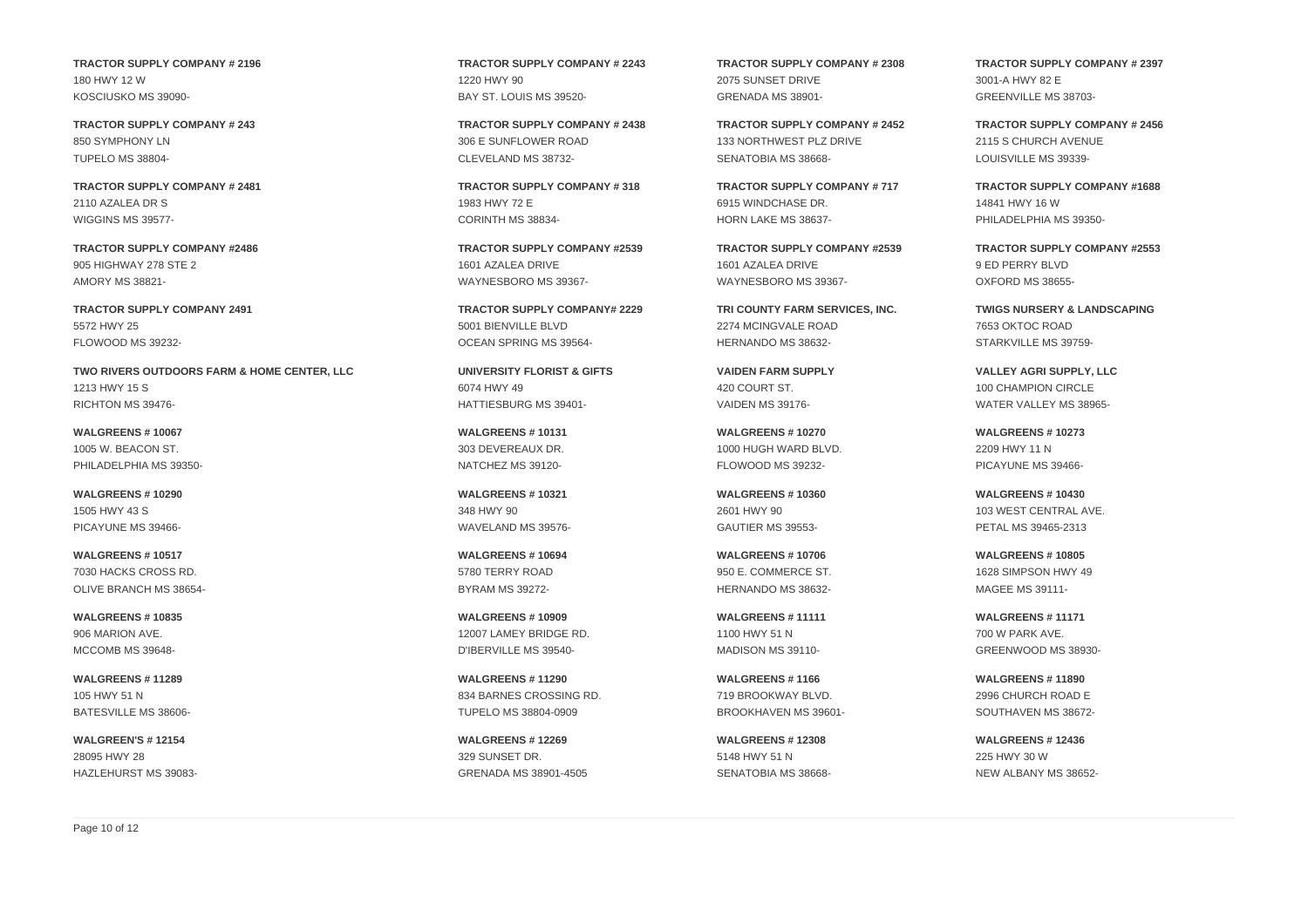**TRACTOR SUPPLY COMPANY # 2196**
180 HWY 12 W
KOSCIUSKO MS 39090-

**TRACTOR SUPPLY COMPANY # 2243**
1220 HWY 90
BAY ST. LOUIS MS 39520-

**TRACTOR SUPPLY COMPANY # 2308**
2075 SUNSET DRIVE
GRENADA MS 38901-

**TRACTOR SUPPLY COMPANY # 2397**
3001-A HWY 82 E
GREENVILLE MS 38703-

**TRACTOR SUPPLY COMPANY # 243**
850 SYMPHONY LN
TUPELO MS 38804-

**TRACTOR SUPPLY COMPANY # 2438**
306 E SUNFLOWER ROAD
CLEVELAND MS 38732-

**TRACTOR SUPPLY COMPANY # 2452**
133 NORTHWEST PLZ DRIVE
SENATOBIA MS 38668-

**TRACTOR SUPPLY COMPANY # 2456**
2115 S CHURCH AVENUE
LOUISVILLE MS 39339-

**TRACTOR SUPPLY COMPANY # 2481**
2110 AZALEA DR S
WIGGINS MS 39577-

**TRACTOR SUPPLY COMPANY # 318**
1983 HWY 72 E
CORINTH MS 38834-

**TRACTOR SUPPLY COMPANY # 717**
6915 WINDCHASE DR.
HORN LAKE MS 38637-

**TRACTOR SUPPLY COMPANY #1688**
14841 HWY 16 W
PHILADELPHIA MS 39350-

**TRACTOR SUPPLY COMPANY #2486**
905 HIGHWAY 278 STE 2
AMORY MS 38821-

**TRACTOR SUPPLY COMPANY #2539**
1601 AZALEA DRIVE
WAYNESBORO MS 39367-

**TRACTOR SUPPLY COMPANY #2539**
1601 AZALEA DRIVE
WAYNESBORO MS 39367-

**TRACTOR SUPPLY COMPANY #2553**
9 ED PERRY BLVD
OXFORD MS 38655-

**TRACTOR SUPPLY COMPANY 2491**
5572 HWY 25
FLOWOOD MS 39232-

**TRACTOR SUPPLY COMPANY# 2229**
5001 BIENVILLE BLVD
OCEAN SPRING MS 39564-

**TRI COUNTY FARM SERVICES, INC.**
2274 MCINGVALE ROAD
HERNANDO MS 38632-

**TWIGS NURSERY & LANDSCAPING**
7653 OKTOC ROAD
STARKVILLE MS 39759-

**TWO RIVERS OUTDOORS FARM & HOME CENTER, LLC**
1213 HWY 15 S
RICHTON MS 39476-

**UNIVERSITY FLORIST & GIFTS**
6074 HWY 49
HATTIESBURG MS 39401-

**VAIDEN FARM SUPPLY**
420 COURT ST.
VAIDEN MS 39176-

**VALLEY AGRI SUPPLY, LLC**
100 CHAMPION CIRCLE
WATER VALLEY MS 38965-

**WALGREENS # 10067**
1005 W. BEACON ST.
PHILADELPHIA MS 39350-

**WALGREENS # 10131**
303 DEVEREAUX DR.
NATCHEZ MS 39120-

**WALGREENS # 10270**
1000 HUGH WARD BLVD.
FLOWOOD MS 39232-

**WALGREENS # 10273**
2209 HWY 11 N
PICAYUNE MS 39466-

**WALGREENS # 10290**
1505 HWY 43 S
PICAYUNE MS 39466-

**WALGREENS # 10321**
348 HWY 90
WAVELAND MS 39576-

**WALGREENS # 10360**
2601 HWY 90
GAUTIER MS 39553-

**WALGREENS # 10430**
103 WEST CENTRAL AVE.
PETAL MS 39465-2313

**WALGREENS # 10517**
7030 HACKS CROSS RD.
OLIVE BRANCH MS 38654-

**WALGREENS # 10694**
5780 TERRY ROAD
BYRAM MS 39272-

**WALGREENS # 10706**
950 E. COMMERCE ST.
HERNANDO MS 38632-

**WALGREENS # 10805**
1628 SIMPSON HWY 49
MAGEE MS 39111-

**WALGREENS # 10835**
906 MARION AVE.
MCCOMB MS 39648-

**WALGREENS # 10909**
12007 LAMEY BRIDGE RD.
D'IBERVILLE MS 39540-

**WALGREENS # 11111**
1100 HWY 51 N
MADISON MS 39110-

**WALGREENS # 11171**
700 W PARK AVE.
GREENWOOD MS 38930-

**WALGREENS # 11289**
105 HWY 51 N
BATESVILLE MS 38606-

**WALGREENS # 11290**
834 BARNES CROSSING RD.
TUPELO MS 38804-0909

**WALGREENS # 1166**
719 BROOKWAY BLVD.
BROOKHAVEN MS 39601-

**WALGREENS # 11890**
2996 CHURCH ROAD E
SOUTHAVEN MS 38672-

**WALGREEN'S # 12154**
28095 HWY 28
HAZLEHURST MS 39083-

**WALGREENS # 12269**
329 SUNSET DR.
GRENADA MS 38901-4505

**WALGREENS # 12308**
5148 HWY 51 N
SENATOBIA MS 38668-

**WALGREENS # 12436**
225 HWY 30 W
NEW ALBANY MS 38652-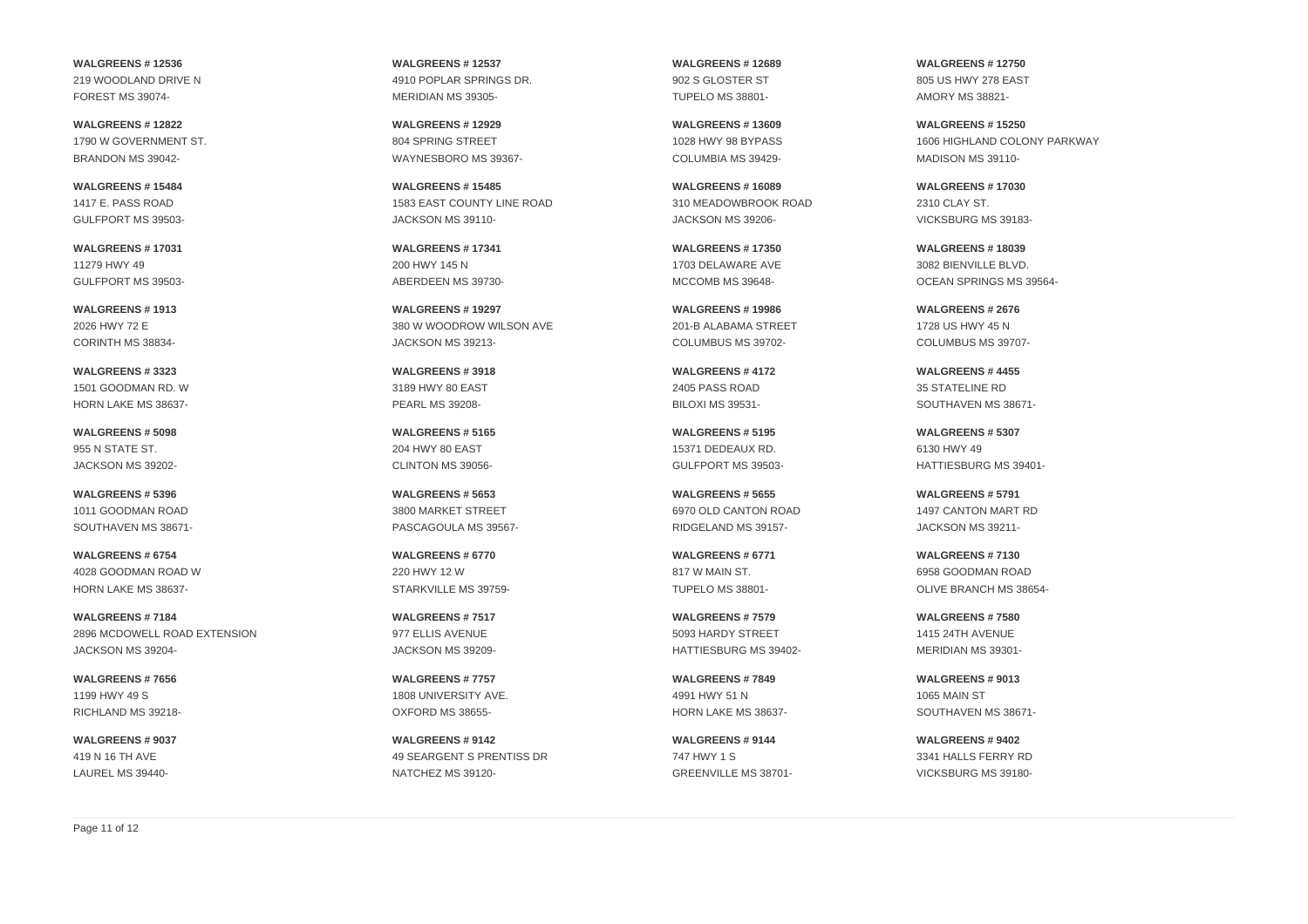**WALGREENS # 12536**
219 WOODLAND DRIVE N
FOREST MS 39074-

**WALGREENS # 12537**
4910 POPLAR SPRINGS DR.
MERIDIAN MS 39305-

**WALGREENS # 12689**
902 S GLOSTER ST
TUPELO MS 38801-

**WALGREENS # 12750**
805 US HWY 278 EAST
AMORY MS 38821-

**WALGREENS # 12822**
1790 W GOVERNMENT ST.
BRANDON MS 39042-

**WALGREENS # 12929**
804 SPRING STREET
WAYNESBORO MS 39367-

**WALGREENS # 13609**
1028 HWY 98 BYPASS
COLUMBIA MS 39429-

**WALGREENS # 15250**
1606 HIGHLAND COLONY PARKWAY
MADISON MS 39110-

**WALGREENS # 15484**
1417 E. PASS ROAD
GULFPORT MS 39503-

**WALGREENS # 15485**
1583 EAST COUNTY LINE ROAD
JACKSON MS 39110-

**WALGREENS # 16089**
310 MEADOWBROOK ROAD
JACKSON MS 39206-

**WALGREENS # 17030**
2310 CLAY ST.
VICKSBURG MS 39183-

**WALGREENS # 17031**
11279 HWY 49
GULFPORT MS 39503-

**WALGREENS # 17341**
200 HWY 145 N
ABERDEEN MS 39730-

**WALGREENS # 17350**
1703 DELAWARE AVE
MCCOMB MS 39648-

**WALGREENS # 18039**
3082 BIENVILLE BLVD.
OCEAN SPRINGS MS 39564-

**WALGREENS # 1913**
2026 HWY 72 E
CORINTH MS 38834-

**WALGREENS # 19297**
380 W WOODROW WILSON AVE
JACKSON MS 39213-

**WALGREENS # 19986**
201-B ALABAMA STREET
COLUMBUS MS 39702-

**WALGREENS # 2676**
1728 US HWY 45 N
COLUMBUS MS 39707-

**WALGREENS # 3323**
1501 GOODMAN RD. W
HORN LAKE MS 38637-

**WALGREENS # 3918**
3189 HWY 80 EAST
PEARL MS 39208-

**WALGREENS # 4172**
2405 PASS ROAD
BILOXI MS 39531-

**WALGREENS # 4455**
35 STATELINE RD
SOUTHAVEN MS 38671-

**WALGREENS # 5098**
955 N STATE ST.
JACKSON MS 39202-

**WALGREENS # 5165**
204 HWY 80 EAST
CLINTON MS 39056-

**WALGREENS # 5195**
15371 DEDEAUX RD.
GULFPORT MS 39503-

**WALGREENS # 5307**
6130 HWY 49
HATTIESBURG MS 39401-

**WALGREENS # 5396**
1011 GOODMAN ROAD
SOUTHAVEN MS 38671-

**WALGREENS # 5653**
3800 MARKET STREET
PASCAGOULA MS 39567-

**WALGREENS # 5655**
6970 OLD CANTON ROAD
RIDGELAND MS 39157-

**WALGREENS # 5791**
1497 CANTON MART RD
JACKSON MS 39211-

**WALGREENS # 6754**
4028 GOODMAN ROAD W
HORN LAKE MS 38637-

**WALGREENS # 6770**
220 HWY 12 W
STARKVILLE MS 39759-

**WALGREENS # 6771**
817 W MAIN ST.
TUPELO MS 38801-

**WALGREENS # 7130**
6958 GOODMAN ROAD
OLIVE BRANCH MS 38654-

**WALGREENS # 7184**
2896 MCDOWELL ROAD EXTENSION
JACKSON MS 39204-

**WALGREENS # 7517**
977 ELLIS AVENUE
JACKSON MS 39209-

**WALGREENS # 7579**
5093 HARDY STREET
HATTIESBURG MS 39402-

**WALGREENS # 7580**
1415 24TH AVENUE
MERIDIAN MS 39301-

**WALGREENS # 7656**
1199 HWY 49 S
RICHLAND MS 39218-

**WALGREENS # 7757**
1808 UNIVERSITY AVE.
OXFORD MS 38655-

**WALGREENS # 7849**
4991 HWY 51 N
HORN LAKE MS 38637-

**WALGREENS # 9013**
1065 MAIN ST
SOUTHAVEN MS 38671-

**WALGREENS # 9037**
419 N 16 TH AVE
LAUREL MS 39440-

**WALGREENS # 9142**
49 SEARGENT S PRENTISS DR
NATCHEZ MS 39120-

**WALGREENS # 9144**
747 HWY 1 S
GREENVILLE MS 38701-

**WALGREENS # 9402**
3341 HALLS FERRY RD
VICKSBURG MS 39180-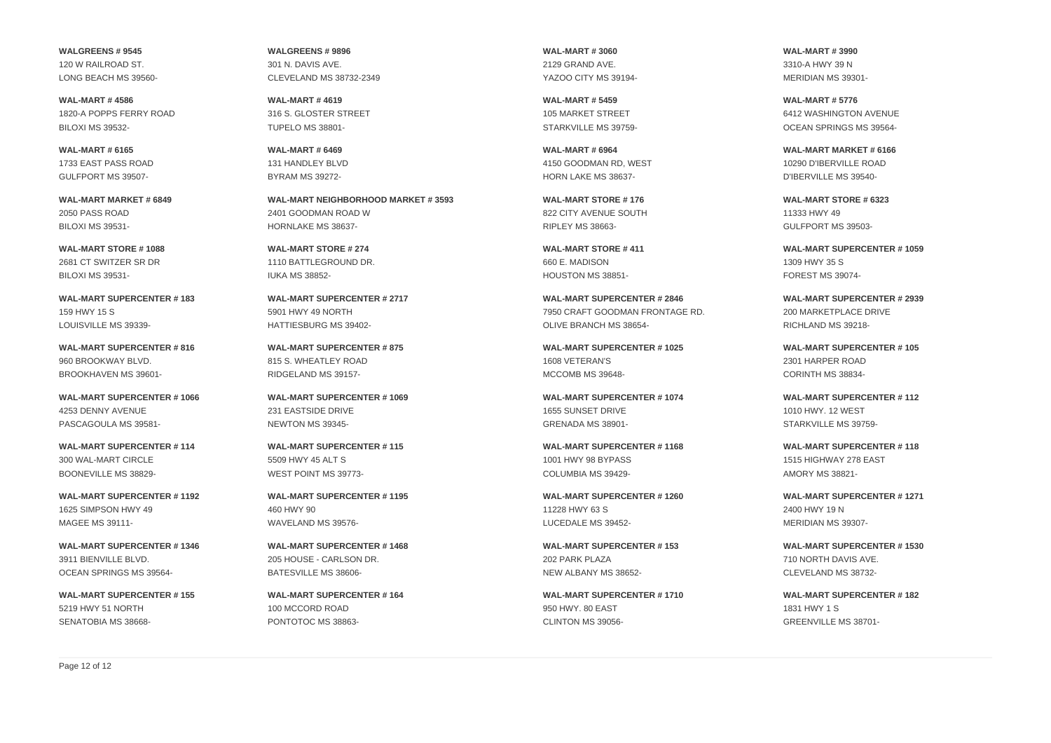**WALGREENS # 9545**
120 W RAILROAD ST.
LONG BEACH MS 39560-

**WAL-MART # 4586**
1820-A POPPS FERRY ROAD
BILOXI MS 39532-

**WAL-MART # 6165**
1733 EAST PASS ROAD
GULFPORT MS 39507-

**WAL-MART MARKET # 6849**
2050 PASS ROAD
BILOXI MS 39531-

**WAL-MART STORE # 1088**
2681 CT SWITZER SR DR
BILOXI MS 39531-

**WAL-MART SUPERCENTER # 183**
159 HWY 15 S
LOUISVILLE MS 39339-

**WAL-MART SUPERCENTER # 816**
960 BROOKWAY BLVD.
BROOKHAVEN MS 39601-

**WAL-MART SUPERCENTER # 1066**
4253 DENNY AVENUE
PASCAGOULA MS 39581-

**WAL-MART SUPERCENTER # 114**
300 WAL-MART CIRCLE
BOONEVILLE MS 38829-

**WAL-MART SUPERCENTER # 1192**
1625 SIMPSON HWY 49
MAGEE MS 39111-

**WAL-MART SUPERCENTER # 1346**
3911 BIENVILLE BLVD.
OCEAN SPRINGS MS 39564-

**WAL-MART SUPERCENTER # 155**
5219 HWY 51 NORTH
SENATOBIA MS 38668-

**WALGREENS # 9896**
301 N. DAVIS AVE.
CLEVELAND MS 38732-2349

**WAL-MART # 4619**
316 S. GLOSTER STREET
TUPELO MS 38801-

**WAL-MART # 6469**
131 HANDLEY BLVD
BYRAM MS 39272-

**WAL-MART NEIGHBORHOOD MARKET # 3593**
2401 GOODMAN ROAD W
HORNLAKE MS 38637-

**WAL-MART STORE # 274**
1110 BATTLEGROUND DR.
IUKA MS 38852-

**WAL-MART SUPERCENTER # 2717**
5901 HWY 49 NORTH
HATTIESBURG MS 39402-

**WAL-MART SUPERCENTER # 875**
815 S. WHEATLEY ROAD
RIDGELAND MS 39157-

**WAL-MART SUPERCENTER # 1069**
231 EASTSIDE DRIVE
NEWTON MS 39345-

**WAL-MART SUPERCENTER # 115**
5509 HWY 45 ALT S
WEST POINT MS 39773-

**WAL-MART SUPERCENTER # 1195**
460 HWY 90
WAVELAND MS 39576-

**WAL-MART SUPERCENTER # 1468**
205 HOUSE - CARLSON DR.
BATESVILLE MS 38606-

**WAL-MART SUPERCENTER # 164**
100 MCCORD ROAD
PONTOTOC MS 38863-

**WAL-MART # 3060**
2129 GRAND AVE.
YAZOO CITY MS 39194-

**WAL-MART # 5459**
105 MARKET STREET
STARKVILLE MS 39759-

**WAL-MART # 6964**
4150 GOODMAN RD, WEST
HORN LAKE MS 38637-

**WAL-MART STORE # 176**
822 CITY AVENUE SOUTH
RIPLEY MS 38663-

**WAL-MART STORE # 411**
660 E. MADISON
HOUSTON MS 38851-

**WAL-MART SUPERCENTER # 2846**
7950 CRAFT GOODMAN FRONTAGE RD.
OLIVE BRANCH MS 38654-

**WAL-MART SUPERCENTER # 1025**
1608 VETERAN'S
MCCOMB MS 39648-

**WAL-MART SUPERCENTER # 1074**
1655 SUNSET DRIVE
GRENADA MS 38901-

**WAL-MART SUPERCENTER # 1168**
1001 HWY 98 BYPASS
COLUMBIA MS 39429-

**WAL-MART SUPERCENTER # 1260**
11228 HWY 63 S
LUCEDALE MS 39452-

**WAL-MART SUPERCENTER # 153**
202 PARK PLAZA
NEW ALBANY MS 38652-

**WAL-MART SUPERCENTER # 1710**
950 HWY. 80 EAST
CLINTON MS 39056-

**WAL-MART # 3990**
3310-A HWY 39 N
MERIDIAN MS 39301-

**WAL-MART # 5776**
6412 WASHINGTON AVENUE
OCEAN SPRINGS MS 39564-

**WAL-MART MARKET # 6166**
10290 D'IBERVILLE ROAD
D'IBERVILLE MS 39540-

**WAL-MART STORE # 6323**
11333 HWY 49
GULFPORT MS 39503-

**WAL-MART SUPERCENTER # 1059**
1309 HWY 35 S
FOREST MS 39074-

**WAL-MART SUPERCENTER # 2939**
200 MARKETPLACE DRIVE
RICHLAND MS 39218-

**WAL-MART SUPERCENTER # 105**
2301 HARPER ROAD
CORINTH MS 38834-

**WAL-MART SUPERCENTER # 112**
1010 HWY. 12 WEST
STARKVILLE MS 39759-

**WAL-MART SUPERCENTER # 118**
1515 HIGHWAY 278 EAST
AMORY MS 38821-

**WAL-MART SUPERCENTER # 1271**
2400 HWY 19 N
MERIDIAN MS 39307-

**WAL-MART SUPERCENTER # 1530**
710 NORTH DAVIS AVE.
CLEVELAND MS 38732-

**WAL-MART SUPERCENTER # 182**
1831 HWY 1 S
GREENVILLE MS 38701-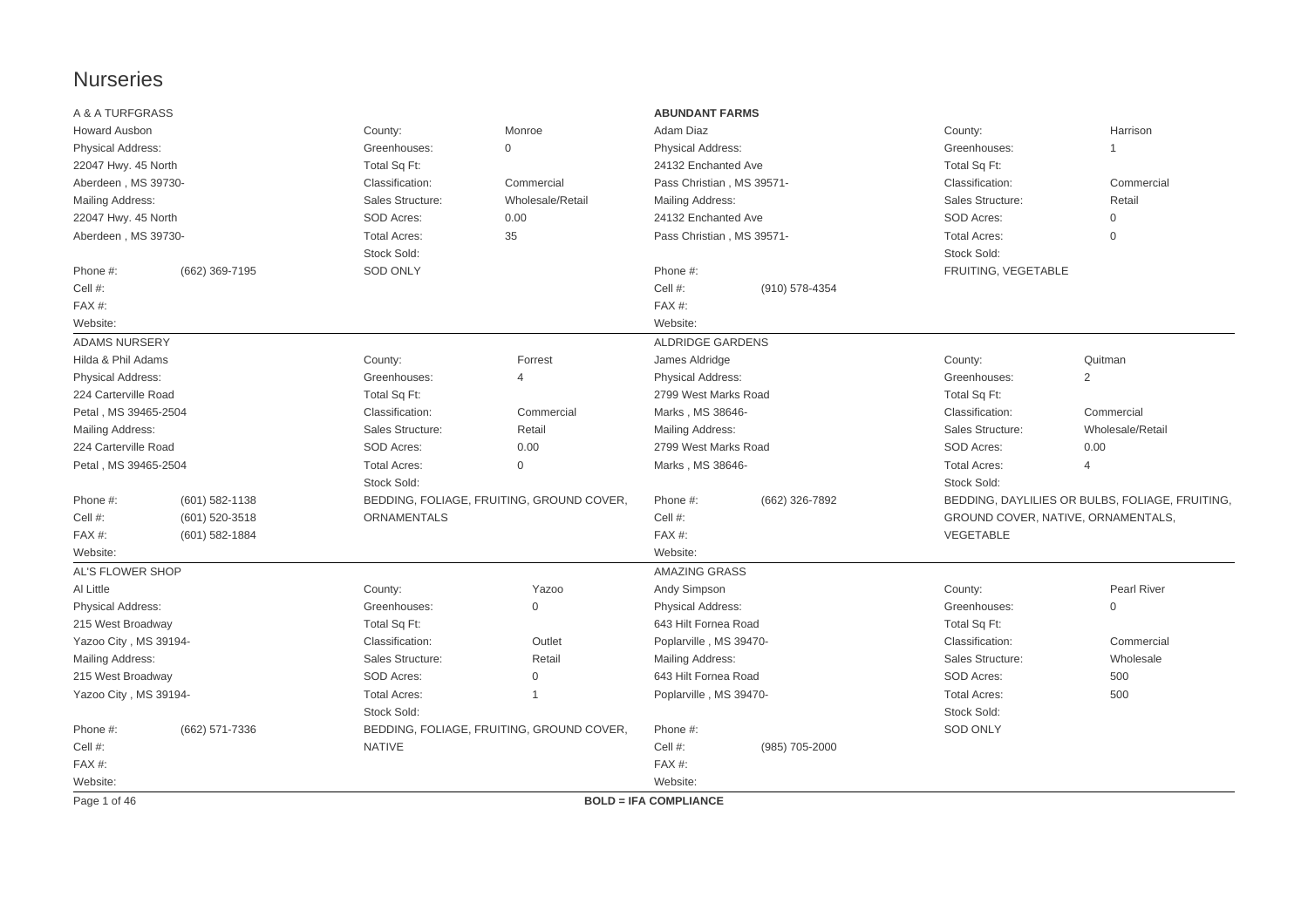# Nurseries

## A & A TURFGRASS

Howard Ausbon

Physical Address:
22047 Hwy. 45 North
Aberdeen , MS 39730-

Mailing Address:
22047 Hwy. 45 North
Aberdeen , MS 39730-

| | |
|---|---|
| Phone #: | (662) 369-7195 |
| Cell #: | |
| FAX #: | |
| Website: | |

| | |
|---|---|
| County: | Monroe |
| Greenhouses: | 0 |
| Total Sq Ft: | |
| Classification: | Commercial |
| Sales Structure: | Wholesale/Retail |
| SOD Acres: | 0.00 |
| Total Acres: | 35 |

Stock Sold:
SOD ONLY

## **ABUNDANT FARMS**

Adam Diaz

Physical Address:
24132 Enchanted Ave
Pass Christian , MS 39571-

Mailing Address:
24132 Enchanted Ave
Pass Christian , MS 39571-

| | |
|---|---|
| Phone #: | |
| Cell #: | (910) 578-4354 |
| FAX #: | |
| Website: | |

| | |
|---|---|
| County: | Harrison |
| Greenhouses: | 1 |
| Total Sq Ft: | |
| Classification: | Commercial |
| Sales Structure: | Retail |
| SOD Acres: | 0 |
| Total Acres: | 0 |

Stock Sold:
FRUITING, VEGETABLE

---

## ADAMS NURSERY

Hilda & Phil Adams

Physical Address:
224 Carterville Road
Petal , MS 39465-2504

Mailing Address:
224 Carterville Road
Petal , MS 39465-2504

| | |
|---|---|
| Phone #: | (601) 582-1138 |
| Cell #: | (601) 520-3518 |
| FAX #: | (601) 582-1884 |
| Website: | |

| | |
|---|---|
| County: | Forrest |
| Greenhouses: | 4 |
| Total Sq Ft: | |
| Classification: | Commercial |
| Sales Structure: | Retail |
| SOD Acres: | 0.00 |
| Total Acres: | 0 |

Stock Sold:
BEDDING, FOLIAGE, FRUITING, GROUND COVER, ORNAMENTALS

## ALDRIDGE GARDENS

James Aldridge

Physical Address:
2799 West Marks Road
Marks , MS 38646-

Mailing Address:
2799 West Marks Road
Marks , MS 38646-

| | |
|---|---|
| Phone #: | (662) 326-7892 |
| Cell #: | |
| FAX #: | |
| Website: | |

| | |
|---|---|
| County: | Quitman |
| Greenhouses: | 2 |
| Total Sq Ft: | |
| Classification: | Commercial |
| Sales Structure: | Wholesale/Retail |
| SOD Acres: | 0.00 |
| Total Acres: | 4 |

Stock Sold:
BEDDING, DAYLILIES OR BULBS, FOLIAGE, FRUITING, GROUND COVER, NATIVE, ORNAMENTALS, VEGETABLE

---

## AL'S FLOWER SHOP

Al Little

Physical Address:
215 West Broadway
Yazoo City , MS 39194-

Mailing Address:
215 West Broadway
Yazoo City , MS 39194-

| | |
|---|---|
| Phone #: | (662) 571-7336 |
| Cell #: | |
| FAX #: | |
| Website: | |

| | |
|---|---|
| County: | Yazoo |
| Greenhouses: | 0 |
| Total Sq Ft: | |
| Classification: | Outlet |
| Sales Structure: | Retail |
| SOD Acres: | 0 |
| Total Acres: | 1 |

Stock Sold:
BEDDING, FOLIAGE, FRUITING, GROUND COVER, NATIVE

## AMAZING GRASS

Andy Simpson

Physical Address:
643 Hilt Fornea Road
Poplarville , MS 39470-

Mailing Address:
643 Hilt Fornea Road
Poplarville , MS 39470-

| | |
|---|---|
| Phone #: | |
| Cell #: | (985) 705-2000 |
| FAX #: | |
| Website: | |

| | |
|---|---|
| County: | Pearl River |
| Greenhouses: | 0 |
| Total Sq Ft: | |
| Classification: | Commercial |
| Sales Structure: | Wholesale |
| SOD Acres: | 500 |
| Total Acres: | 500 |

Stock Sold:
SOD ONLY

---

**BOLD = IFA COMPLIANCE**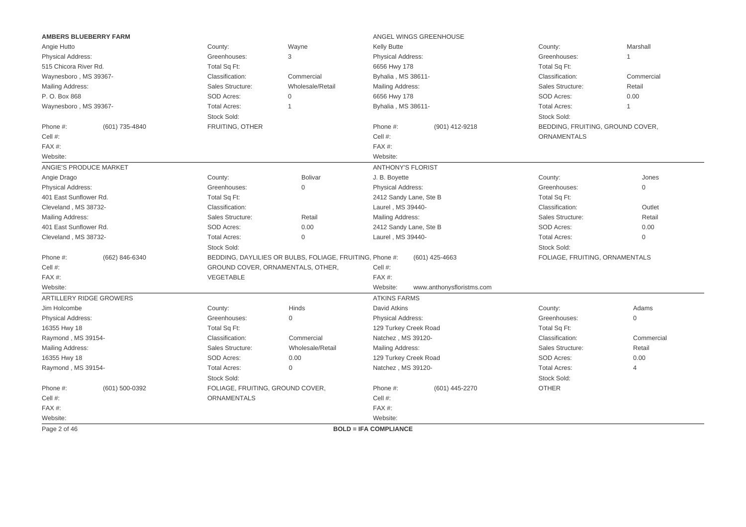**AMBERS BLUEBERRY FARM**

Angie Hutto

Physical Address:
515 Chicora River Rd.
Waynesboro , MS 39367-

Mailing Address:
P. O. Box 868
Waynesboro , MS 39367-

Phone #: (601) 735-4840
Cell #:
FAX #:
Website:

County: Wayne
Greenhouses: 3
Total Sq Ft:
Classification: Commercial
Sales Structure: Wholesale/Retail
SOD Acres: 0
Total Acres: 1
Stock Sold:
FRUITING, OTHER

---

ANGEL WINGS GREENHOUSE

Kelly Butte

Physical Address:
6656 Hwy 178
Byhalia , MS 38611-

Mailing Address:
6656 Hwy 178
Byhalia , MS 38611-

Phone #: (901) 412-9218
Cell #:
FAX #:
Website:

County: Marshall
Greenhouses: 1
Total Sq Ft:
Classification: Commercial
Sales Structure: Retail
SOD Acres: 0.00
Total Acres: 1
Stock Sold:
BEDDING, FRUITING, GROUND COVER, ORNAMENTALS

---

ANGIE'S PRODUCE MARKET

Angie Drago

Physical Address:
401 East Sunflower Rd.
Cleveland , MS 38732-

Mailing Address:
401 East Sunflower Rd.
Cleveland , MS 38732-

Phone #: (662) 846-6340
Cell #:
FAX #:
Website:

County: Bolivar
Greenhouses: 0
Total Sq Ft:
Classification:
Sales Structure: Retail
SOD Acres: 0.00
Total Acres: 0
Stock Sold:
BEDDING, DAYLILIES OR BULBS, FOLIAGE, FRUITING, GROUND COVER, ORNAMENTALS, OTHER, VEGETABLE

---

ANTHONY'S FLORIST

J. B. Boyette

Physical Address:
2412 Sandy Lane, Ste B
Laurel , MS 39440-

Mailing Address:
2412 Sandy Lane, Ste B
Laurel , MS 39440-

Phone #: (601) 425-4663
Cell #:
FAX #:
Website: www.anthonysfloristms.com

County: Jones
Greenhouses: 0
Total Sq Ft:
Classification: Outlet
Sales Structure: Retail
SOD Acres: 0.00
Total Acres: 0
Stock Sold:
FOLIAGE, FRUITING, ORNAMENTALS

---

ARTILLERY RIDGE GROWERS

Jim Holcombe

Physical Address:
16355 Hwy 18
Raymond , MS 39154-

Mailing Address:
16355 Hwy 18
Raymond , MS 39154-

Phone #: (601) 500-0392
Cell #:
FAX #:
Website:

County: Hinds
Greenhouses: 0
Total Sq Ft:
Classification: Commercial
Sales Structure: Wholesale/Retail
SOD Acres: 0.00
Total Acres: 0
Stock Sold:
FOLIAGE, FRUITING, GROUND COVER, ORNAMENTALS

---

ATKINS FARMS

David Atkins

Physical Address:
129 Turkey Creek Road
Natchez , MS 39120-

Mailing Address:
129 Turkey Creek Road
Natchez , MS 39120-

Phone #: (601) 445-2270
Cell #:
FAX #:
Website:

County: Adams
Greenhouses: 0
Total Sq Ft:
Classification: Commercial
Sales Structure: Retail
SOD Acres: 0.00
Total Acres: 4
Stock Sold:
OTHER

---

**BOLD = IFA COMPLIANCE**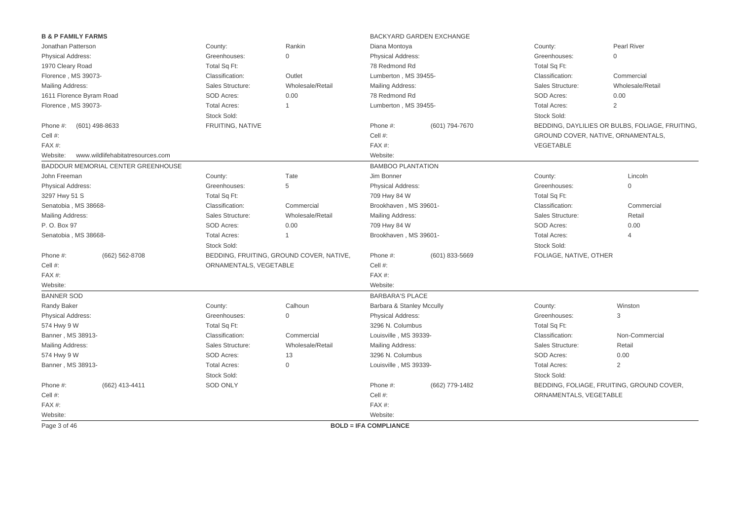**B & P FAMILY FARMS**

| | | |
|---|---|---|
| Jonathan Patterson | County: | Rankin |
| Physical Address: | Greenhouses: | 0 |
| 1970 Cleary Road | Total Sq Ft: | |
| Florence , MS 39073- | Classification: | Outlet |
| Mailing Address: | Sales Structure: | Wholesale/Retail |
| 1611 Florence Byram Road | SOD Acres: | 0.00 |
| Florence , MS 39073- | Total Acres: | 1 |
| | Stock Sold: | |
| Phone #: (601) 498-8633 | FRUITING, NATIVE | |
| Cell #: | | |
| FAX #: | | |
| Website: www.wildlifehabitatresources.com | | |

BACKYARD GARDEN EXCHANGE

| | | |
|---|---|---|
| Diana Montoya | County: | Pearl River |
| Physical Address: | Greenhouses: | 0 |
| 78 Redmond Rd | Total Sq Ft: | |
| Lumberton , MS 39455- | Classification: | Commercial |
| Mailing Address: | Sales Structure: | Wholesale/Retail |
| 78 Redmond Rd | SOD Acres: | 0.00 |
| Lumberton , MS 39455- | Total Acres: | 2 |
| | Stock Sold: | |
| Phone #: (601) 794-7670 | BEDDING, DAYLILIES OR BULBS, FOLIAGE, FRUITING, GROUND COVER, NATIVE, ORNAMENTALS, VEGETABLE | |
| Cell #: | | |
| FAX #: | | |
| Website: | | |

BADDOUR MEMORIAL CENTER GREENHOUSE

| | | |
|---|---|---|
| John Freeman | County: | Tate |
| Physical Address: | Greenhouses: | 5 |
| 3297 Hwy 51 S | Total Sq Ft: | |
| Senatobia , MS 38668- | Classification: | Commercial |
| Mailing Address: | Sales Structure: | Wholesale/Retail |
| P. O. Box 97 | SOD Acres: | 0.00 |
| Senatobia , MS 38668- | Total Acres: | 1 |
| | Stock Sold: | |
| Phone #: (662) 562-8708 | BEDDING, FRUITING, GROUND COVER, NATIVE, ORNAMENTALS, VEGETABLE | |
| Cell #: | | |
| FAX #: | | |
| Website: | | |

BAMBOO PLANTATION

| | | |
|---|---|---|
| Jim Bonner | County: | Lincoln |
| Physical Address: | Greenhouses: | 0 |
| 709 Hwy 84 W | Total Sq Ft: | |
| Brookhaven , MS 39601- | Classification: | Commercial |
| Mailing Address: | Sales Structure: | Retail |
| 709 Hwy 84 W | SOD Acres: | 0.00 |
| Brookhaven , MS 39601- | Total Acres: | 4 |
| | Stock Sold: | |
| Phone #: (601) 833-5669 | FOLIAGE, NATIVE, OTHER | |
| Cell #: | | |
| FAX #: | | |
| Website: | | |

BANNER SOD

| | | |
|---|---|---|
| Randy Baker | County: | Calhoun |
| Physical Address: | Greenhouses: | 0 |
| 574 Hwy 9 W | Total Sq Ft: | |
| Banner , MS 38913- | Classification: | Commercial |
| Mailing Address: | Sales Structure: | Wholesale/Retail |
| 574 Hwy 9 W | SOD Acres: | 13 |
| Banner , MS 38913- | Total Acres: | 0 |
| | Stock Sold: | |
| Phone #: (662) 413-4411 | SOD ONLY | |
| Cell #: | | |
| FAX #: | | |
| Website: | | |

BARBARA'S PLACE

| | | |
|---|---|---|
| Barbara & Stanley Mccully | County: | Winston |
| Physical Address: | Greenhouses: | 3 |
| 3296 N. Columbus | Total Sq Ft: | |
| Louisville , MS 39339- | Classification: | Non-Commercial |
| Mailing Address: | Sales Structure: | Retail |
| 3296 N. Columbus | SOD Acres: | 0.00 |
| Louisville , MS 39339- | Total Acres: | 2 |
| | Stock Sold: | |
| Phone #: (662) 779-1482 | BEDDING, FOLIAGE, FRUITING, GROUND COVER, ORNAMENTALS, VEGETABLE | |
| Cell #: | | |
| FAX #: | | |
| Website: | | |

**BOLD = IFA COMPLIANCE**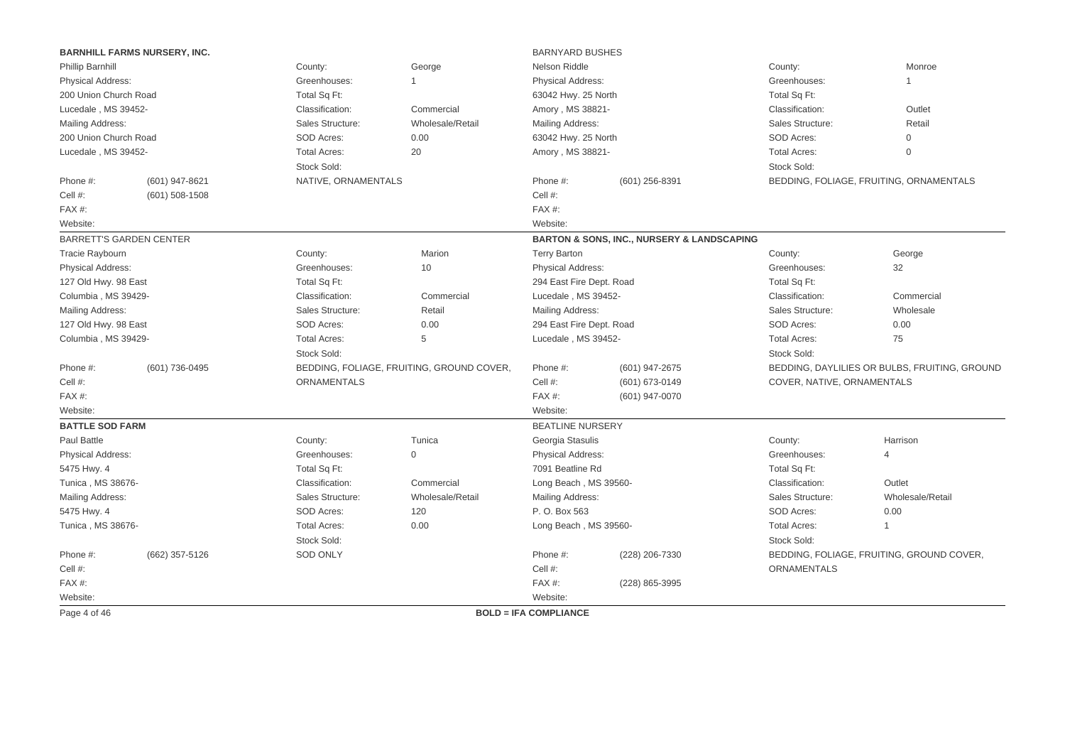**BARNHILL FARMS NURSERY, INC.**

Phillip Barnhill

Physical Address:
200 Union Church Road
Lucedale , MS 39452-

Mailing Address:
200 Union Church Road
Lucedale , MS 39452-

| | |
|---|---|
| County: | George |
| Greenhouses: | 1 |
| Total Sq Ft: | |
| Classification: | Commercial |
| Sales Structure: | Wholesale/Retail |
| SOD Acres: | 0.00 |
| Total Acres: | 20 |
| Stock Sold: | NATIVE, ORNAMENTALS |

Phone #: (601) 947-8621
Cell #: (601) 508-1508
FAX #:
Website:

---

BARNYARD BUSHES

Nelson Riddle

Physical Address:
63042 Hwy. 25 North
Amory , MS 38821-

Mailing Address:
63042 Hwy. 25 North
Amory , MS 38821-

| | |
|---|---|
| County: | Monroe |
| Greenhouses: | 1 |
| Total Sq Ft: | |
| Classification: | Outlet |
| Sales Structure: | Retail |
| SOD Acres: | 0 |
| Total Acres: | 0 |
| Stock Sold: | BEDDING, FOLIAGE, FRUITING, ORNAMENTALS |

Phone #: (601) 256-8391
Cell #:
FAX #:
Website:

---

BARRETT'S GARDEN CENTER

Tracie Raybourn

Physical Address:
127 Old Hwy. 98 East
Columbia , MS 39429-

Mailing Address:
127 Old Hwy. 98 East
Columbia , MS 39429-

| | |
|---|---|
| County: | Marion |
| Greenhouses: | 10 |
| Total Sq Ft: | |
| Classification: | Commercial |
| Sales Structure: | Retail |
| SOD Acres: | 0.00 |
| Total Acres: | 5 |
| Stock Sold: | BEDDING, FOLIAGE, FRUITING, GROUND COVER, ORNAMENTALS |

Phone #: (601) 736-0495
Cell #:
FAX #:
Website:

---

**BARTON & SONS, INC., NURSERY & LANDSCAPING**

Terry Barton

Physical Address:
294 East Fire Dept. Road
Lucedale , MS 39452-

Mailing Address:
294 East Fire Dept. Road
Lucedale , MS 39452-

| | |
|---|---|
| County: | George |
| Greenhouses: | 32 |
| Total Sq Ft: | |
| Classification: | Commercial |
| Sales Structure: | Wholesale |
| SOD Acres: | 0.00 |
| Total Acres: | 75 |
| Stock Sold: | BEDDING, DAYLILIES OR BULBS, FRUITING, GROUND COVER, NATIVE, ORNAMENTALS |

Phone #: (601) 947-2675
Cell #: (601) 673-0149
FAX #: (601) 947-0070
Website:

---

**BATTLE SOD FARM**

Paul Battle

Physical Address:
5475 Hwy. 4
Tunica , MS 38676-

Mailing Address:
5475 Hwy. 4
Tunica , MS 38676-

| | |
|---|---|
| County: | Tunica |
| Greenhouses: | 0 |
| Total Sq Ft: | |
| Classification: | Commercial |
| Sales Structure: | Wholesale/Retail |
| SOD Acres: | 120 |
| Total Acres: | 0.00 |
| Stock Sold: | SOD ONLY |

Phone #: (662) 357-5126
Cell #:
FAX #:
Website:

---

BEATLINE NURSERY

Georgia Stasulis

Physical Address:
7091 Beatline Rd
Long Beach , MS 39560-

Mailing Address:
P. O. Box 563
Long Beach , MS 39560-

| | |
|---|---|
| County: | Harrison |
| Greenhouses: | 4 |
| Total Sq Ft: | |
| Classification: | Outlet |
| Sales Structure: | Wholesale/Retail |
| SOD Acres: | 0.00 |
| Total Acres: | 1 |
| Stock Sold: | BEDDING, FOLIAGE, FRUITING, GROUND COVER, ORNAMENTALS |

Phone #: (228) 206-7330
Cell #:
FAX #: (228) 865-3995
Website:

---

**BOLD = IFA COMPLIANCE**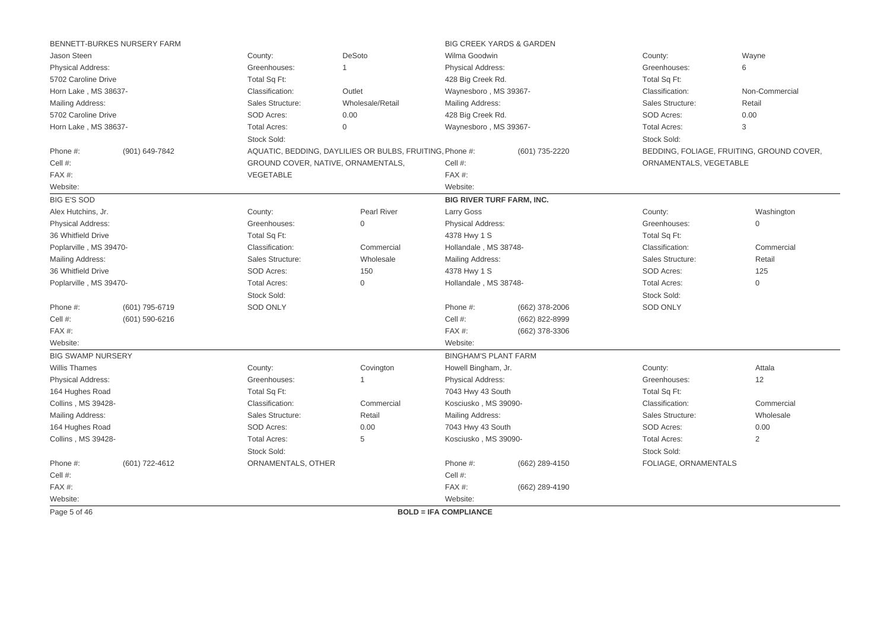## BENNETT-BURKES NURSERY FARM

Jason Steen

| | |
|---|---|
| Physical Address: | 5702 Caroline Drive, Horn Lake , MS 38637- |
| Mailing Address: | 5702 Caroline Drive, Horn Lake , MS 38637- |
| Phone #: | (901) 649-7842 |
| Cell #: | |
| FAX #: | |
| Website: | |
| County: | DeSoto |
| Greenhouses: | 1 |
| Total Sq Ft: | |
| Classification: | Outlet |
| Sales Structure: | Wholesale/Retail |
| SOD Acres: | 0.00 |
| Total Acres: | 0 |
| Stock Sold: | AQUATIC, BEDDING, DAYLILIES OR BULBS, FRUITING, GROUND COVER, NATIVE, ORNAMENTALS, VEGETABLE |

## BIG CREEK YARDS & GARDEN

Wilma Goodwin

| | |
|---|---|
| Physical Address: | 428 Big Creek Rd., Waynesboro , MS 39367- |
| Mailing Address: | 428 Big Creek Rd., Waynesboro , MS 39367- |
| Phone #: | (601) 735-2220 |
| Cell #: | |
| FAX #: | |
| Website: | |
| County: | Wayne |
| Greenhouses: | 6 |
| Total Sq Ft: | |
| Classification: | Non-Commercial |
| Sales Structure: | Retail |
| SOD Acres: | 0.00 |
| Total Acres: | 3 |
| Stock Sold: | BEDDING, FOLIAGE, FRUITING, GROUND COVER, ORNAMENTALS, VEGETABLE |

## BIG E'S SOD

Alex Hutchins, Jr.

| | |
|---|---|
| Physical Address: | 36 Whitfield Drive, Poplarville , MS 39470- |
| Mailing Address: | 36 Whitfield Drive, Poplarville , MS 39470- |
| Phone #: | (601) 795-6719 |
| Cell #: | (601) 590-6216 |
| FAX #: | |
| Website: | |
| County: | Pearl River |
| Greenhouses: | 0 |
| Total Sq Ft: | |
| Classification: | Commercial |
| Sales Structure: | Wholesale |
| SOD Acres: | 150 |
| Total Acres: | 0 |
| Stock Sold: | SOD ONLY |

## **BIG RIVER TURF FARM, INC.**

Larry Goss

| | |
|---|---|
| Physical Address: | 4378 Hwy 1 S, Hollandale , MS 38748- |
| Mailing Address: | 4378 Hwy 1 S, Hollandale , MS 38748- |
| Phone #: | (662) 378-2006 |
| Cell #: | (662) 822-8999 |
| FAX #: | (662) 378-3306 |
| Website: | |
| County: | Washington |
| Greenhouses: | 0 |
| Total Sq Ft: | |
| Classification: | Commercial |
| Sales Structure: | Retail |
| SOD Acres: | 125 |
| Total Acres: | 0 |
| Stock Sold: | SOD ONLY |

## BIG SWAMP NURSERY

Willis Thames

| | |
|---|---|
| Physical Address: | 164 Hughes Road, Collins , MS 39428- |
| Mailing Address: | 164 Hughes Road, Collins , MS 39428- |
| Phone #: | (601) 722-4612 |
| Cell #: | |
| FAX #: | |
| Website: | |
| County: | Covington |
| Greenhouses: | 1 |
| Total Sq Ft: | |
| Classification: | Commercial |
| Sales Structure: | Retail |
| SOD Acres: | 0.00 |
| Total Acres: | 5 |
| Stock Sold: | ORNAMENTALS, OTHER |

## BINGHAM'S PLANT FARM

Howell Bingham, Jr.

| | |
|---|---|
| Physical Address: | 7043 Hwy 43 South, Kosciusko , MS 39090- |
| Mailing Address: | 7043 Hwy 43 South, Kosciusko , MS 39090- |
| Phone #: | (662) 289-4150 |
| Cell #: | |
| FAX #: | (662) 289-4190 |
| Website: | |
| County: | Attala |
| Greenhouses: | 12 |
| Total Sq Ft: | |
| Classification: | Commercial |
| Sales Structure: | Wholesale |
| SOD Acres: | 0.00 |
| Total Acres: | 2 |
| Stock Sold: | FOLIAGE, ORNAMENTALS |

**BOLD = IFA COMPLIANCE**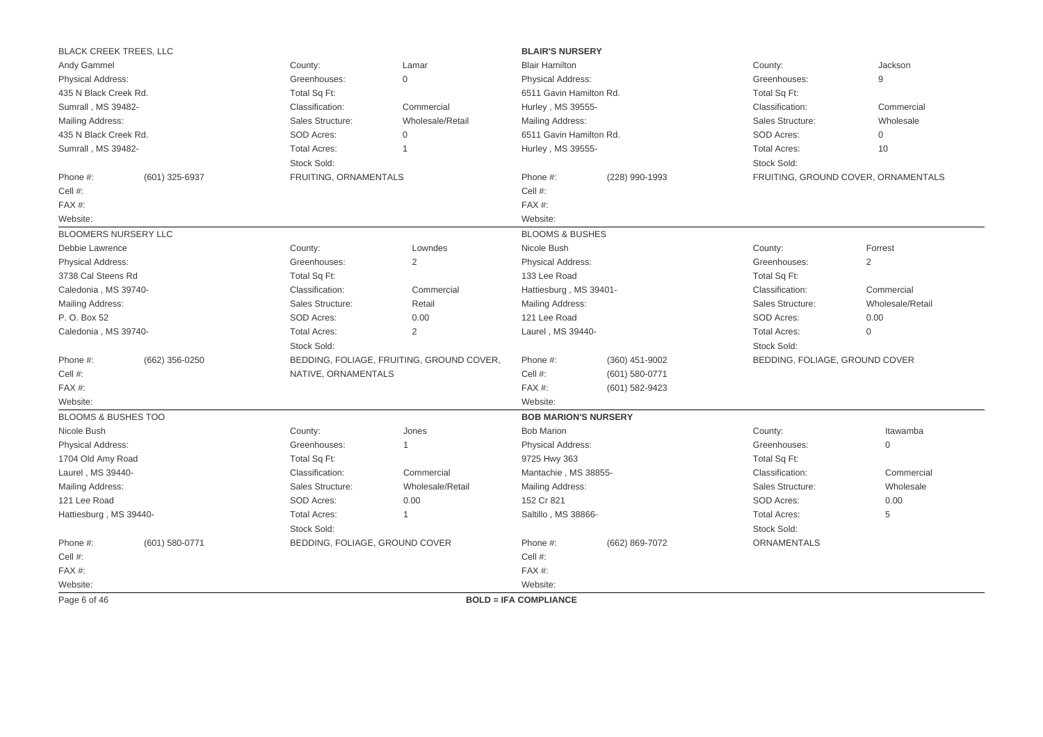## BLACK CREEK TREES, LLC

Andy Gammel

Physical Address:
435 N Black Creek Rd.
Sumrall , MS 39482-

Mailing Address:
435 N Black Creek Rd.
Sumrall , MS 39482-

| | |
|---|---|
| County: | Lamar |
| Greenhouses: | 0 |
| Total Sq Ft: | |
| Classification: | Commercial |
| Sales Structure: | Wholesale/Retail |
| SOD Acres: | 0 |
| Total Acres: | 1 |

Stock Sold:
FRUITING, ORNAMENTALS

Phone #: (601) 325-6937
Cell #:
FAX #:
Website:

---

## **BLAIR'S NURSERY**

Blair Hamilton

Physical Address:
6511 Gavin Hamilton Rd.
Hurley , MS 39555-

Mailing Address:
6511 Gavin Hamilton Rd.
Hurley , MS 39555-

| | |
|---|---|
| County: | Jackson |
| Greenhouses: | 9 |
| Total Sq Ft: | |
| Classification: | Commercial |
| Sales Structure: | Wholesale |
| SOD Acres: | 0 |
| Total Acres: | 10 |

Stock Sold:
FRUITING, GROUND COVER, ORNAMENTALS

Phone #: (228) 990-1993
Cell #:
FAX #:
Website:

---

## BLOOMERS NURSERY LLC

Debbie Lawrence

Physical Address:
3738 Cal Steens Rd
Caledonia , MS 39740-

Mailing Address:
P. O. Box 52
Caledonia , MS 39740-

| | |
|---|---|
| County: | Lowndes |
| Greenhouses: | 2 |
| Total Sq Ft: | |
| Classification: | Commercial |
| Sales Structure: | Retail |
| SOD Acres: | 0.00 |
| Total Acres: | 2 |

Stock Sold:
BEDDING, FOLIAGE, FRUITING, GROUND COVER, NATIVE, ORNAMENTALS

Phone #: (662) 356-0250
Cell #:
FAX #:
Website:

---

## BLOOMS & BUSHES

Nicole Bush

Physical Address:
133 Lee Road
Hattiesburg , MS 39401-

Mailing Address:
121 Lee Road
Laurel , MS 39440-

| | |
|---|---|
| County: | Forrest |
| Greenhouses: | 2 |
| Total Sq Ft: | |
| Classification: | Commercial |
| Sales Structure: | Wholesale/Retail |
| SOD Acres: | 0.00 |
| Total Acres: | 0 |

Stock Sold:
BEDDING, FOLIAGE, GROUND COVER

Phone #: (360) 451-9002
Cell #: (601) 580-0771
FAX #: (601) 582-9423
Website:

---

## BLOOMS & BUSHES TOO

Nicole Bush

Physical Address:
1704 Old Amy Road
Laurel , MS 39440-

Mailing Address:
121 Lee Road
Hattiesburg , MS 39440-

| | |
|---|---|
| County: | Jones |
| Greenhouses: | 1 |
| Total Sq Ft: | |
| Classification: | Commercial |
| Sales Structure: | Wholesale/Retail |
| SOD Acres: | 0.00 |
| Total Acres: | 1 |

Stock Sold:
BEDDING, FOLIAGE, GROUND COVER

Phone #: (601) 580-0771
Cell #:
FAX #:
Website:

---

## **BOB MARION'S NURSERY**

Bob Marion

Physical Address:
9725 Hwy 363
Mantachie , MS 38855-

Mailing Address:
152 Cr 821
Saltillo , MS 38866-

| | |
|---|---|
| County: | Itawamba |
| Greenhouses: | 0 |
| Total Sq Ft: | |
| Classification: | Commercial |
| Sales Structure: | Wholesale |
| SOD Acres: | 0.00 |
| Total Acres: | 5 |

Stock Sold:
ORNAMENTALS

Phone #: (662) 869-7072
Cell #:
FAX #:
Website:

---

**BOLD = IFA COMPLIANCE**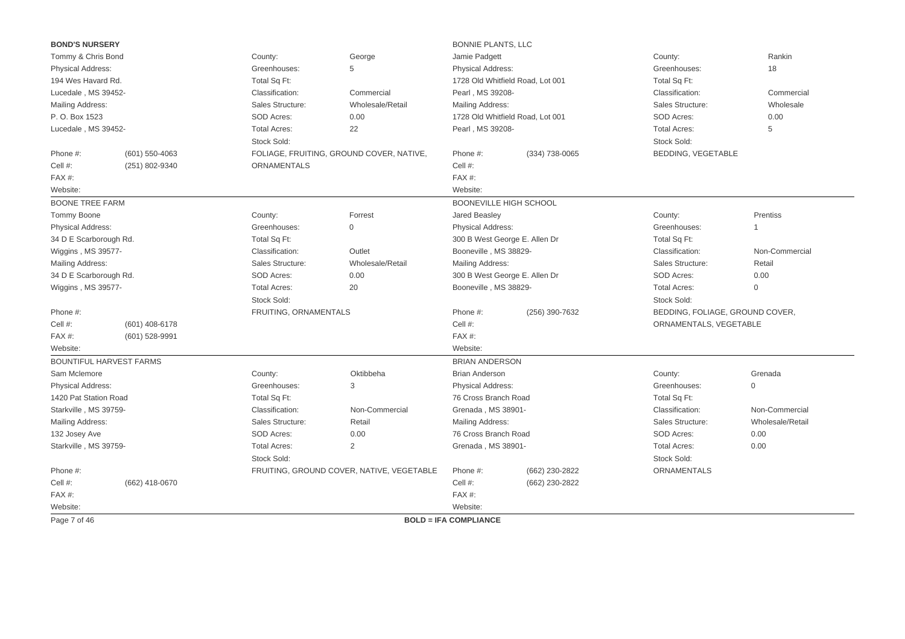## **BOND'S NURSERY**

Tommy & Chris Bond

Physical Address:
194 Wes Havard Rd.
Lucedale , MS 39452-

Mailing Address:
P. O. Box 1523
Lucedale , MS 39452-

| | |
|---|---|
| Phone #: | (601) 550-4063 |
| Cell #: | (251) 802-9340 |
| FAX #: | |
| Website: | |

| | |
|---|---|
| County: | George |
| Greenhouses: | 5 |
| Total Sq Ft: | |
| Classification: | Commercial |
| Sales Structure: | Wholesale/Retail |
| SOD Acres: | 0.00 |
| Total Acres: | 22 |
| Stock Sold: | FOLIAGE, FRUITING, GROUND COVER, NATIVE, ORNAMENTALS |

---

## BONNIE PLANTS, LLC

Jamie Padgett

Physical Address:
1728 Old Whitfield Road, Lot 001
Pearl , MS 39208-

Mailing Address:
1728 Old Whitfield Road, Lot 001
Pearl , MS 39208-

| | |
|---|---|
| Phone #: | (334) 738-0065 |
| Cell #: | |
| FAX #: | |
| Website: | |

| | |
|---|---|
| County: | Rankin |
| Greenhouses: | 18 |
| Total Sq Ft: | |
| Classification: | Commercial |
| Sales Structure: | Wholesale |
| SOD Acres: | 0.00 |
| Total Acres: | 5 |
| Stock Sold: | BEDDING, VEGETABLE |

---

## BOONE TREE FARM

Tommy Boone

Physical Address:
34 D E Scarborough Rd.
Wiggins , MS 39577-

Mailing Address:
34 D E Scarborough Rd.
Wiggins , MS 39577-

| | |
|---|---|
| Phone #: | |
| Cell #: | (601) 408-6178 |
| FAX #: | (601) 528-9991 |
| Website: | |

| | |
|---|---|
| County: | Forrest |
| Greenhouses: | 0 |
| Total Sq Ft: | |
| Classification: | Outlet |
| Sales Structure: | Wholesale/Retail |
| SOD Acres: | 0.00 |
| Total Acres: | 20 |
| Stock Sold: | FRUITING, ORNAMENTALS |

---

## BOONEVILLE HIGH SCHOOL

Jared Beasley

Physical Address:
300 B West George E. Allen Dr
Booneville , MS 38829-

Mailing Address:
300 B West George E. Allen Dr
Booneville , MS 38829-

| | |
|---|---|
| Phone #: | (256) 390-7632 |
| Cell #: | |
| FAX #: | |
| Website: | |

| | |
|---|---|
| County: | Prentiss |
| Greenhouses: | 1 |
| Total Sq Ft: | |
| Classification: | Non-Commercial |
| Sales Structure: | Retail |
| SOD Acres: | 0.00 |
| Total Acres: | 0 |
| Stock Sold: | BEDDING, FOLIAGE, GROUND COVER, ORNAMENTALS, VEGETABLE |

---

## BOUNTIFUL HARVEST FARMS

Sam Mclemore

Physical Address:
1420 Pat Station Road
Starkville , MS 39759-

Mailing Address:
132 Josey Ave
Starkville , MS 39759-

| | |
|---|---|
| Phone #: | |
| Cell #: | (662) 418-0670 |
| FAX #: | |
| Website: | |

| | |
|---|---|
| County: | Oktibbeha |
| Greenhouses: | 3 |
| Total Sq Ft: | |
| Classification: | Non-Commercial |
| Sales Structure: | Retail |
| SOD Acres: | 0.00 |
| Total Acres: | 2 |
| Stock Sold: | FRUITING, GROUND COVER, NATIVE, VEGETABLE |

---

## BRIAN ANDERSON

Brian Anderson

Physical Address:
76 Cross Branch Road
Grenada , MS 38901-

Mailing Address:
76 Cross Branch Road
Grenada , MS 38901-

| | |
|---|---|
| Phone #: | (662) 230-2822 |
| Cell #: | (662) 230-2822 |
| FAX #: | |
| Website: | |

| | |
|---|---|
| County: | Grenada |
| Greenhouses: | 0 |
| Total Sq Ft: | |
| Classification: | Non-Commercial |
| Sales Structure: | Wholesale/Retail |
| SOD Acres: | 0.00 |
| Total Acres: | 0.00 |
| Stock Sold: | ORNAMENTALS |

---

**BOLD = IFA COMPLIANCE**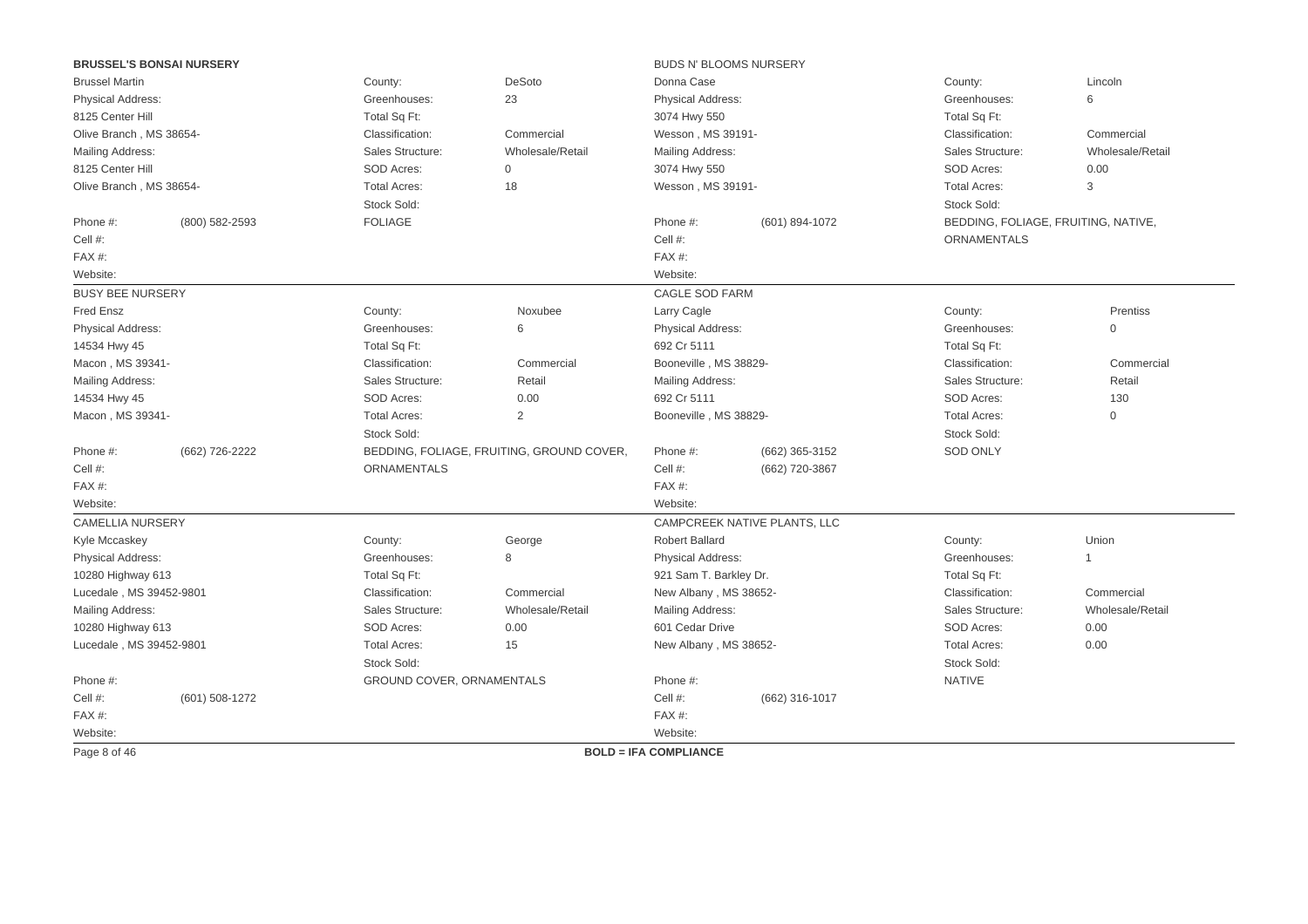## BRUSSEL'S BONSAI NURSERY

Brussel Martin

Physical Address:
8125 Center Hill
Olive Branch , MS 38654-

Mailing Address:
8125 Center Hill
Olive Branch , MS 38654-

Phone #: (800) 582-2593
Cell #:
FAX #:
Website:

County: DeSoto
Greenhouses: 23
Total Sq Ft:
Classification: Commercial
Sales Structure: Wholesale/Retail
SOD Acres: 0
Total Acres: 18
Stock Sold:
FOLIAGE

## BUDS N' BLOOMS NURSERY

Donna Case

Physical Address:
3074 Hwy 550
Wesson , MS 39191-

Mailing Address:
3074 Hwy 550
Wesson , MS 39191-

Phone #: (601) 894-1072
Cell #:
FAX #:
Website:

County: Lincoln
Greenhouses: 6
Total Sq Ft:
Classification: Commercial
Sales Structure: Wholesale/Retail
SOD Acres: 0.00
Total Acres: 3
Stock Sold:
BEDDING, FOLIAGE, FRUITING, NATIVE, ORNAMENTALS

---

## BUSY BEE NURSERY

Fred Ensz

Physical Address:
14534 Hwy 45
Macon , MS 39341-

Mailing Address:
14534 Hwy 45
Macon , MS 39341-

Phone #: (662) 726-2222
Cell #:
FAX #:
Website:

County: Noxubee
Greenhouses: 6
Total Sq Ft:
Classification: Commercial
Sales Structure: Retail
SOD Acres: 0.00
Total Acres: 2
Stock Sold:
BEDDING, FOLIAGE, FRUITING, GROUND COVER, ORNAMENTALS

## CAGLE SOD FARM

Larry Cagle

Physical Address:
692 Cr 5111
Booneville , MS 38829-

Mailing Address:
692 Cr 5111
Booneville , MS 38829-

Phone #: (662) 365-3152
Cell #: (662) 720-3867
FAX #:
Website:

County: Prentiss
Greenhouses: 0
Total Sq Ft:
Classification: Commercial
Sales Structure: Retail
SOD Acres: 130
Total Acres: 0
Stock Sold:
SOD ONLY

---

## CAMELLIA NURSERY

Kyle Mccaskey

Physical Address:
10280 Highway 613
Lucedale , MS 39452-9801

Mailing Address:
10280 Highway 613
Lucedale , MS 39452-9801

Phone #:
Cell #: (601) 508-1272
FAX #:
Website:

County: George
Greenhouses: 8
Total Sq Ft:
Classification: Commercial
Sales Structure: Wholesale/Retail
SOD Acres: 0.00
Total Acres: 15
Stock Sold:
GROUND COVER, ORNAMENTALS

## CAMPCREEK NATIVE PLANTS, LLC

Robert Ballard

Physical Address:
921 Sam T. Barkley Dr.
New Albany , MS 38652-

Mailing Address:
601 Cedar Drive
New Albany , MS 38652-

Phone #:
Cell #: (662) 316-1017
FAX #:
Website:

County: Union
Greenhouses: 1
Total Sq Ft:
Classification: Commercial
Sales Structure: Wholesale/Retail
SOD Acres: 0.00
Total Acres: 0.00
Stock Sold:
NATIVE

---

**BOLD = IFA COMPLIANCE**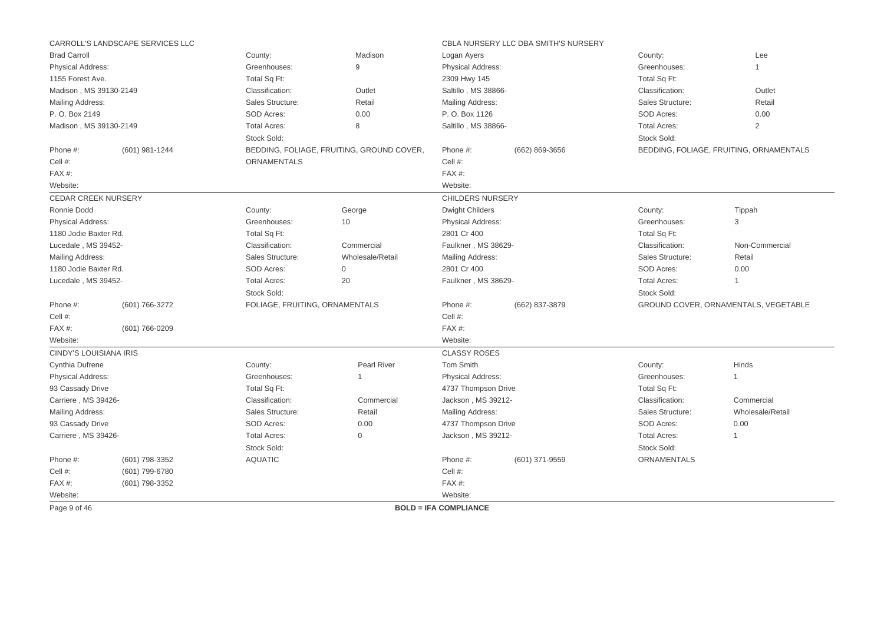## CARROLL'S LANDSCAPE SERVICES LLC

Brad Carroll

Physical Address:
1155 Forest Ave.
Madison , MS 39130-2149

Mailing Address:
P. O. Box 2149
Madison , MS 39130-2149

| | |
|---|---|
| County: | Madison |
| Greenhouses: | 9 |
| Total Sq Ft: | |
| Classification: | Outlet |
| Sales Structure: | Retail |
| SOD Acres: | 0.00 |
| Total Acres: | 8 |
| Stock Sold: | BEDDING, FOLIAGE, FRUITING, GROUND COVER, ORNAMENTALS |

Phone #: (601) 981-1244
Cell #:
FAX #:
Website:

---

## CBLA NURSERY LLC DBA SMITH'S NURSERY

Logan Ayers

Physical Address:
2309 Hwy 145
Saltillo , MS 38866-

Mailing Address:
P. O. Box 1126
Saltillo , MS 38866-

| | |
|---|---|
| County: | Lee |
| Greenhouses: | 1 |
| Total Sq Ft: | |
| Classification: | Outlet |
| Sales Structure: | Retail |
| SOD Acres: | 0.00 |
| Total Acres: | 2 |
| Stock Sold: | BEDDING, FOLIAGE, FRUITING, ORNAMENTALS |

Phone #: (662) 869-3656
Cell #:
FAX #:
Website:

---

## CEDAR CREEK NURSERY

Ronnie Dodd

Physical Address:
1180 Jodie Baxter Rd.
Lucedale , MS 39452-

Mailing Address:
1180 Jodie Baxter Rd.
Lucedale , MS 39452-

| | |
|---|---|
| County: | George |
| Greenhouses: | 10 |
| Total Sq Ft: | |
| Classification: | Commercial |
| Sales Structure: | Wholesale/Retail |
| SOD Acres: | 0 |
| Total Acres: | 20 |
| Stock Sold: | FOLIAGE, FRUITING, ORNAMENTALS |

Phone #: (601) 766-3272
Cell #:
FAX #: (601) 766-0209
Website:

---

## CHILDERS NURSERY

Dwight Childers

Physical Address:
2801 Cr 400
Faulkner , MS 38629-

Mailing Address:
2801 Cr 400
Faulkner , MS 38629-

| | |
|---|---|
| County: | Tippah |
| Greenhouses: | 3 |
| Total Sq Ft: | |
| Classification: | Non-Commercial |
| Sales Structure: | Retail |
| SOD Acres: | 0.00 |
| Total Acres: | 1 |
| Stock Sold: | GROUND COVER, ORNAMENTALS, VEGETABLE |

Phone #: (662) 837-3879
Cell #:
FAX #:
Website:

---

## CINDY'S LOUISIANA IRIS

Cynthia Dufrene

Physical Address:
93 Cassady Drive
Carriere , MS 39426-

Mailing Address:
93 Cassady Drive
Carriere , MS 39426-

| | |
|---|---|
| County: | Pearl River |
| Greenhouses: | 1 |
| Total Sq Ft: | |
| Classification: | Commercial |
| Sales Structure: | Retail |
| SOD Acres: | 0.00 |
| Total Acres: | 0 |
| Stock Sold: | AQUATIC |

Phone #: (601) 798-3352
Cell #: (601) 799-6780
FAX #: (601) 798-3352
Website:

---

## CLASSY ROSES

Tom Smith

Physical Address:
4737 Thompson Drive
Jackson , MS 39212-

Mailing Address:
4737 Thompson Drive
Jackson , MS 39212-

| | |
|---|---|
| County: | Hinds |
| Greenhouses: | 1 |
| Total Sq Ft: | |
| Classification: | Commercial |
| Sales Structure: | Wholesale/Retail |
| SOD Acres: | 0.00 |
| Total Acres: | 1 |
| Stock Sold: | ORNAMENTALS |

Phone #: (601) 371-9559
Cell #:
FAX #:
Website:

---

**BOLD = IFA COMPLIANCE**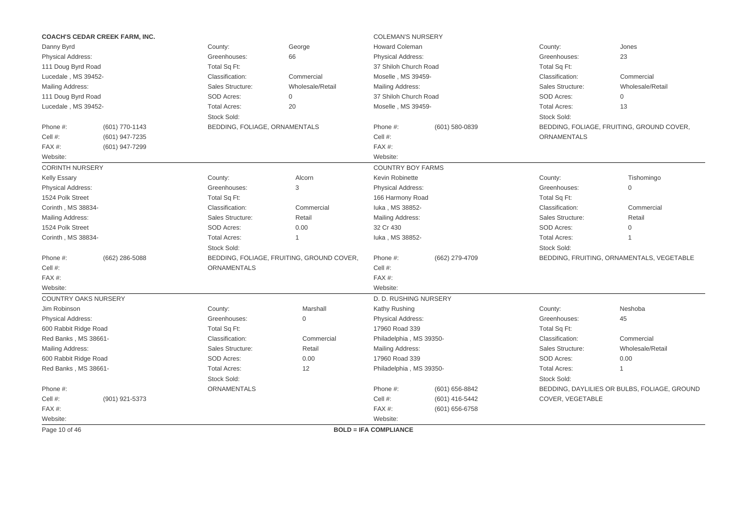**COACH'S CEDAR CREEK FARM, INC.**

Danny Byrd

Physical Address:
111 Doug Byrd Road
Lucedale , MS 39452-

Mailing Address:
111 Doug Byrd Road
Lucedale , MS 39452-

| | |
|---|---|
| Phone #: | (601) 770-1143 |
| Cell #: | (601) 947-7235 |
| FAX #: | (601) 947-7299 |
| Website: | |

| | |
|---|---|
| County: | George |
| Greenhouses: | 66 |
| Total Sq Ft: | |
| Classification: | Commercial |
| Sales Structure: | Wholesale/Retail |
| SOD Acres: | 0 |
| Total Acres: | 20 |
| Stock Sold: | |

BEDDING, FOLIAGE, ORNAMENTALS

---

COLEMAN'S NURSERY

Howard Coleman

Physical Address:
37 Shiloh Church Road
Moselle , MS 39459-

Mailing Address:
37 Shiloh Church Road
Moselle , MS 39459-

| | |
|---|---|
| Phone #: | (601) 580-0839 |
| Cell #: | |
| FAX #: | |
| Website: | |

| | |
|---|---|
| County: | Jones |
| Greenhouses: | 23 |
| Total Sq Ft: | |
| Classification: | Commercial |
| Sales Structure: | Wholesale/Retail |
| SOD Acres: | 0 |
| Total Acres: | 13 |
| Stock Sold: | |

BEDDING, FOLIAGE, FRUITING, GROUND COVER, ORNAMENTALS

---

CORINTH NURSERY

Kelly Essary

Physical Address:
1524 Polk Street
Corinth , MS 38834-

Mailing Address:
1524 Polk Street
Corinth , MS 38834-

| | |
|---|---|
| Phone #: | (662) 286-5088 |
| Cell #: | |
| FAX #: | |
| Website: | |

| | |
|---|---|
| County: | Alcorn |
| Greenhouses: | 3 |
| Total Sq Ft: | |
| Classification: | Commercial |
| Sales Structure: | Retail |
| SOD Acres: | 0.00 |
| Total Acres: | 1 |
| Stock Sold: | |

BEDDING, FOLIAGE, FRUITING, GROUND COVER, ORNAMENTALS

---

COUNTRY BOY FARMS

Kevin Robinette

Physical Address:
166 Harmony Road
Iuka , MS 38852-

Mailing Address:
32 Cr 430
Iuka , MS 38852-

| | |
|---|---|
| Phone #: | (662) 279-4709 |
| Cell #: | |
| FAX #: | |
| Website: | |

| | |
|---|---|
| County: | Tishomingo |
| Greenhouses: | 0 |
| Total Sq Ft: | |
| Classification: | Commercial |
| Sales Structure: | Retail |
| SOD Acres: | 0 |
| Total Acres: | 1 |
| Stock Sold: | |

BEDDING, FRUITING, ORNAMENTALS, VEGETABLE

---

COUNTRY OAKS NURSERY

Jim Robinson

Physical Address:
600 Rabbit Ridge Road
Red Banks , MS 38661-

Mailing Address:
600 Rabbit Ridge Road
Red Banks , MS 38661-

| | |
|---|---|
| Phone #: | |
| Cell #: | (901) 921-5373 |
| FAX #: | |
| Website: | |

| | |
|---|---|
| County: | Marshall |
| Greenhouses: | 0 |
| Total Sq Ft: | |
| Classification: | Commercial |
| Sales Structure: | Retail |
| SOD Acres: | 0.00 |
| Total Acres: | 12 |
| Stock Sold: | |

ORNAMENTALS

---

D. D. RUSHING NURSERY

Kathy Rushing

Physical Address:
17960 Road 339
Philadelphia , MS 39350-

Mailing Address:
17960 Road 339
Philadelphia , MS 39350-

| | |
|---|---|
| Phone #: | (601) 656-8842 |
| Cell #: | (601) 416-5442 |
| FAX #: | (601) 656-6758 |
| Website: | |

| | |
|---|---|
| County: | Neshoba |
| Greenhouses: | 45 |
| Total Sq Ft: | |
| Classification: | Commercial |
| Sales Structure: | Wholesale/Retail |
| SOD Acres: | 0.00 |
| Total Acres: | 1 |
| Stock Sold: | |

BEDDING, DAYLILIES OR BULBS, FOLIAGE, GROUND COVER, VEGETABLE

---

**BOLD = IFA COMPLIANCE**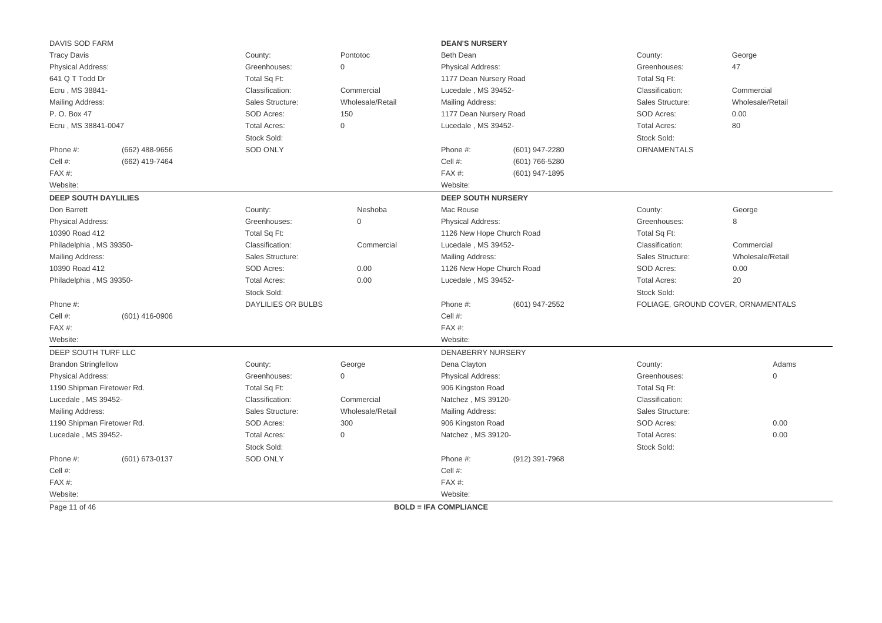DAVIS SOD FARM

| | | | |
|---|---|---|---|
| Tracy Davis | | County: | Pontotoc |
| Physical Address: | | Greenhouses: | 0 |
| 641 Q T Todd Dr | | Total Sq Ft: | |
| Ecru , MS 38841- | | Classification: | Commercial |
| Mailing Address: | | Sales Structure: | Wholesale/Retail |
| P. O. Box 47 | | SOD Acres: | 150 |
| Ecru , MS 38841-0047 | | Total Acres: | 0 |
| | | Stock Sold: | |
| Phone #: | (662) 488-9656 | SOD ONLY | |
| Cell #: | (662) 419-7464 | | |
| FAX #: | | | |
| Website: | | | |

**DEAN'S NURSERY**

| | | | |
|---|---|---|---|
| Beth Dean | | County: | George |
| Physical Address: | | Greenhouses: | 47 |
| 1177 Dean Nursery Road | | Total Sq Ft: | |
| Lucedale , MS 39452- | | Classification: | Commercial |
| Mailing Address: | | Sales Structure: | Wholesale/Retail |
| 1177 Dean Nursery Road | | SOD Acres: | 0.00 |
| Lucedale , MS 39452- | | Total Acres: | 80 |
| | | Stock Sold: | |
| Phone #: | (601) 947-2280 | ORNAMENTALS | |
| Cell #: | (601) 766-5280 | | |
| FAX #: | (601) 947-1895 | | |
| Website: | | | |

**DEEP SOUTH DAYLILIES**

| | | | |
|---|---|---|---|
| Don Barrett | | County: | Neshoba |
| Physical Address: | | Greenhouses: | 0 |
| 10390 Road 412 | | Total Sq Ft: | |
| Philadelphia , MS 39350- | | Classification: | Commercial |
| Mailing Address: | | Sales Structure: | |
| 10390 Road 412 | | SOD Acres: | 0.00 |
| Philadelphia , MS 39350- | | Total Acres: | 0.00 |
| | | Stock Sold: | |
| Phone #: | | DAYLILIES OR BULBS | |
| Cell #: | (601) 416-0906 | | |
| FAX #: | | | |
| Website: | | | |

**DEEP SOUTH NURSERY**

| | | | |
|---|---|---|---|
| Mac Rouse | | County: | George |
| Physical Address: | | Greenhouses: | 8 |
| 1126 New Hope Church Road | | Total Sq Ft: | |
| Lucedale , MS 39452- | | Classification: | Commercial |
| Mailing Address: | | Sales Structure: | Wholesale/Retail |
| 1126 New Hope Church Road | | SOD Acres: | 0.00 |
| Lucedale , MS 39452- | | Total Acres: | 20 |
| | | Stock Sold: | |
| Phone #: | (601) 947-2552 | FOLIAGE, GROUND COVER, ORNAMENTALS | |
| Cell #: | | | |
| FAX #: | | | |
| Website: | | | |

DEEP SOUTH TURF LLC

| | | | |
|---|---|---|---|
| Brandon Stringfellow | | County: | George |
| Physical Address: | | Greenhouses: | 0 |
| 1190 Shipman Firetower Rd. | | Total Sq Ft: | |
| Lucedale , MS 39452- | | Classification: | Commercial |
| Mailing Address: | | Sales Structure: | Wholesale/Retail |
| 1190 Shipman Firetower Rd. | | SOD Acres: | 300 |
| Lucedale , MS 39452- | | Total Acres: | 0 |
| | | Stock Sold: | |
| Phone #: | (601) 673-0137 | SOD ONLY | |
| Cell #: | | | |
| FAX #: | | | |
| Website: | | | |

DENABERRY NURSERY

| | | | |
|---|---|---|---|
| Dena Clayton | | County: | Adams |
| Physical Address: | | Greenhouses: | 0 |
| 906 Kingston Road | | Total Sq Ft: | |
| Natchez , MS 39120- | | Classification: | |
| Mailing Address: | | Sales Structure: | |
| 906 Kingston Road | | SOD Acres: | 0.00 |
| Natchez , MS 39120- | | Total Acres: | 0.00 |
| | | Stock Sold: | |
| Phone #: | (912) 391-7968 | | |
| Cell #: | | | |
| FAX #: | | | |
| Website: | | | |

**BOLD = IFA COMPLIANCE**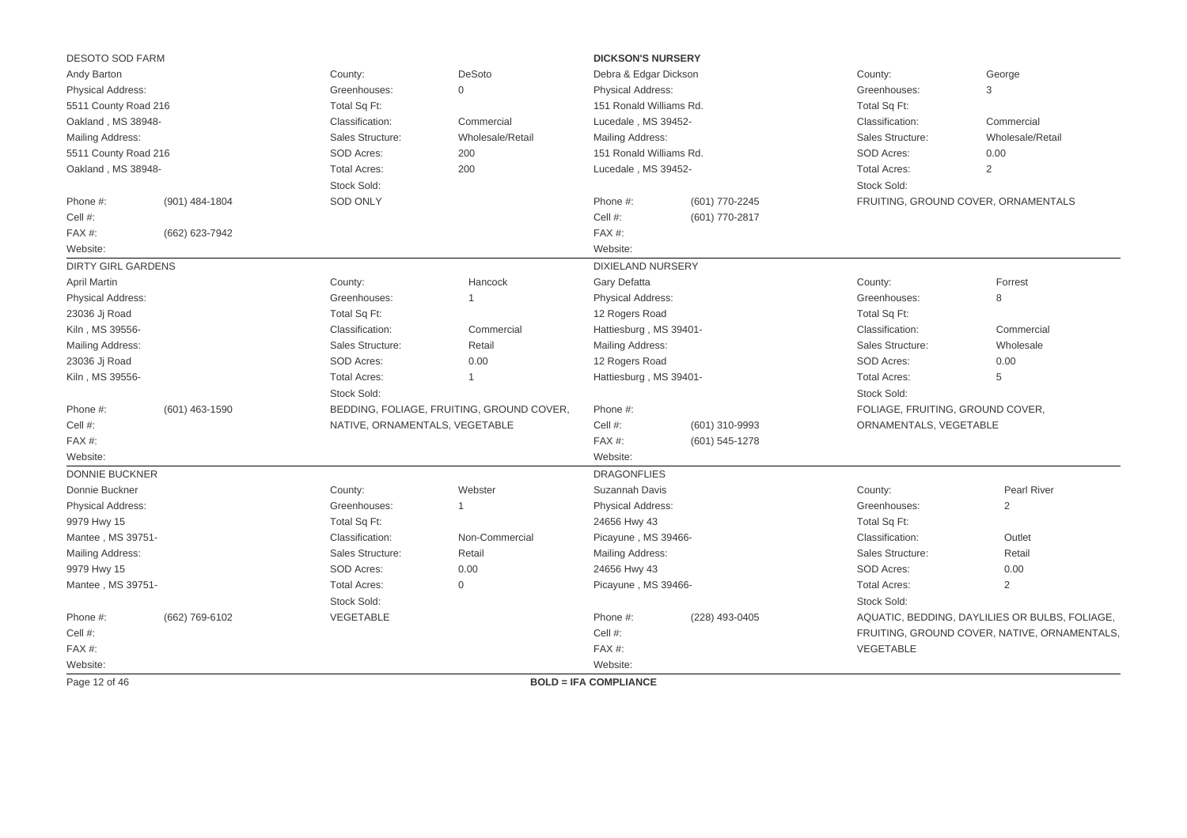### DESOTO SOD FARM

Andy Barton

Physical Address:
5511 County Road 216
Oakland , MS 38948-

Mailing Address:
5511 County Road 216
Oakland , MS 38948-

| | |
|---|---|
| Phone #: | (901) 484-1804 |
| Cell #: | |
| FAX #: | (662) 623-7942 |
| Website: | |

| | |
|---|---|
| County: | DeSoto |
| Greenhouses: | 0 |
| Total Sq Ft: | |
| Classification: | Commercial |
| Sales Structure: | Wholesale/Retail |
| SOD Acres: | 200 |
| Total Acres: | 200 |
| Stock Sold: | |

SOD ONLY

---

### **DICKSON'S NURSERY**

Debra & Edgar Dickson

Physical Address:
151 Ronald Williams Rd.
Lucedale , MS 39452-

Mailing Address:
151 Ronald Williams Rd.
Lucedale , MS 39452-

| | |
|---|---|
| Phone #: | (601) 770-2245 |
| Cell #: | (601) 770-2817 |
| FAX #: | |
| Website: | |

| | |
|---|---|
| County: | George |
| Greenhouses: | 3 |
| Total Sq Ft: | |
| Classification: | Commercial |
| Sales Structure: | Wholesale/Retail |
| SOD Acres: | 0.00 |
| Total Acres: | 2 |
| Stock Sold: | |

FRUITING, GROUND COVER, ORNAMENTALS

---

### DIRTY GIRL GARDENS

April Martin

Physical Address:
23036 Jj Road
Kiln , MS 39556-

Mailing Address:
23036 Jj Road
Kiln , MS 39556-

| | |
|---|---|
| Phone #: | (601) 463-1590 |
| Cell #: | |
| FAX #: | |
| Website: | |

| | |
|---|---|
| County: | Hancock |
| Greenhouses: | 1 |
| Total Sq Ft: | |
| Classification: | Commercial |
| Sales Structure: | Retail |
| SOD Acres: | 0.00 |
| Total Acres: | 1 |
| Stock Sold: | |

BEDDING, FOLIAGE, FRUITING, GROUND COVER, NATIVE, ORNAMENTALS, VEGETABLE

---

### DIXIELAND NURSERY

Gary Defatta

Physical Address:
12 Rogers Road
Hattiesburg , MS 39401-

Mailing Address:
12 Rogers Road
Hattiesburg , MS 39401-

| | |
|---|---|
| Phone #: | |
| Cell #: | (601) 310-9993 |
| FAX #: | (601) 545-1278 |
| Website: | |

| | |
|---|---|
| County: | Forrest |
| Greenhouses: | 8 |
| Total Sq Ft: | |
| Classification: | Commercial |
| Sales Structure: | Wholesale |
| SOD Acres: | 0.00 |
| Total Acres: | 5 |
| Stock Sold: | |

FOLIAGE, FRUITING, GROUND COVER, ORNAMENTALS, VEGETABLE

---

### DONNIE BUCKNER

Donnie Buckner

Physical Address:
9979 Hwy 15
Mantee , MS 39751-

Mailing Address:
9979 Hwy 15
Mantee , MS 39751-

| | |
|---|---|
| Phone #: | (662) 769-6102 |
| Cell #: | |
| FAX #: | |
| Website: | |

| | |
|---|---|
| County: | Webster |
| Greenhouses: | 1 |
| Total Sq Ft: | |
| Classification: | Non-Commercial |
| Sales Structure: | Retail |
| SOD Acres: | 0.00 |
| Total Acres: | 0 |
| Stock Sold: | |

VEGETABLE

---

### DRAGONFLIES

Suzannah Davis

Physical Address:
24656 Hwy 43
Picayune , MS 39466-

Mailing Address:
24656 Hwy 43
Picayune , MS 39466-

| | |
|---|---|
| Phone #: | (228) 493-0405 |
| Cell #: | |
| FAX #: | |
| Website: | |

| | |
|---|---|
| County: | Pearl River |
| Greenhouses: | 2 |
| Total Sq Ft: | |
| Classification: | Outlet |
| Sales Structure: | Retail |
| SOD Acres: | 0.00 |
| Total Acres: | 2 |
| Stock Sold: | |

AQUATIC, BEDDING, DAYLILIES OR BULBS, FOLIAGE, FRUITING, GROUND COVER, NATIVE, ORNAMENTALS, VEGETABLE

---

**BOLD = IFA COMPLIANCE**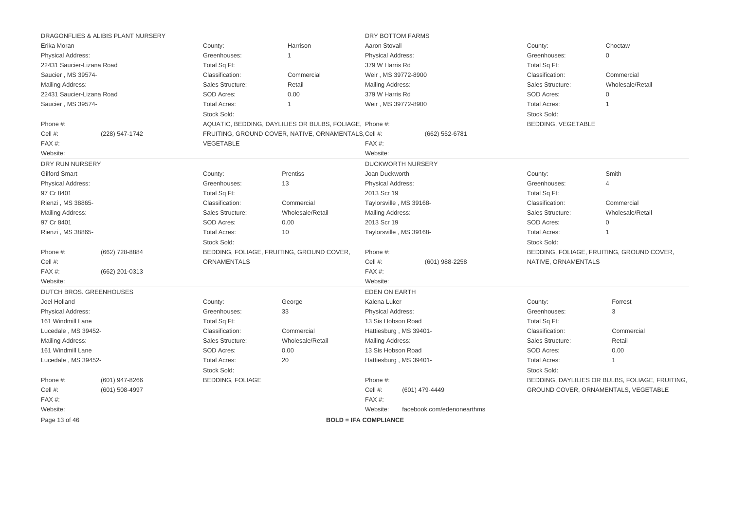## DRAGONFLIES & ALIBIS PLANT NURSERY

Erika Moran

Physical Address:
22431 Saucier-Lizana Road
Saucier , MS 39574-

Mailing Address:
22431 Saucier-Lizana Road
Saucier , MS 39574-

| | |
|---|---|
| County: | Harrison |
| Greenhouses: | 1 |
| Total Sq Ft: | |
| Classification: | Commercial |
| Sales Structure: | Retail |
| SOD Acres: | 0.00 |
| Total Acres: | 1 |

Stock Sold:
AQUATIC, BEDDING, DAYLILIES OR BULBS, FOLIAGE, FRUITING, GROUND COVER, NATIVE, ORNAMENTALS, VEGETABLE

Phone #:
Cell #: (228) 547-1742
FAX #:
Website:

## DRY BOTTOM FARMS

Aaron Stovall

Physical Address:
379 W Harris Rd
Weir , MS 39772-8900

Mailing Address:
379 W Harris Rd
Weir , MS 39772-8900

| | |
|---|---|
| County: | Choctaw |
| Greenhouses: | 0 |
| Total Sq Ft: | |
| Classification: | Commercial |
| Sales Structure: | Wholesale/Retail |
| SOD Acres: | 0 |
| Total Acres: | 1 |

Stock Sold:
BEDDING, VEGETABLE

Phone #:
Cell #: (662) 552-6781
FAX #:
Website:

## DRY RUN NURSERY

Gilford Smart

Physical Address:
97 Cr 8401
Rienzi , MS 38865-

Mailing Address:
97 Cr 8401
Rienzi , MS 38865-

| | |
|---|---|
| County: | Prentiss |
| Greenhouses: | 13 |
| Total Sq Ft: | |
| Classification: | Commercial |
| Sales Structure: | Wholesale/Retail |
| SOD Acres: | 0.00 |
| Total Acres: | 10 |

Stock Sold:
BEDDING, FOLIAGE, FRUITING, GROUND COVER, ORNAMENTALS

Phone #: (662) 728-8884
Cell #:
FAX #: (662) 201-0313
Website:

## DUCKWORTH NURSERY

Joan Duckworth

Physical Address:
2013 Scr 19
Taylorsville , MS 39168-

Mailing Address:
2013 Scr 19
Taylorsville , MS 39168-

| | |
|---|---|
| County: | Smith |
| Greenhouses: | 4 |
| Total Sq Ft: | |
| Classification: | Commercial |
| Sales Structure: | Wholesale/Retail |
| SOD Acres: | 0 |
| Total Acres: | 1 |

Stock Sold:
BEDDING, FOLIAGE, FRUITING, GROUND COVER, NATIVE, ORNAMENTALS

Phone #:
Cell #: (601) 988-2258
FAX #:
Website:

## DUTCH BROS. GREENHOUSES

Joel Holland

Physical Address:
161 Windmill Lane
Lucedale , MS 39452-

Mailing Address:
161 Windmill Lane
Lucedale , MS 39452-

| | |
|---|---|
| County: | George |
| Greenhouses: | 33 |
| Total Sq Ft: | |
| Classification: | Commercial |
| Sales Structure: | Wholesale/Retail |
| SOD Acres: | 0.00 |
| Total Acres: | 20 |

Stock Sold:
BEDDING, FOLIAGE

Phone #: (601) 947-8266
Cell #: (601) 508-4997
FAX #:
Website:

## EDEN ON EARTH

Kalena Luker

Physical Address:
13 Sis Hobson Road
Hattiesburg , MS 39401-

Mailing Address:
13 Sis Hobson Road
Hattiesburg , MS 39401-

| | |
|---|---|
| County: | Forrest |
| Greenhouses: | 3 |
| Total Sq Ft: | |
| Classification: | Commercial |
| Sales Structure: | Retail |
| SOD Acres: | 0.00 |
| Total Acres: | 1 |

Stock Sold:
BEDDING, DAYLILIES OR BULBS, FOLIAGE, FRUITING, GROUND COVER, ORNAMENTALS, VEGETABLE

Phone #:
Cell #: (601) 479-4449
FAX #:
Website: facebook.com/edenonearthms

**BOLD = IFA COMPLIANCE**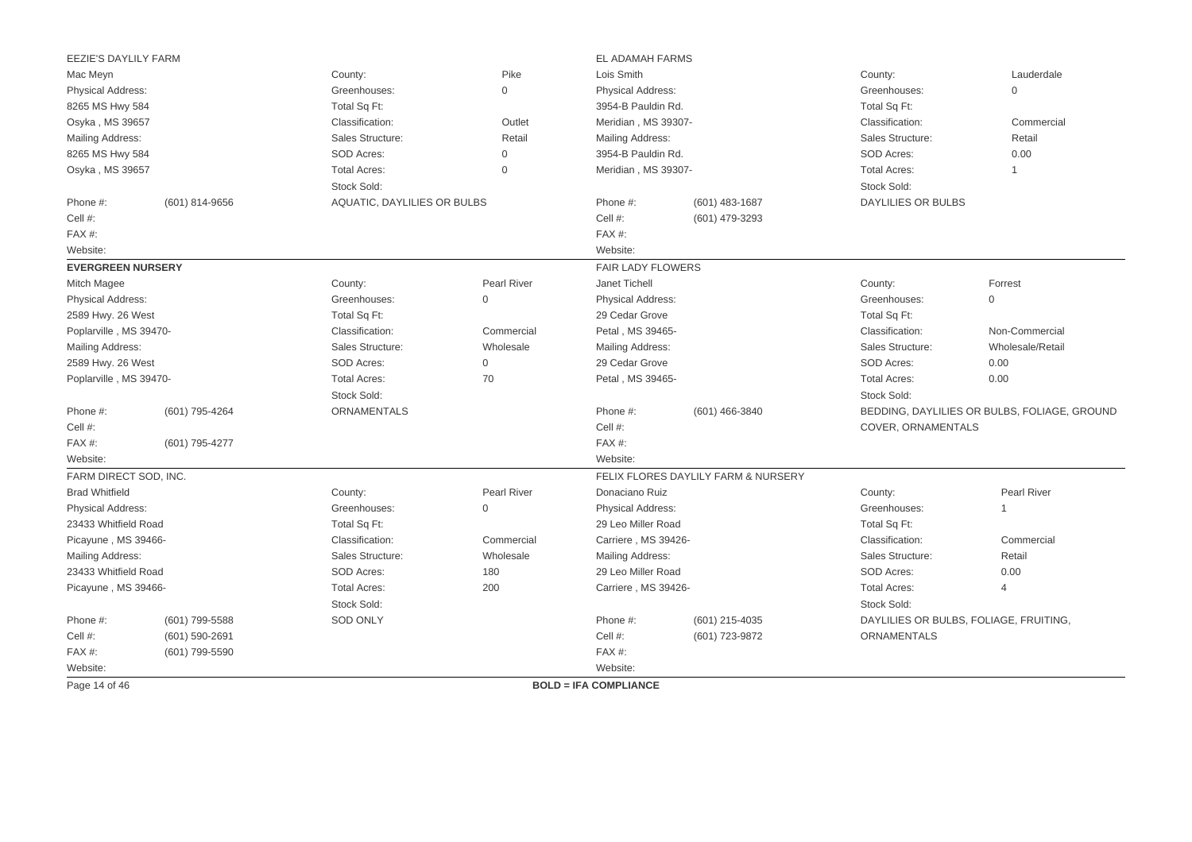EEZIE'S DAYLILY FARM

Mac Meyn

| | | | |
|---|---|---|---|
| Physical Address: | | County: | Pike |
| 8265 MS Hwy 584 | | Greenhouses: | 0 |
| Osyka , MS 39657 | | Total Sq Ft: | |
| Mailing Address: | | Classification: | Outlet |
| 8265 MS Hwy 584 | | Sales Structure: | Retail |
| Osyka , MS 39657 | | SOD Acres: | 0 |
| | | Total Acres: | 0 |
| | | Stock Sold: | |
| Phone #: | (601) 814-9656 | AQUATIC, DAYLILIES OR BULBS | |
| Cell #: | | | |
| FAX #: | | | |
| Website: | | | |

EL ADAMAH FARMS

Lois Smith

| | | | |
|---|---|---|---|
| Physical Address: | | County: | Lauderdale |
| 3954-B Pauldin Rd. | | Greenhouses: | 0 |
| Meridian , MS 39307- | | Total Sq Ft: | |
| Mailing Address: | | Classification: | Commercial |
| 3954-B Pauldin Rd. | | Sales Structure: | Retail |
| Meridian , MS 39307- | | SOD Acres: | 0.00 |
| | | Total Acres: | 1 |
| | | Stock Sold: | |
| Phone #: | (601) 483-1687 | DAYLILIES OR BULBS | |
| Cell #: | (601) 479-3293 | | |
| FAX #: | | | |
| Website: | | | |

**EVERGREEN NURSERY**

Mitch Magee

| | | | |
|---|---|---|---|
| Physical Address: | | County: | Pearl River |
| 2589 Hwy. 26 West | | Greenhouses: | 0 |
| Poplarville , MS 39470- | | Total Sq Ft: | |
| Mailing Address: | | Classification: | Commercial |
| 2589 Hwy. 26 West | | Sales Structure: | Wholesale |
| Poplarville , MS 39470- | | SOD Acres: | 0 |
| | | Total Acres: | 70 |
| | | Stock Sold: | |
| Phone #: | (601) 795-4264 | ORNAMENTALS | |
| Cell #: | | | |
| FAX #: | (601) 795-4277 | | |
| Website: | | | |

FAIR LADY FLOWERS

Janet Tichell

| | | | |
|---|---|---|---|
| Physical Address: | | County: | Forrest |
| 29 Cedar Grove | | Greenhouses: | 0 |
| Petal , MS 39465- | | Total Sq Ft: | |
| Mailing Address: | | Classification: | Non-Commercial |
| 29 Cedar Grove | | Sales Structure: | Wholesale/Retail |
| Petal , MS 39465- | | SOD Acres: | 0.00 |
| | | Total Acres: | 0.00 |
| | | Stock Sold: | |
| Phone #: | (601) 466-3840 | BEDDING, DAYLILIES OR BULBS, FOLIAGE, GROUND COVER, ORNAMENTALS | |
| Cell #: | | | |
| FAX #: | | | |
| Website: | | | |

FARM DIRECT SOD, INC.

Brad Whitfield

| | | | |
|---|---|---|---|
| Physical Address: | | County: | Pearl River |
| 23433 Whitfield Road | | Greenhouses: | 0 |
| Picayune , MS 39466- | | Total Sq Ft: | |
| Mailing Address: | | Classification: | Commercial |
| 23433 Whitfield Road | | Sales Structure: | Wholesale |
| Picayune , MS 39466- | | SOD Acres: | 180 |
| | | Total Acres: | 200 |
| | | Stock Sold: | |
| Phone #: | (601) 799-5588 | SOD ONLY | |
| Cell #: | (601) 590-2691 | | |
| FAX #: | (601) 799-5590 | | |
| Website: | | | |

FELIX FLORES DAYLILY FARM & NURSERY

Donaciano Ruiz

| | | | |
|---|---|---|---|
| Physical Address: | | County: | Pearl River |
| 29 Leo Miller Road | | Greenhouses: | 1 |
| Carriere , MS 39426- | | Total Sq Ft: | |
| Mailing Address: | | Classification: | Commercial |
| 29 Leo Miller Road | | Sales Structure: | Retail |
| Carriere , MS 39426- | | SOD Acres: | 0.00 |
| | | Total Acres: | 4 |
| | | Stock Sold: | |
| Phone #: | (601) 215-4035 | DAYLILIES OR BULBS, FOLIAGE, FRUITING, ORNAMENTALS | |
| Cell #: | (601) 723-9872 | | |
| FAX #: | | | |
| Website: | | | |

**BOLD = IFA COMPLIANCE**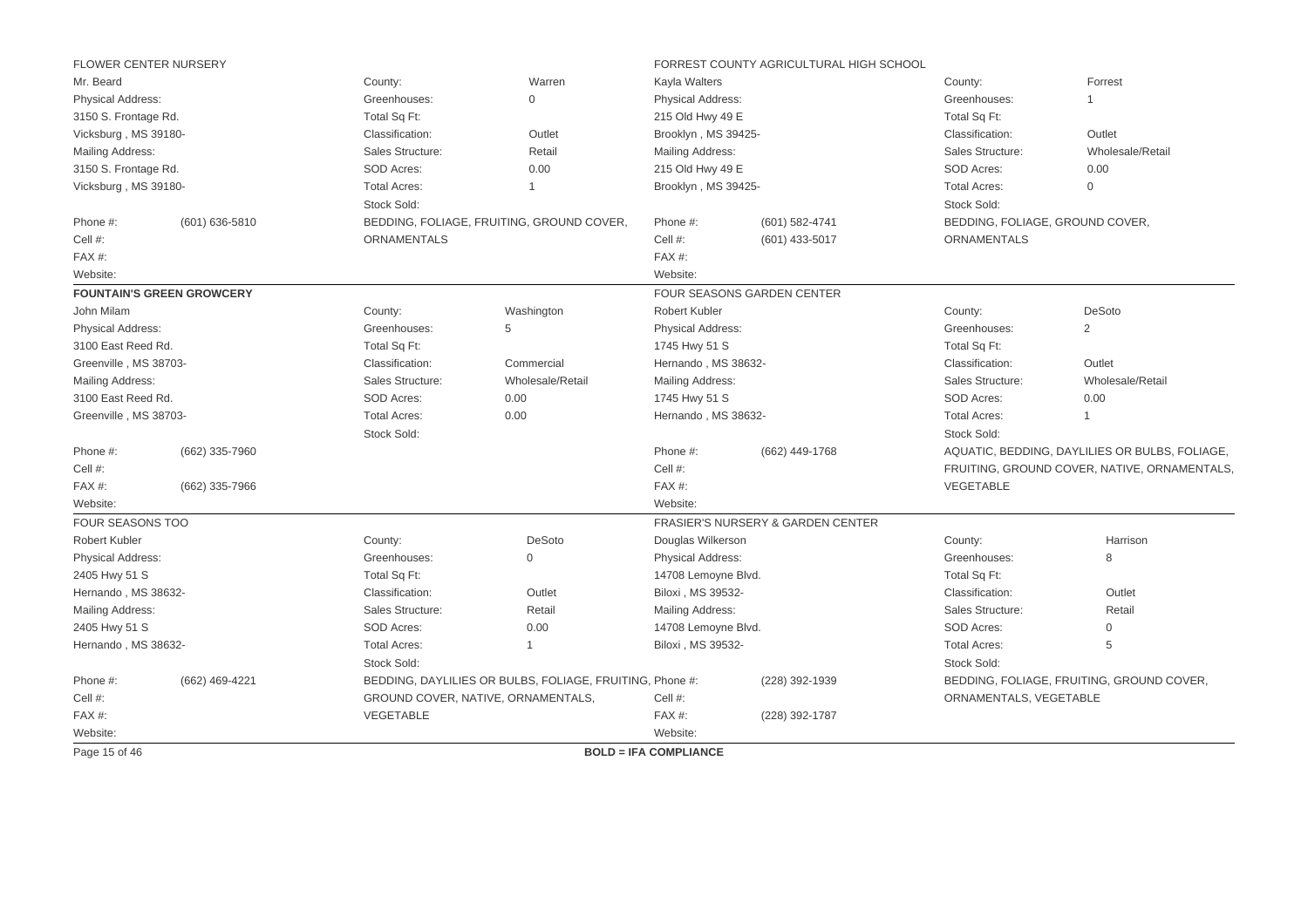### FLOWER CENTER NURSERY

Mr. Beard

| | | | |
|---|---|---|---|
| Physical Address: | | County: | Warren |
| 3150 S. Frontage Rd. | | Greenhouses: | 0 |
| Vicksburg , MS 39180- | | Total Sq Ft: | |
| Mailing Address: | | Classification: | Outlet |
| 3150 S. Frontage Rd. | | Sales Structure: | Retail |
| Vicksburg , MS 39180- | | SOD Acres: | 0.00 |
| | | Total Acres: | 1 |
| Phone #: | (601) 636-5810 | Stock Sold: | BEDDING, FOLIAGE, FRUITING, GROUND COVER, ORNAMENTALS |
| Cell #: | | | |
| FAX #: | | | |
| Website: | | | |

### FORREST COUNTY AGRICULTURAL HIGH SCHOOL

Kayla Walters

| | | | |
|---|---|---|---|
| Physical Address: | | County: | Forrest |
| 215 Old Hwy 49 E | | Greenhouses: | 1 |
| Brooklyn , MS 39425- | | Total Sq Ft: | |
| Mailing Address: | | Classification: | Outlet |
| 215 Old Hwy 49 E | | Sales Structure: | Wholesale/Retail |
| Brooklyn , MS 39425- | | SOD Acres: | 0.00 |
| | | Total Acres: | 0 |
| Phone #: | (601) 582-4741 | Stock Sold: | BEDDING, FOLIAGE, GROUND COVER, ORNAMENTALS |
| Cell #: | (601) 433-5017 | | |
| FAX #: | | | |
| Website: | | | |

### **FOUNTAIN'S GREEN GROWCERY**

John Milam

| | | | |
|---|---|---|---|
| Physical Address: | | County: | Washington |
| 3100 East Reed Rd. | | Greenhouses: | 5 |
| Greenville , MS 38703- | | Total Sq Ft: | |
| Mailing Address: | | Classification: | Commercial |
| 3100 East Reed Rd. | | Sales Structure: | Wholesale/Retail |
| Greenville , MS 38703- | | SOD Acres: | 0.00 |
| | | Total Acres: | 0.00 |
| Phone #: | (662) 335-7960 | Stock Sold: | |
| Cell #: | | | |
| FAX #: | (662) 335-7966 | | |
| Website: | | | |

### FOUR SEASONS GARDEN CENTER

Robert Kubler

| | | | |
|---|---|---|---|
| Physical Address: | | County: | DeSoto |
| 1745 Hwy 51 S | | Greenhouses: | 2 |
| Hernando , MS 38632- | | Total Sq Ft: | |
| Mailing Address: | | Classification: | Outlet |
| 1745 Hwy 51 S | | Sales Structure: | Wholesale/Retail |
| Hernando , MS 38632- | | SOD Acres: | 0.00 |
| | | Total Acres: | 1 |
| Phone #: | (662) 449-1768 | Stock Sold: | AQUATIC, BEDDING, DAYLILIES OR BULBS, FOLIAGE, FRUITING, GROUND COVER, NATIVE, ORNAMENTALS, VEGETABLE |
| Cell #: | | | |
| FAX #: | | | |
| Website: | | | |

### FOUR SEASONS TOO

Robert Kubler

| | | | |
|---|---|---|---|
| Physical Address: | | County: | DeSoto |
| 2405 Hwy 51 S | | Greenhouses: | 0 |
| Hernando , MS 38632- | | Total Sq Ft: | |
| Mailing Address: | | Classification: | Outlet |
| 2405 Hwy 51 S | | Sales Structure: | Retail |
| Hernando , MS 38632- | | SOD Acres: | 0.00 |
| | | Total Acres: | 1 |
| Phone #: | (662) 469-4221 | Stock Sold: | BEDDING, DAYLILIES OR BULBS, FOLIAGE, FRUITING, GROUND COVER, NATIVE, ORNAMENTALS, VEGETABLE |
| Cell #: | | | |
| FAX #: | | | |
| Website: | | | |

### FRASIER'S NURSERY & GARDEN CENTER

Douglas Wilkerson

| | | | |
|---|---|---|---|
| Physical Address: | | County: | Harrison |
| 14708 Lemoyne Blvd. | | Greenhouses: | 8 |
| Biloxi , MS 39532- | | Total Sq Ft: | |
| Mailing Address: | | Classification: | Outlet |
| 14708 Lemoyne Blvd. | | Sales Structure: | Retail |
| Biloxi , MS 39532- | | SOD Acres: | 0 |
| | | Total Acres: | 5 |
| Phone #: | (228) 392-1939 | Stock Sold: | BEDDING, FOLIAGE, FRUITING, GROUND COVER, ORNAMENTALS, VEGETABLE |
| Cell #: | | | |
| FAX #: | (228) 392-1787 | | |
| Website: | | | |

**BOLD = IFA COMPLIANCE**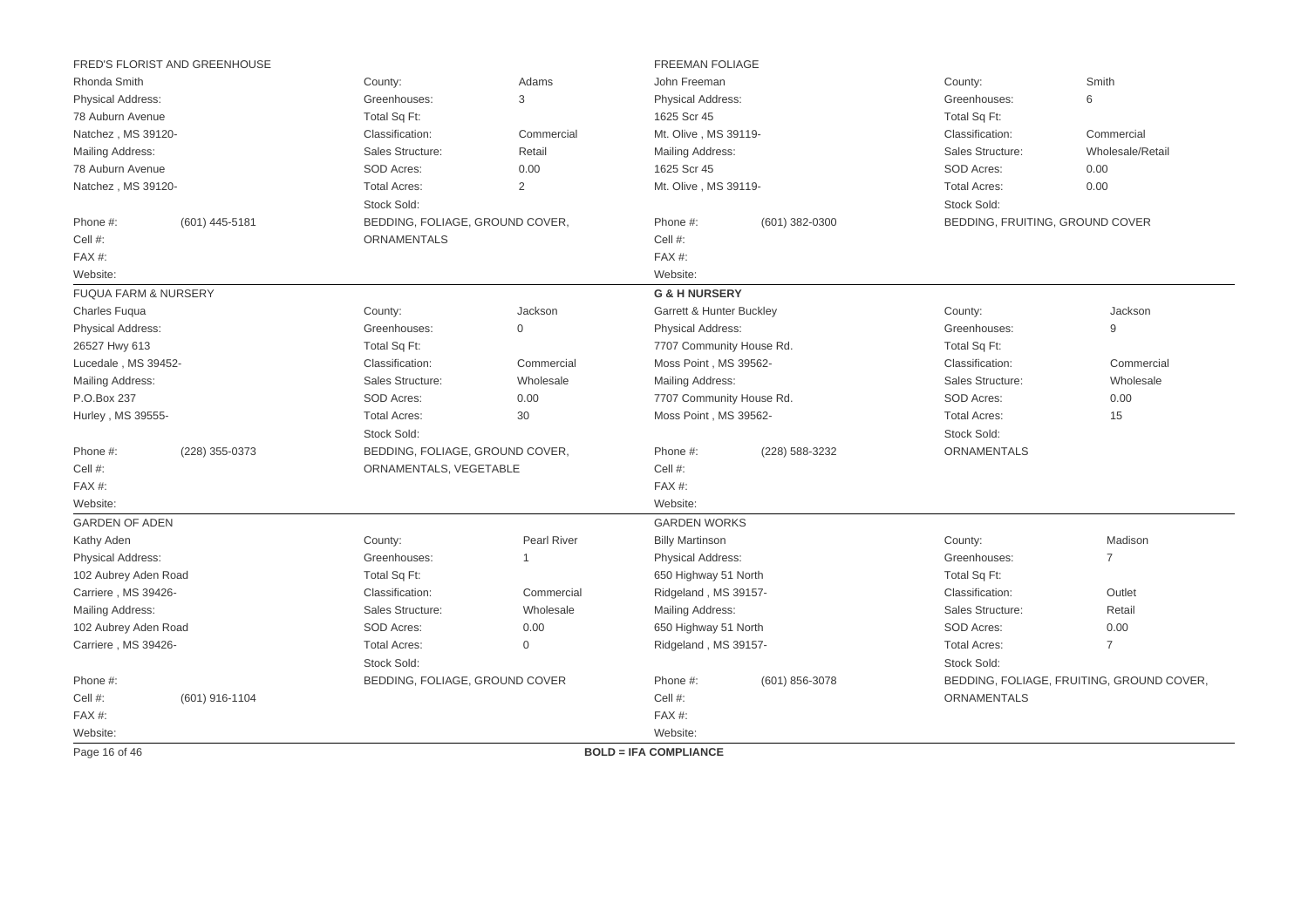## FRED'S FLORIST AND GREENHOUSE

Rhonda Smith

| | | | |
|---|---|---|---|
| Physical Address: | | County: | Adams |
| 78 Auburn Avenue | | Greenhouses: | 3 |
| Natchez , MS 39120- | | Total Sq Ft: | |
| Mailing Address: | | Classification: | Commercial |
| 78 Auburn Avenue | | Sales Structure: | Retail |
| Natchez , MS 39120- | | SOD Acres: | 0.00 |
| | | Total Acres: | 2 |
| Phone #: | (601) 445-5181 | Stock Sold: | |
| Cell #: | | BEDDING, FOLIAGE, GROUND COVER, ORNAMENTALS | |
| FAX #: | | | |
| Website: | | | |

## FREEMAN FOLIAGE

John Freeman

| | | | |
|---|---|---|---|
| Physical Address: | | County: | Smith |
| 1625 Scr 45 | | Greenhouses: | 6 |
| Mt. Olive , MS 39119- | | Total Sq Ft: | |
| Mailing Address: | | Classification: | Commercial |
| 1625 Scr 45 | | Sales Structure: | Wholesale/Retail |
| Mt. Olive , MS 39119- | | SOD Acres: | 0.00 |
| | | Total Acres: | 0.00 |
| Phone #: | (601) 382-0300 | Stock Sold: | |
| Cell #: | | BEDDING, FRUITING, GROUND COVER | |
| FAX #: | | | |
| Website: | | | |

## FUQUA FARM & NURSERY

Charles Fuqua

| | | | |
|---|---|---|---|
| Physical Address: | | County: | Jackson |
| 26527 Hwy 613 | | Greenhouses: | 0 |
| Lucedale , MS 39452- | | Total Sq Ft: | |
| Mailing Address: | | Classification: | Commercial |
| P.O.Box 237 | | Sales Structure: | Wholesale |
| Hurley , MS 39555- | | SOD Acres: | 0.00 |
| | | Total Acres: | 30 |
| Phone #: | (228) 355-0373 | Stock Sold: | |
| Cell #: | | BEDDING, FOLIAGE, GROUND COVER, ORNAMENTALS, VEGETABLE | |
| FAX #: | | | |
| Website: | | | |

## **G & H NURSERY**

Garrett & Hunter Buckley

| | | | |
|---|---|---|---|
| Physical Address: | | County: | Jackson |
| 7707 Community House Rd. | | Greenhouses: | 9 |
| Moss Point , MS 39562- | | Total Sq Ft: | |
| Mailing Address: | | Classification: | Commercial |
| 7707 Community House Rd. | | Sales Structure: | Wholesale |
| Moss Point , MS 39562- | | SOD Acres: | 0.00 |
| | | Total Acres: | 15 |
| Phone #: | (228) 588-3232 | Stock Sold: | |
| Cell #: | | ORNAMENTALS | |
| FAX #: | | | |
| Website: | | | |

## GARDEN OF ADEN

Kathy Aden

| | | | |
|---|---|---|---|
| Physical Address: | | County: | Pearl River |
| 102 Aubrey Aden Road | | Greenhouses: | 1 |
| Carriere , MS 39426- | | Total Sq Ft: | |
| Mailing Address: | | Classification: | Commercial |
| 102 Aubrey Aden Road | | Sales Structure: | Wholesale |
| Carriere , MS 39426- | | SOD Acres: | 0.00 |
| | | Total Acres: | 0 |
| Phone #: | | Stock Sold: | |
| Cell #: | (601) 916-1104 | BEDDING, FOLIAGE, GROUND COVER | |
| FAX #: | | | |
| Website: | | | |

## GARDEN WORKS

Billy Martinson

| | | | |
|---|---|---|---|
| Physical Address: | | County: | Madison |
| 650 Highway 51 North | | Greenhouses: | 7 |
| Ridgeland , MS 39157- | | Total Sq Ft: | |
| Mailing Address: | | Classification: | Outlet |
| 650 Highway 51 North | | Sales Structure: | Retail |
| Ridgeland , MS 39157- | | SOD Acres: | 0.00 |
| | | Total Acres: | 7 |
| Phone #: | (601) 856-3078 | Stock Sold: | |
| Cell #: | | BEDDING, FOLIAGE, FRUITING, GROUND COVER, ORNAMENTALS | |
| FAX #: | | | |
| Website: | | | |

**BOLD = IFA COMPLIANCE**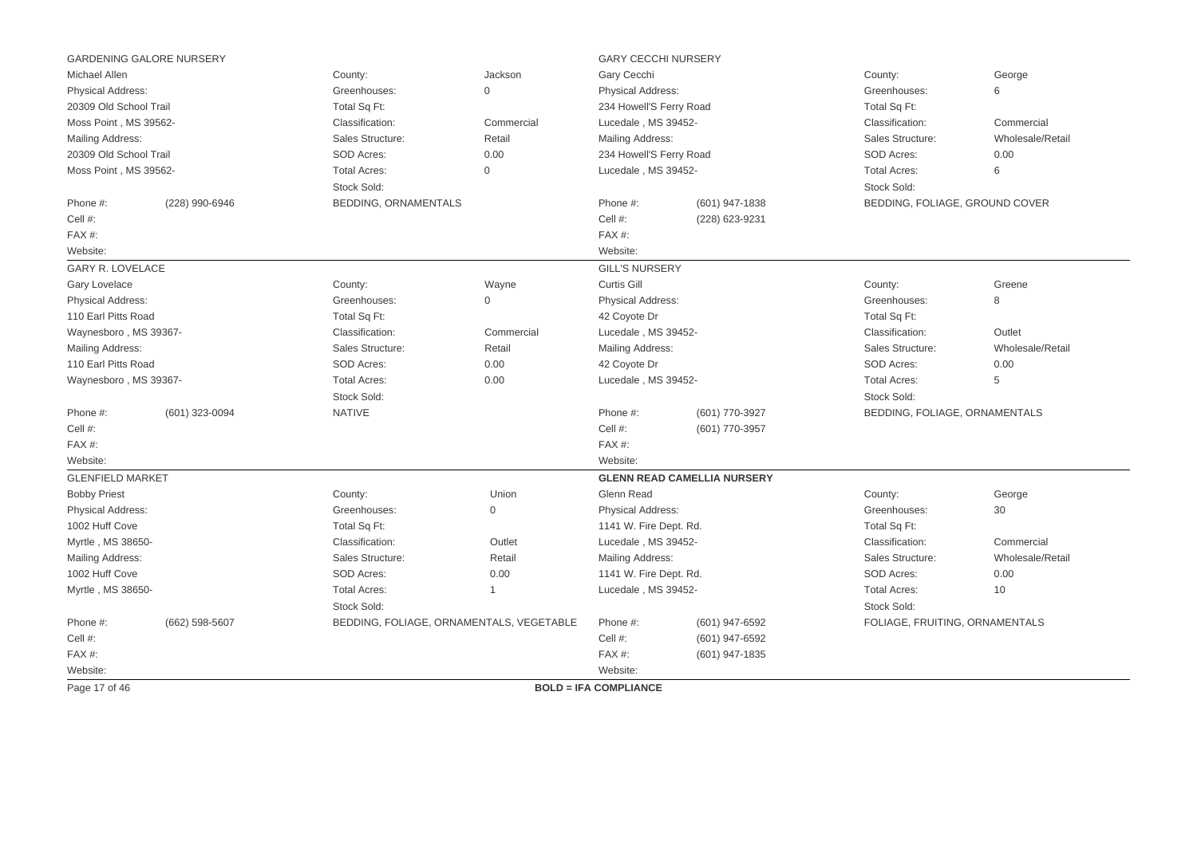## GARDENING GALORE NURSERY

| | | | |
|---|---|---|---|
| Michael Allen | | County: | Jackson |
| Physical Address: | | Greenhouses: | 0 |
| 20309 Old School Trail | | Total Sq Ft: | |
| Moss Point , MS 39562- | | Classification: | Commercial |
| Mailing Address: | | Sales Structure: | Retail |
| 20309 Old School Trail | | SOD Acres: | 0.00 |
| Moss Point , MS 39562- | | Total Acres: | 0 |
| | | Stock Sold: | |
| Phone #: | (228) 990-6946 | BEDDING, ORNAMENTALS | |
| Cell #: | | | |
| FAX #: | | | |
| Website: | | | |

## GARY CECCHI NURSERY

| | | | |
|---|---|---|---|
| Gary Cecchi | | County: | George |
| Physical Address: | | Greenhouses: | 6 |
| 234 Howell'S Ferry Road | | Total Sq Ft: | |
| Lucedale , MS 39452- | | Classification: | Commercial |
| Mailing Address: | | Sales Structure: | Wholesale/Retail |
| 234 Howell'S Ferry Road | | SOD Acres: | 0.00 |
| Lucedale , MS 39452- | | Total Acres: | 6 |
| | | Stock Sold: | |
| Phone #: | (601) 947-1838 | BEDDING, FOLIAGE, GROUND COVER | |
| Cell #: | (228) 623-9231 | | |
| FAX #: | | | |
| Website: | | | |

## GARY R. LOVELACE

| | | | |
|---|---|---|---|
| Gary Lovelace | | County: | Wayne |
| Physical Address: | | Greenhouses: | 0 |
| 110 Earl Pitts Road | | Total Sq Ft: | |
| Waynesboro , MS 39367- | | Classification: | Commercial |
| Mailing Address: | | Sales Structure: | Retail |
| 110 Earl Pitts Road | | SOD Acres: | 0.00 |
| Waynesboro , MS 39367- | | Total Acres: | 0.00 |
| | | Stock Sold: | |
| Phone #: | (601) 323-0094 | NATIVE | |
| Cell #: | | | |
| FAX #: | | | |
| Website: | | | |

## GILL'S NURSERY

| | | | |
|---|---|---|---|
| Curtis Gill | | County: | Greene |
| Physical Address: | | Greenhouses: | 8 |
| 42 Coyote Dr | | Total Sq Ft: | |
| Lucedale , MS 39452- | | Classification: | Outlet |
| Mailing Address: | | Sales Structure: | Wholesale/Retail |
| 42 Coyote Dr | | SOD Acres: | 0.00 |
| Lucedale , MS 39452- | | Total Acres: | 5 |
| | | Stock Sold: | |
| Phone #: | (601) 770-3927 | BEDDING, FOLIAGE, ORNAMENTALS | |
| Cell #: | (601) 770-3957 | | |
| FAX #: | | | |
| Website: | | | |

## GLENFIELD MARKET

| | | | |
|---|---|---|---|
| Bobby Priest | | County: | Union |
| Physical Address: | | Greenhouses: | 0 |
| 1002 Huff Cove | | Total Sq Ft: | |
| Myrtle , MS 38650- | | Classification: | Outlet |
| Mailing Address: | | Sales Structure: | Retail |
| 1002 Huff Cove | | SOD Acres: | 0.00 |
| Myrtle , MS 38650- | | Total Acres: | 1 |
| | | Stock Sold: | |
| Phone #: | (662) 598-5607 | BEDDING, FOLIAGE, ORNAMENTALS, VEGETABLE | |
| Cell #: | | | |
| FAX #: | | | |
| Website: | | | |

## **GLENN READ CAMELLIA NURSERY**

| | | | |
|---|---|---|---|
| Glenn Read | | County: | George |
| Physical Address: | | Greenhouses: | 30 |
| 1141 W. Fire Dept. Rd. | | Total Sq Ft: | |
| Lucedale , MS 39452- | | Classification: | Commercial |
| Mailing Address: | | Sales Structure: | Wholesale/Retail |
| 1141 W. Fire Dept. Rd. | | SOD Acres: | 0.00 |
| Lucedale , MS 39452- | | Total Acres: | 10 |
| | | Stock Sold: | |
| Phone #: | (601) 947-6592 | FOLIAGE, FRUITING, ORNAMENTALS | |
| Cell #: | (601) 947-6592 | | |
| FAX #: | (601) 947-1835 | | |
| Website: | | | |

**BOLD = IFA COMPLIANCE**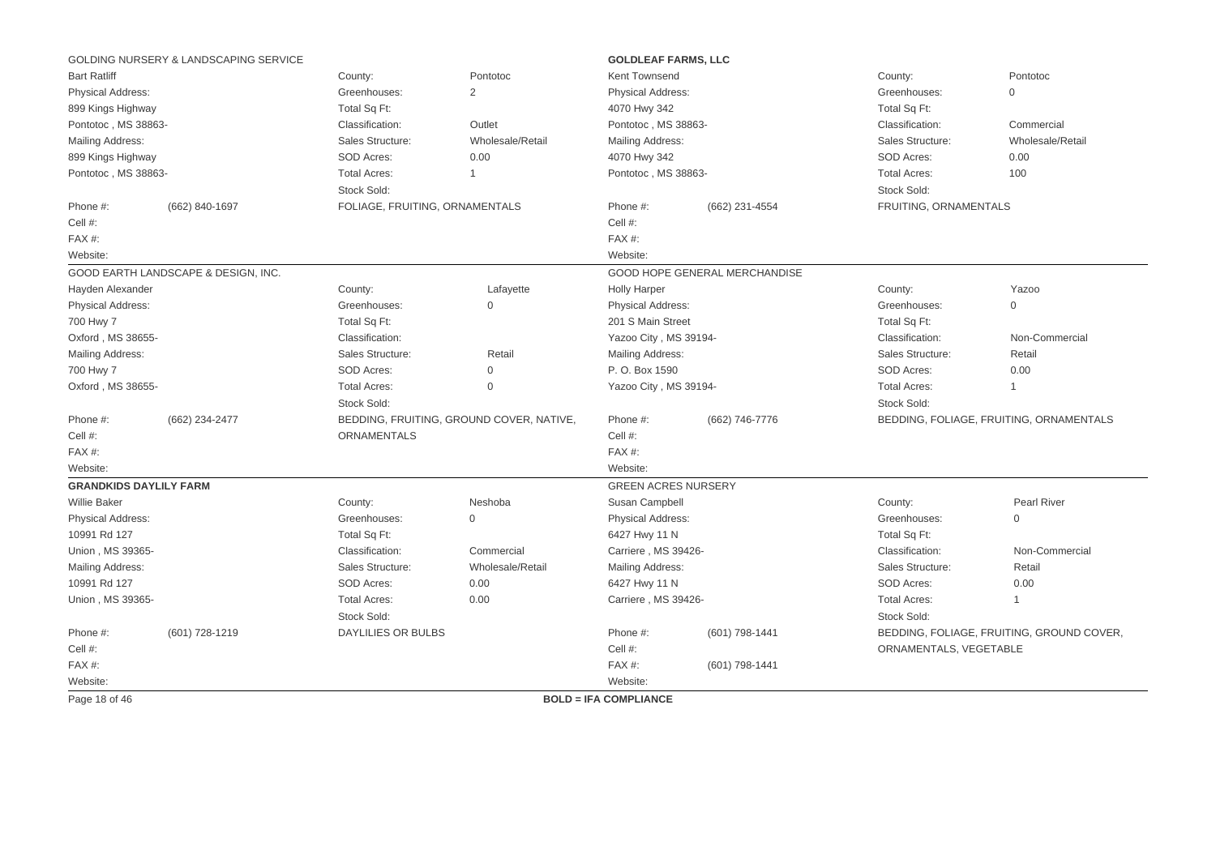GOLDING NURSERY & LANDSCAPING SERVICE

| | | | |
|---|---|---|---|
| Bart Ratliff | | County: | Pontotoc |
| Physical Address: | | Greenhouses: | 2 |
| 899 Kings Highway | | Total Sq Ft: | |
| Pontotoc , MS 38863- | | Classification: | Outlet |
| Mailing Address: | | Sales Structure: | Wholesale/Retail |
| 899 Kings Highway | | SOD Acres: | 0.00 |
| Pontotoc , MS 38863- | | Total Acres: | 1 |
| | | Stock Sold: | |
| Phone #: | (662) 840-1697 | FOLIAGE, FRUITING, ORNAMENTALS | |
| Cell #: | | | |
| FAX #: | | | |
| Website: | | | |

**GOLDLEAF FARMS, LLC**

| | | | |
|---|---|---|---|
| Kent Townsend | | County: | Pontotoc |
| Physical Address: | | Greenhouses: | 0 |
| 4070 Hwy 342 | | Total Sq Ft: | |
| Pontotoc , MS 38863- | | Classification: | Commercial |
| Mailing Address: | | Sales Structure: | Wholesale/Retail |
| 4070 Hwy 342 | | SOD Acres: | 0.00 |
| Pontotoc , MS 38863- | | Total Acres: | 100 |
| | | Stock Sold: | |
| Phone #: | (662) 231-4554 | FRUITING, ORNAMENTALS | |
| Cell #: | | | |
| FAX #: | | | |
| Website: | | | |

GOOD EARTH LANDSCAPE & DESIGN, INC.

| | | | |
|---|---|---|---|
| Hayden Alexander | | County: | Lafayette |
| Physical Address: | | Greenhouses: | 0 |
| 700 Hwy 7 | | Total Sq Ft: | |
| Oxford , MS 38655- | | Classification: | |
| Mailing Address: | | Sales Structure: | Retail |
| 700 Hwy 7 | | SOD Acres: | 0 |
| Oxford , MS 38655- | | Total Acres: | 0 |
| | | Stock Sold: | |
| Phone #: | (662) 234-2477 | BEDDING, FRUITING, GROUND COVER, NATIVE, ORNAMENTALS | |
| Cell #: | | | |
| FAX #: | | | |
| Website: | | | |

GOOD HOPE GENERAL MERCHANDISE

| | | | |
|---|---|---|---|
| Holly Harper | | County: | Yazoo |
| Physical Address: | | Greenhouses: | 0 |
| 201 S Main Street | | Total Sq Ft: | |
| Yazoo City , MS 39194- | | Classification: | Non-Commercial |
| Mailing Address: | | Sales Structure: | Retail |
| P. O. Box 1590 | | SOD Acres: | 0.00 |
| Yazoo City , MS 39194- | | Total Acres: | 1 |
| | | Stock Sold: | |
| Phone #: | (662) 746-7776 | BEDDING, FOLIAGE, FRUITING, ORNAMENTALS | |
| Cell #: | | | |
| FAX #: | | | |
| Website: | | | |

**GRANDKIDS DAYLILY FARM**

| | | | |
|---|---|---|---|
| Willie Baker | | County: | Neshoba |
| Physical Address: | | Greenhouses: | 0 |
| 10991 Rd 127 | | Total Sq Ft: | |
| Union , MS 39365- | | Classification: | Commercial |
| Mailing Address: | | Sales Structure: | Wholesale/Retail |
| 10991 Rd 127 | | SOD Acres: | 0.00 |
| Union , MS 39365- | | Total Acres: | 0.00 |
| | | Stock Sold: | |
| Phone #: | (601) 728-1219 | DAYLILIES OR BULBS | |
| Cell #: | | | |
| FAX #: | | | |
| Website: | | | |

GREEN ACRES NURSERY

| | | | |
|---|---|---|---|
| Susan Campbell | | County: | Pearl River |
| Physical Address: | | Greenhouses: | 0 |
| 6427 Hwy 11 N | | Total Sq Ft: | |
| Carriere , MS 39426- | | Classification: | Non-Commercial |
| Mailing Address: | | Sales Structure: | Retail |
| 6427 Hwy 11 N | | SOD Acres: | 0.00 |
| Carriere , MS 39426- | | Total Acres: | 1 |
| | | Stock Sold: | |
| Phone #: | (601) 798-1441 | BEDDING, FOLIAGE, FRUITING, GROUND COVER, ORNAMENTALS, VEGETABLE | |
| Cell #: | | | |
| FAX #: | (601) 798-1441 | | |
| Website: | | | |

**BOLD = IFA COMPLIANCE**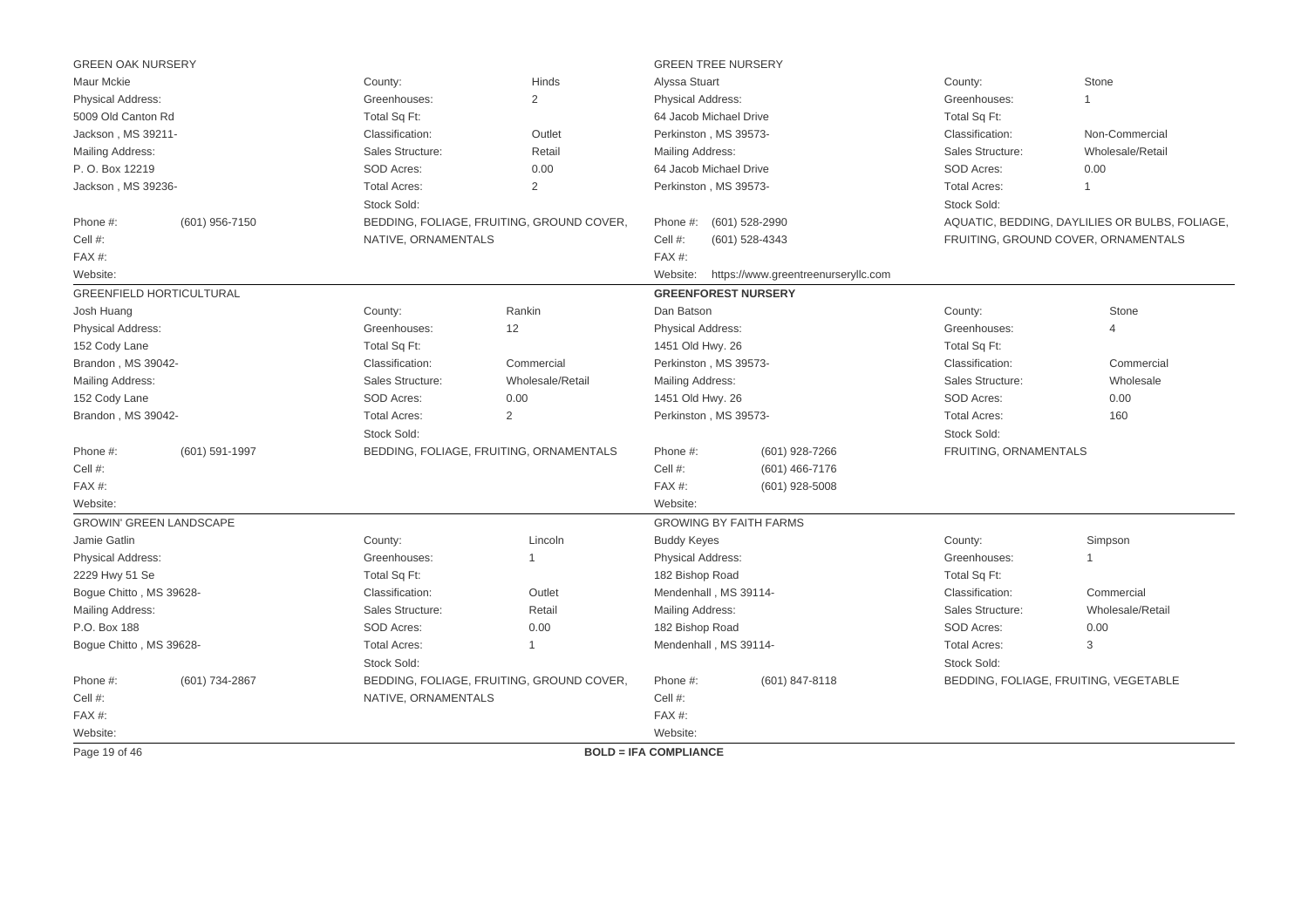### GREEN OAK NURSERY

Maur Mckie

| | | | |
|---|---|---|---|
| Physical Address: | | County: | Hinds |
| 5009 Old Canton Rd | | Greenhouses: | 2 |
| Jackson , MS 39211- | | Total Sq Ft: | |
| Mailing Address: | | Classification: | Outlet |
| P. O. Box 12219 | | Sales Structure: | Retail |
| Jackson , MS 39236- | | SOD Acres: | 0.00 |
| | | Total Acres: | 2 |
| Phone #: | (601) 956-7150 | Stock Sold: | BEDDING, FOLIAGE, FRUITING, GROUND COVER, NATIVE, ORNAMENTALS |
| Cell #: | | | |
| FAX #: | | | |
| Website: | | | |

### GREEN TREE NURSERY

Alyssa Stuart

| | | | |
|---|---|---|---|
| Physical Address: | | County: | Stone |
| 64 Jacob Michael Drive | | Greenhouses: | 1 |
| Perkinston , MS 39573- | | Total Sq Ft: | |
| Mailing Address: | | Classification: | Non-Commercial |
| 64 Jacob Michael Drive | | Sales Structure: | Wholesale/Retail |
| Perkinston , MS 39573- | | SOD Acres: | 0.00 |
| | | Total Acres: | 1 |
| Phone #: | (601) 528-2990 | Stock Sold: | AQUATIC, BEDDING, DAYLILIES OR BULBS, FOLIAGE, FRUITING, GROUND COVER, ORNAMENTALS |
| Cell #: | (601) 528-4343 | | |
| FAX #: | | | |
| Website: | https://www.greentreenurseryllc.com | | |

### GREENFIELD HORTICULTURAL

Josh Huang

| | | | |
|---|---|---|---|
| Physical Address: | | County: | Rankin |
| 152 Cody Lane | | Greenhouses: | 12 |
| Brandon , MS 39042- | | Total Sq Ft: | |
| Mailing Address: | | Classification: | Commercial |
| 152 Cody Lane | | Sales Structure: | Wholesale/Retail |
| Brandon , MS 39042- | | SOD Acres: | 0.00 |
| | | Total Acres: | 2 |
| Phone #: | (601) 591-1997 | Stock Sold: | BEDDING, FOLIAGE, FRUITING, ORNAMENTALS |
| Cell #: | | | |
| FAX #: | | | |
| Website: | | | |

### **GREENFOREST NURSERY**

Dan Batson

| | | | |
|---|---|---|---|
| Physical Address: | | County: | Stone |
| 1451 Old Hwy. 26 | | Greenhouses: | 4 |
| Perkinston , MS 39573- | | Total Sq Ft: | |
| Mailing Address: | | Classification: | Commercial |
| 1451 Old Hwy. 26 | | Sales Structure: | Wholesale |
| Perkinston , MS 39573- | | SOD Acres: | 0.00 |
| | | Total Acres: | 160 |
| Phone #: | (601) 928-7266 | Stock Sold: | FRUITING, ORNAMENTALS |
| Cell #: | (601) 466-7176 | | |
| FAX #: | (601) 928-5008 | | |
| Website: | | | |

### GROWIN' GREEN LANDSCAPE

Jamie Gatlin

| | | | |
|---|---|---|---|
| Physical Address: | | County: | Lincoln |
| 2229 Hwy 51 Se | | Greenhouses: | 1 |
| Bogue Chitto , MS 39628- | | Total Sq Ft: | |
| Mailing Address: | | Classification: | Outlet |
| P.O. Box 188 | | Sales Structure: | Retail |
| Bogue Chitto , MS 39628- | | SOD Acres: | 0.00 |
| | | Total Acres: | 1 |
| Phone #: | (601) 734-2867 | Stock Sold: | BEDDING, FOLIAGE, FRUITING, GROUND COVER, NATIVE, ORNAMENTALS |
| Cell #: | | | |
| FAX #: | | | |
| Website: | | | |

### GROWING BY FAITH FARMS

Buddy Keyes

| | | | |
|---|---|---|---|
| Physical Address: | | County: | Simpson |
| 182 Bishop Road | | Greenhouses: | 1 |
| Mendenhall , MS 39114- | | Total Sq Ft: | |
| Mailing Address: | | Classification: | Commercial |
| 182 Bishop Road | | Sales Structure: | Wholesale/Retail |
| Mendenhall , MS 39114- | | SOD Acres: | 0.00 |
| | | Total Acres: | 3 |
| Phone #: | (601) 847-8118 | Stock Sold: | BEDDING, FOLIAGE, FRUITING, VEGETABLE |
| Cell #: | | | |
| FAX #: | | | |
| Website: | | | |

**BOLD = IFA COMPLIANCE**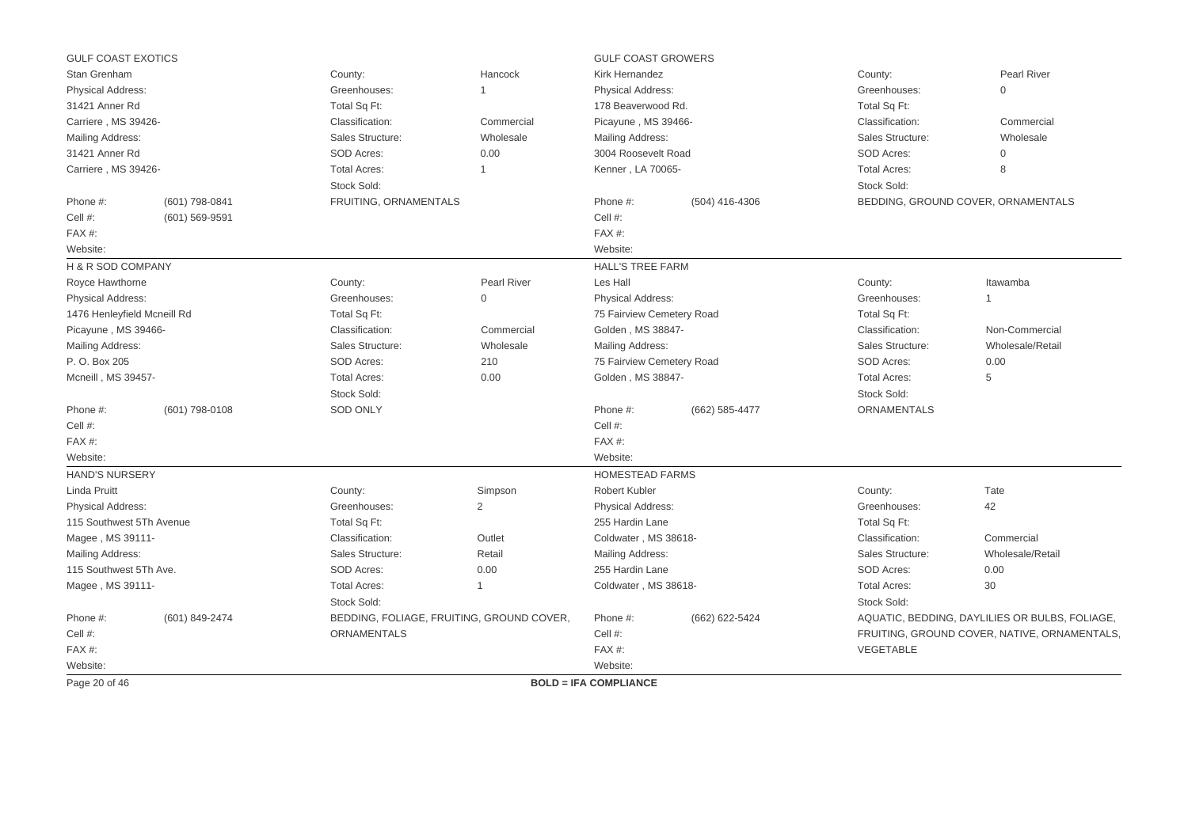### GULF COAST EXOTICS

Stan Grenham

| | | | |
|---|---|---|---|
| Physical Address: | | County: | Hancock |
| 31421 Anner Rd | | Greenhouses: | 1 |
| Carriere , MS 39426- | | Total Sq Ft: | |
| Mailing Address: | | Classification: | Commercial |
| 31421 Anner Rd | | Sales Structure: | Wholesale |
| Carriere , MS 39426- | | SOD Acres: | 0.00 |
| | | Total Acres: | 1 |
| Phone #: | (601) 798-0841 | Stock Sold: | FRUITING, ORNAMENTALS |
| Cell #: | (601) 569-9591 | | |
| FAX #: | | | |
| Website: | | | |

### GULF COAST GROWERS

Kirk Hernandez

| | | | |
|---|---|---|---|
| Physical Address: | | County: | Pearl River |
| 178 Beaverwood Rd. | | Greenhouses: | 0 |
| Picayune , MS 39466- | | Total Sq Ft: | |
| Mailing Address: | | Classification: | Commercial |
| 3004 Roosevelt Road | | Sales Structure: | Wholesale |
| Kenner , LA 70065- | | SOD Acres: | 0 |
| | | Total Acres: | 8 |
| Phone #: | (504) 416-4306 | Stock Sold: | BEDDING, GROUND COVER, ORNAMENTALS |
| Cell #: | | | |
| FAX #: | | | |
| Website: | | | |

### H & R SOD COMPANY

Royce Hawthorne

| | | | |
|---|---|---|---|
| Physical Address: | | County: | Pearl River |
| 1476 Henleyfield Mcneill Rd | | Greenhouses: | 0 |
| Picayune , MS 39466- | | Total Sq Ft: | |
| Mailing Address: | | Classification: | Commercial |
| P. O. Box 205 | | Sales Structure: | Wholesale |
| Mcneill , MS 39457- | | SOD Acres: | 210 |
| | | Total Acres: | 0.00 |
| Phone #: | (601) 798-0108 | Stock Sold: | SOD ONLY |
| Cell #: | | | |
| FAX #: | | | |
| Website: | | | |

### HALL'S TREE FARM

Les Hall

| | | | |
|---|---|---|---|
| Physical Address: | | County: | Itawamba |
| 75 Fairview Cemetery Road | | Greenhouses: | 1 |
| Golden , MS 38847- | | Total Sq Ft: | |
| Mailing Address: | | Classification: | Non-Commercial |
| 75 Fairview Cemetery Road | | Sales Structure: | Wholesale/Retail |
| Golden , MS 38847- | | SOD Acres: | 0.00 |
| | | Total Acres: | 5 |
| Phone #: | (662) 585-4477 | Stock Sold: | ORNAMENTALS |
| Cell #: | | | |
| FAX #: | | | |
| Website: | | | |

### HAND'S NURSERY

Linda Pruitt

| | | | |
|---|---|---|---|
| Physical Address: | | County: | Simpson |
| 115 Southwest 5Th Avenue | | Greenhouses: | 2 |
| Magee , MS 39111- | | Total Sq Ft: | |
| Mailing Address: | | Classification: | Outlet |
| 115 Southwest 5Th Ave. | | Sales Structure: | Retail |
| Magee , MS 39111- | | SOD Acres: | 0.00 |
| | | Total Acres: | 1 |
| Phone #: | (601) 849-2474 | Stock Sold: | BEDDING, FOLIAGE, FRUITING, GROUND COVER, ORNAMENTALS |
| Cell #: | | | |
| FAX #: | | | |
| Website: | | | |

### HOMESTEAD FARMS

Robert Kubler

| | | | |
|---|---|---|---|
| Physical Address: | | County: | Tate |
| 255 Hardin Lane | | Greenhouses: | 42 |
| Coldwater , MS 38618- | | Total Sq Ft: | |
| Mailing Address: | | Classification: | Commercial |
| 255 Hardin Lane | | Sales Structure: | Wholesale/Retail |
| Coldwater , MS 38618- | | SOD Acres: | 0.00 |
| | | Total Acres: | 30 |
| Phone #: | (662) 622-5424 | Stock Sold: | AQUATIC, BEDDING, DAYLILIES OR BULBS, FOLIAGE, FRUITING, GROUND COVER, NATIVE, ORNAMENTALS, VEGETABLE |
| Cell #: | | | |
| FAX #: | | | |
| Website: | | | |

**BOLD = IFA COMPLIANCE**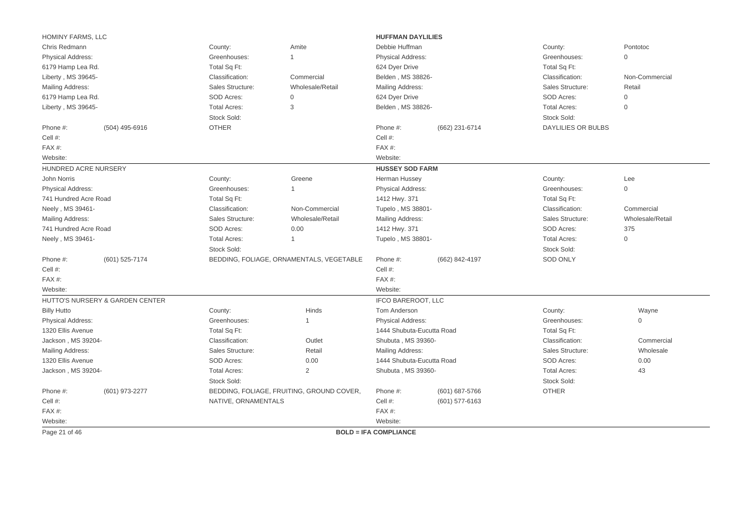HOMINY FARMS, LLC
Chris Redmann
Physical Address:
6179 Hamp Lea Rd.
Liberty , MS 39645-
Mailing Address:
6179 Hamp Lea Rd.
Liberty , MS 39645-

| | |
|---|---|
| County: | Amite |
| Greenhouses: | 1 |
| Total Sq Ft: | |
| Classification: | Commercial |
| Sales Structure: | Wholesale/Retail |
| SOD Acres: | 0 |
| Total Acres: | 3 |
| Stock Sold: | OTHER |

Phone #: (504) 495-6916
Cell #:
FAX #:
Website:

---

**HUFFMAN DAYLILIES**
Debbie Huffman
Physical Address:
624 Dyer Drive
Belden , MS 38826-
Mailing Address:
624 Dyer Drive
Belden , MS 38826-

| | |
|---|---|
| County: | Pontotoc |
| Greenhouses: | 0 |
| Total Sq Ft: | |
| Classification: | Non-Commercial |
| Sales Structure: | Retail |
| SOD Acres: | 0 |
| Total Acres: | 0 |
| Stock Sold: | DAYLILIES OR BULBS |

Phone #: (662) 231-6714
Cell #:
FAX #:
Website:

---

HUNDRED ACRE NURSERY
John Norris
Physical Address:
741 Hundred Acre Road
Neely , MS 39461-
Mailing Address:
741 Hundred Acre Road
Neely , MS 39461-

| | |
|---|---|
| County: | Greene |
| Greenhouses: | 1 |
| Total Sq Ft: | |
| Classification: | Non-Commercial |
| Sales Structure: | Wholesale/Retail |
| SOD Acres: | 0.00 |
| Total Acres: | 1 |
| Stock Sold: | BEDDING, FOLIAGE, ORNAMENTALS, VEGETABLE |

Phone #: (601) 525-7174
Cell #:
FAX #:
Website:

---

**HUSSEY SOD FARM**
Herman Hussey
Physical Address:
1412 Hwy. 371
Tupelo , MS 38801-
Mailing Address:
1412 Hwy. 371
Tupelo , MS 38801-

| | |
|---|---|
| County: | Lee |
| Greenhouses: | 0 |
| Total Sq Ft: | |
| Classification: | Commercial |
| Sales Structure: | Wholesale/Retail |
| SOD Acres: | 375 |
| Total Acres: | 0 |
| Stock Sold: | SOD ONLY |

Phone #: (662) 842-4197
Cell #:
FAX #:
Website:

---

HUTTO'S NURSERY & GARDEN CENTER
Billy Hutto
Physical Address:
1320 Ellis Avenue
Jackson , MS 39204-
Mailing Address:
1320 Ellis Avenue
Jackson , MS 39204-

| | |
|---|---|
| County: | Hinds |
| Greenhouses: | 1 |
| Total Sq Ft: | |
| Classification: | Outlet |
| Sales Structure: | Retail |
| SOD Acres: | 0.00 |
| Total Acres: | 2 |
| Stock Sold: | BEDDING, FOLIAGE, FRUITING, GROUND COVER, NATIVE, ORNAMENTALS |

Phone #: (601) 973-2277
Cell #:
FAX #:
Website:

---

IFCO BAREROOT, LLC
Tom Anderson
Physical Address:
1444 Shubuta-Eucutta Road
Shubuta , MS 39360-
Mailing Address:
1444 Shubuta-Eucutta Road
Shubuta , MS 39360-

| | |
|---|---|
| County: | Wayne |
| Greenhouses: | 0 |
| Total Sq Ft: | |
| Classification: | Commercial |
| Sales Structure: | Wholesale |
| SOD Acres: | 0.00 |
| Total Acres: | 43 |
| Stock Sold: | OTHER |

Phone #: (601) 687-5766
Cell #: (601) 577-6163
FAX #:
Website:

---

**BOLD = IFA COMPLIANCE**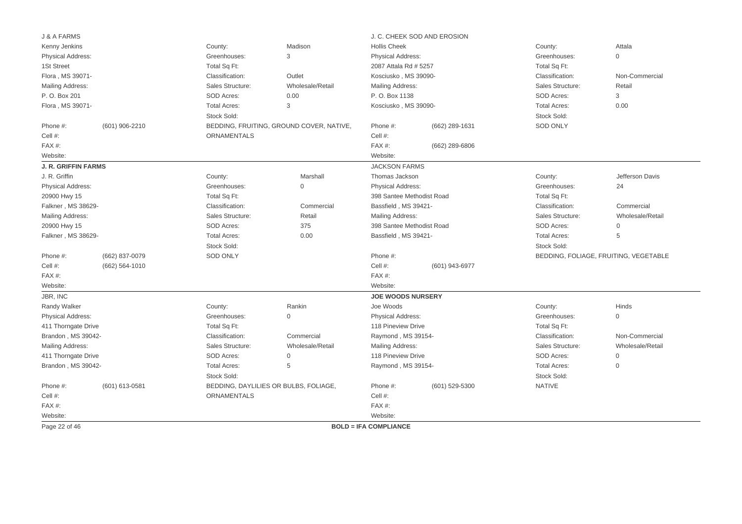J & A FARMS
Kenny Jenkins
Physical Address:
1St Street
Flora , MS 39071-
Mailing Address:
P. O. Box 201
Flora , MS 39071-

| | |
|---|---|
| County: | Madison |
| Greenhouses: | 3 |
| Total Sq Ft: | |
| Classification: | Outlet |
| Sales Structure: | Wholesale/Retail |
| SOD Acres: | 0.00 |
| Total Acres: | 3 |
| Stock Sold: | |

BEDDING, FRUITING, GROUND COVER, NATIVE, ORNAMENTALS

Phone #: (601) 906-2210
Cell #:
FAX #:
Website:

---

J. C. CHEEK SOD AND EROSION
Hollis Cheek
Physical Address:
2087 Attala Rd # 5257
Kosciusko , MS 39090-
Mailing Address:
P. O. Box 1138
Kosciusko , MS 39090-

| | |
|---|---|
| County: | Attala |
| Greenhouses: | 0 |
| Total Sq Ft: | |
| Classification: | Non-Commercial |
| Sales Structure: | Retail |
| SOD Acres: | 3 |
| Total Acres: | 0.00 |
| Stock Sold: | |

SOD ONLY

Phone #: (662) 289-1631
Cell #:
FAX #: (662) 289-6806
Website:

---

**J. R. GRIFFIN FARMS**
J. R. Griffin
Physical Address:
20900 Hwy 15
Falkner , MS 38629-
Mailing Address:
20900 Hwy 15
Falkner , MS 38629-

| | |
|---|---|
| County: | Marshall |
| Greenhouses: | 0 |
| Total Sq Ft: | |
| Classification: | Commercial |
| Sales Structure: | Retail |
| SOD Acres: | 375 |
| Total Acres: | 0.00 |
| Stock Sold: | |

SOD ONLY

Phone #: (662) 837-0079
Cell #: (662) 564-1010
FAX #:
Website:

---

JACKSON FARMS
Thomas Jackson
Physical Address:
398 Santee Methodist Road
Bassfield , MS 39421-
Mailing Address:
398 Santee Methodist Road
Bassfield , MS 39421-

| | |
|---|---|
| County: | Jefferson Davis |
| Greenhouses: | 24 |
| Total Sq Ft: | |
| Classification: | Commercial |
| Sales Structure: | Wholesale/Retail |
| SOD Acres: | 0 |
| Total Acres: | 5 |
| Stock Sold: | |

BEDDING, FOLIAGE, FRUITING, VEGETABLE

Phone #:
Cell #: (601) 943-6977
FAX #:
Website:

---

JBR, INC
Randy Walker
Physical Address:
411 Thorngate Drive
Brandon , MS 39042-
Mailing Address:
411 Thorngate Drive
Brandon , MS 39042-

| | |
|---|---|
| County: | Rankin |
| Greenhouses: | 0 |
| Total Sq Ft: | |
| Classification: | Commercial |
| Sales Structure: | Wholesale/Retail |
| SOD Acres: | 0 |
| Total Acres: | 5 |
| Stock Sold: | |

BEDDING, DAYLILIES OR BULBS, FOLIAGE, ORNAMENTALS

Phone #: (601) 613-0581
Cell #:
FAX #:
Website:

---

**JOE WOODS NURSERY**
Joe Woods
Physical Address:
118 Pineview Drive
Raymond , MS 39154-
Mailing Address:
118 Pineview Drive
Raymond , MS 39154-

| | |
|---|---|
| County: | Hinds |
| Greenhouses: | 0 |
| Total Sq Ft: | |
| Classification: | Non-Commercial |
| Sales Structure: | Wholesale/Retail |
| SOD Acres: | 0 |
| Total Acres: | 0 |
| Stock Sold: | |

NATIVE

Phone #: (601) 529-5300
Cell #:
FAX #:
Website:

---

**BOLD = IFA COMPLIANCE**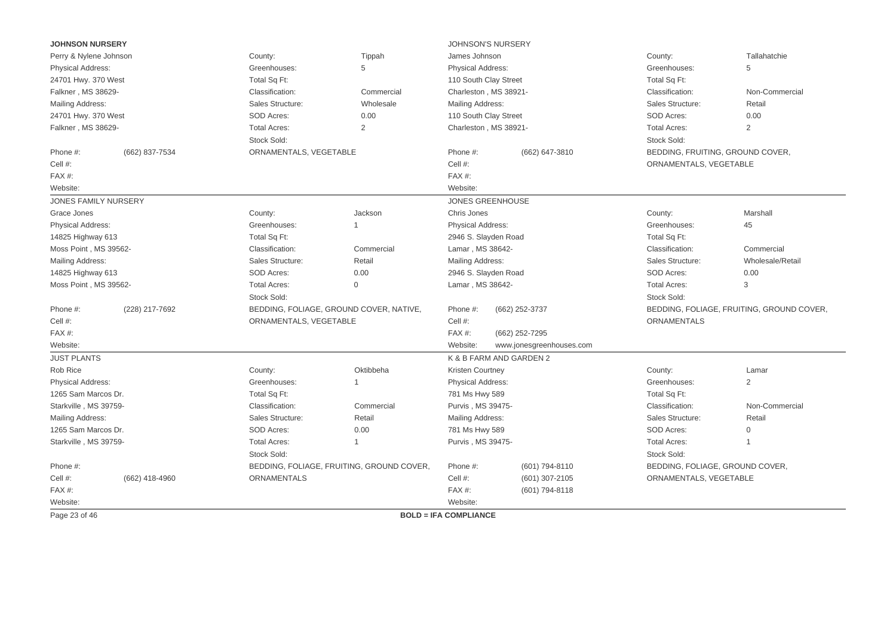**JOHNSON NURSERY**

Perry & Nylene Johnson

Physical Address:
24701 Hwy. 370 West
Falkner , MS 38629-

Mailing Address:
24701 Hwy. 370 West
Falkner , MS 38629-

| | |
|---|---|
| County: | Tippah |
| Greenhouses: | 5 |
| Total Sq Ft: | |
| Classification: | Commercial |
| Sales Structure: | Wholesale |
| SOD Acres: | 0.00 |
| Total Acres: | 2 |

Stock Sold:
ORNAMENTALS, VEGETABLE

Phone #: (662) 837-7534
Cell #:
FAX #:
Website:

---

JOHNSON'S NURSERY

James Johnson

Physical Address:
110 South Clay Street
Charleston , MS 38921-

Mailing Address:
110 South Clay Street
Charleston , MS 38921-

| | |
|---|---|
| County: | Tallahatchie |
| Greenhouses: | 5 |
| Total Sq Ft: | |
| Classification: | Non-Commercial |
| Sales Structure: | Retail |
| SOD Acres: | 0.00 |
| Total Acres: | 2 |

Stock Sold:
BEDDING, FRUITING, GROUND COVER, ORNAMENTALS, VEGETABLE

Phone #: (662) 647-3810
Cell #:
FAX #:
Website:

---

JONES FAMILY NURSERY

Grace Jones

Physical Address:
14825 Highway 613
Moss Point , MS 39562-

Mailing Address:
14825 Highway 613
Moss Point , MS 39562-

| | |
|---|---|
| County: | Jackson |
| Greenhouses: | 1 |
| Total Sq Ft: | |
| Classification: | Commercial |
| Sales Structure: | Retail |
| SOD Acres: | 0.00 |
| Total Acres: | 0 |

Stock Sold:
BEDDING, FOLIAGE, GROUND COVER, NATIVE, ORNAMENTALS, VEGETABLE

Phone #: (228) 217-7692
Cell #:
FAX #:
Website:

---

JONES GREENHOUSE

Chris Jones

Physical Address:
2946 S. Slayden Road
Lamar , MS 38642-

Mailing Address:
2946 S. Slayden Road
Lamar , MS 38642-

| | |
|---|---|
| County: | Marshall |
| Greenhouses: | 45 |
| Total Sq Ft: | |
| Classification: | Commercial |
| Sales Structure: | Wholesale/Retail |
| SOD Acres: | 0.00 |
| Total Acres: | 3 |

Stock Sold:
BEDDING, FOLIAGE, FRUITING, GROUND COVER, ORNAMENTALS

Phone #: (662) 252-3737
Cell #:
FAX #: (662) 252-7295
Website: www.jonesgreenhouses.com

---

JUST PLANTS

Rob Rice

Physical Address:
1265 Sam Marcos Dr.
Starkville , MS 39759-

Mailing Address:
1265 Sam Marcos Dr.
Starkville , MS 39759-

| | |
|---|---|
| County: | Oktibbeha |
| Greenhouses: | 1 |
| Total Sq Ft: | |
| Classification: | Commercial |
| Sales Structure: | Retail |
| SOD Acres: | 0.00 |
| Total Acres: | 1 |

Stock Sold:
BEDDING, FOLIAGE, FRUITING, GROUND COVER, ORNAMENTALS

Phone #:
Cell #: (662) 418-4960
FAX #:
Website:

---

K & B FARM AND GARDEN 2

Kristen Courtney

Physical Address:
781 Ms Hwy 589
Purvis , MS 39475-

Mailing Address:
781 Ms Hwy 589
Purvis , MS 39475-

| | |
|---|---|
| County: | Lamar |
| Greenhouses: | 2 |
| Total Sq Ft: | |
| Classification: | Non-Commercial |
| Sales Structure: | Retail |
| SOD Acres: | 0 |
| Total Acres: | 1 |

Stock Sold:
BEDDING, FOLIAGE, GROUND COVER, ORNAMENTALS, VEGETABLE

Phone #: (601) 794-8110
Cell #: (601) 307-2105
FAX #: (601) 794-8118
Website:

---

**BOLD = IFA COMPLIANCE**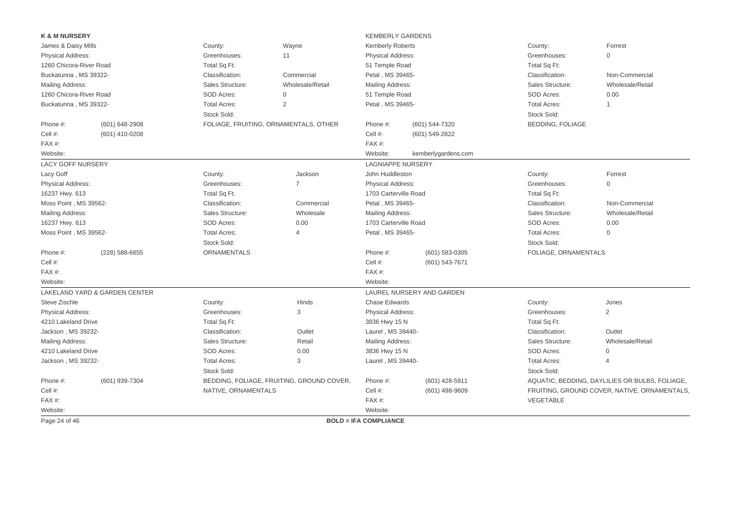**K & M NURSERY**

James & Daisy Mills

Physical Address:
1260 Chicora-River Road
Buckatunna , MS 39322-

Mailing Address:
1260 Chicora-River Road
Buckatunna , MS 39322-

| | |
|---|---|
| County: | Wayne |
| Greenhouses: | 11 |
| Total Sq Ft: | |
| Classification: | Commercial |
| Sales Structure: | Wholesale/Retail |
| SOD Acres: | 0 |
| Total Acres: | 2 |
| Stock Sold: | |

FOLIAGE, FRUITING, ORNAMENTALS, OTHER

Phone #: (601) 648-2908
Cell #: (601) 410-0208
FAX #:
Website:

---

KEMBERLY GARDENS

Kemberly Roberts

Physical Address:
51 Temple Road
Petal , MS 39465-

Mailing Address:
51 Temple Road
Petal , MS 39465-

| | |
|---|---|
| County: | Forrest |
| Greenhouses: | 0 |
| Total Sq Ft: | |
| Classification: | Non-Commercial |
| Sales Structure: | Wholesale/Retail |
| SOD Acres: | 0.00 |
| Total Acres: | 1 |
| Stock Sold: | |

BEDDING, FOLIAGE

Phone #: (601) 544-7320
Cell #: (601) 549-2822
FAX #:
Website: kemberlygardens.com

---

LACY GOFF NURSERY

Lacy Goff

Physical Address:
16237 Hwy. 613
Moss Point , MS 39562-

Mailing Address:
16237 Hwy. 613
Moss Point , MS 39562-

| | |
|---|---|
| County: | Jackson |
| Greenhouses: | 7 |
| Total Sq Ft: | |
| Classification: | Commercial |
| Sales Structure: | Wholesale |
| SOD Acres: | 0.00 |
| Total Acres: | 4 |
| Stock Sold: | |

ORNAMENTALS

Phone #: (228) 588-6655
Cell #:
FAX #:
Website:

---

LAGNIAPPE NURSERY

John Huddleston

Physical Address:
1703 Carterville Road
Petal , MS 39465-

Mailing Address:
1703 Carterville Road
Petal , MS 39465-

| | |
|---|---|
| County: | Forrest |
| Greenhouses: | 0 |
| Total Sq Ft: | |
| Classification: | Non-Commercial |
| Sales Structure: | Wholesale/Retail |
| SOD Acres: | 0.00 |
| Total Acres: | 0 |
| Stock Sold: | |

FOLIAGE, ORNAMENTALS

Phone #: (601) 583-0305
Cell #: (601) 543-7671
FAX #:
Website:

---

LAKELAND YARD & GARDEN CENTER

Steve Zischle

Physical Address:
4210 Lakeland Drive
Jackson , MS 39232-

Mailing Address:
4210 Lakeland Drive
Jackson , MS 39232-

| | |
|---|---|
| County: | Hinds |
| Greenhouses: | 3 |
| Total Sq Ft: | |
| Classification: | Outlet |
| Sales Structure: | Retail |
| SOD Acres: | 0.00 |
| Total Acres: | 3 |
| Stock Sold: | |

BEDDING, FOLIAGE, FRUITING, GROUND COVER, NATIVE, ORNAMENTALS

Phone #: (601) 939-7304
Cell #:
FAX #:
Website:

---

LAUREL NURSERY AND GARDEN

Chase Edwards

Physical Address:
3836 Hwy 15 N
Laurel , MS 39440-

Mailing Address:
3836 Hwy 15 N
Laurel , MS 39440-

| | |
|---|---|
| County: | Jones |
| Greenhouses: | 2 |
| Total Sq Ft: | |
| Classification: | Outlet |
| Sales Structure: | Wholesale/Retail |
| SOD Acres: | 0 |
| Total Acres: | 4 |
| Stock Sold: | |

AQUATIC, BEDDING, DAYLILIES OR BULBS, FOLIAGE, FRUITING, GROUND COVER, NATIVE, ORNAMENTALS, VEGETABLE

Phone #: (601) 428-5911
Cell #: (601) 498-9609
FAX #:
Website:

---

**BOLD = IFA COMPLIANCE**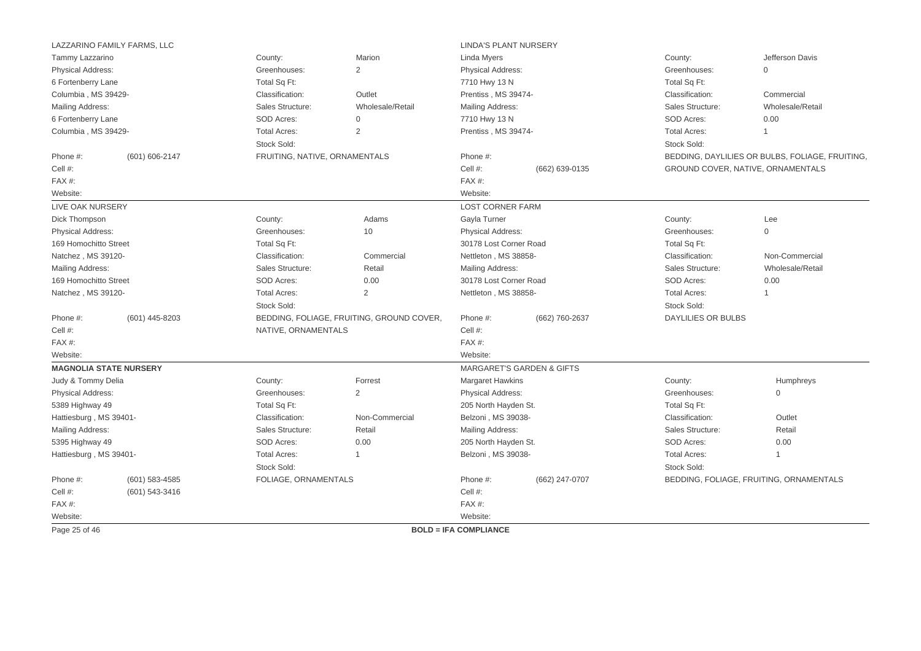## LAZZARINO FAMILY FARMS, LLC

Tammy Lazzarino

| | |
|---|---|
| Physical Address: | 6 Fortenberry Lane, Columbia , MS 39429- |
| Mailing Address: | 6 Fortenberry Lane, Columbia , MS 39429- |
| Phone #: | (601) 606-2147 |
| Cell #: | |
| FAX #: | |
| Website: | |
| County: | Marion |
| Greenhouses: | 2 |
| Total Sq Ft: | |
| Classification: | Outlet |
| Sales Structure: | Wholesale/Retail |
| SOD Acres: | 0 |
| Total Acres: | 2 |
| Stock Sold: | FRUITING, NATIVE, ORNAMENTALS |

## LINDA'S PLANT NURSERY

Linda Myers

| | |
|---|---|
| Physical Address: | 7710 Hwy 13 N, Prentiss , MS 39474- |
| Mailing Address: | 7710 Hwy 13 N, Prentiss , MS 39474- |
| Phone #: | |
| Cell #: | (662) 639-0135 |
| FAX #: | |
| Website: | |
| County: | Jefferson Davis |
| Greenhouses: | 0 |
| Total Sq Ft: | |
| Classification: | Commercial |
| Sales Structure: | Wholesale/Retail |
| SOD Acres: | 0.00 |
| Total Acres: | 1 |
| Stock Sold: | BEDDING, DAYLILIES OR BULBS, FOLIAGE, FRUITING, GROUND COVER, NATIVE, ORNAMENTALS |

## LIVE OAK NURSERY

Dick Thompson

| | |
|---|---|
| Physical Address: | 169 Homochitto Street, Natchez , MS 39120- |
| Mailing Address: | 169 Homochitto Street, Natchez , MS 39120- |
| Phone #: | (601) 445-8203 |
| Cell #: | |
| FAX #: | |
| Website: | |
| County: | Adams |
| Greenhouses: | 10 |
| Total Sq Ft: | |
| Classification: | Commercial |
| Sales Structure: | Retail |
| SOD Acres: | 0.00 |
| Total Acres: | 2 |
| Stock Sold: | BEDDING, FOLIAGE, FRUITING, GROUND COVER, NATIVE, ORNAMENTALS |

## LOST CORNER FARM

Gayla Turner

| | |
|---|---|
| Physical Address: | 30178 Lost Corner Road, Nettleton , MS 38858- |
| Mailing Address: | 30178 Lost Corner Road, Nettleton , MS 38858- |
| Phone #: | (662) 760-2637 |
| Cell #: | |
| FAX #: | |
| Website: | |
| County: | Lee |
| Greenhouses: | 0 |
| Total Sq Ft: | |
| Classification: | Non-Commercial |
| Sales Structure: | Wholesale/Retail |
| SOD Acres: | 0.00 |
| Total Acres: | 1 |
| Stock Sold: | DAYLILIES OR BULBS |

## **MAGNOLIA STATE NURSERY**

Judy & Tommy Delia

| | |
|---|---|
| Physical Address: | 5389 Highway 49, Hattiesburg , MS 39401- |
| Mailing Address: | 5395 Highway 49, Hattiesburg , MS 39401- |
| Phone #: | (601) 583-4585 |
| Cell #: | (601) 543-3416 |
| FAX #: | |
| Website: | |
| County: | Forrest |
| Greenhouses: | 2 |
| Total Sq Ft: | |
| Classification: | Non-Commercial |
| Sales Structure: | Retail |
| SOD Acres: | 0.00 |
| Total Acres: | 1 |
| Stock Sold: | FOLIAGE, ORNAMENTALS |

## MARGARET'S GARDEN & GIFTS

Margaret Hawkins

| | |
|---|---|
| Physical Address: | 205 North Hayden St., Belzoni , MS 39038- |
| Mailing Address: | 205 North Hayden St., Belzoni , MS 39038- |
| Phone #: | (662) 247-0707 |
| Cell #: | |
| FAX #: | |
| Website: | |
| County: | Humphreys |
| Greenhouses: | 0 |
| Total Sq Ft: | |
| Classification: | Outlet |
| Sales Structure: | Retail |
| SOD Acres: | 0.00 |
| Total Acres: | 1 |
| Stock Sold: | BEDDING, FOLIAGE, FRUITING, ORNAMENTALS |

**BOLD = IFA COMPLIANCE**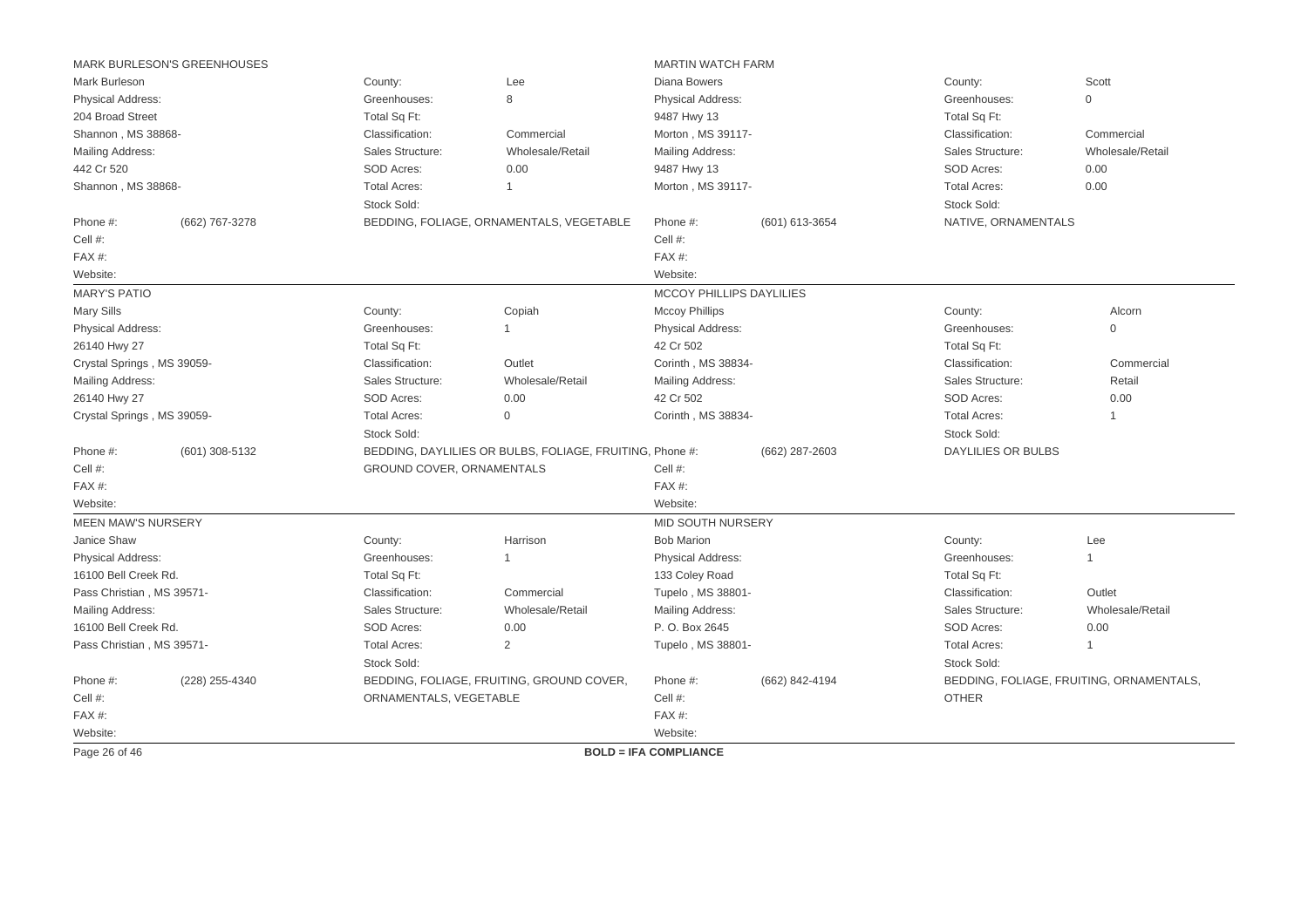## MARK BURLESON'S GREENHOUSES

Mark Burleson

| | | | |
|---|---|---|---|
| Physical Address: | 204 Broad Street, Shannon , MS 38868- | County: | Lee |
| Mailing Address: | 442 Cr 520, Shannon , MS 38868- | Greenhouses: | 8 |
| Phone #: | (662) 767-3278 | Total Sq Ft: | |
| Cell #: | | Classification: | Commercial |
| FAX #: | | Sales Structure: | Wholesale/Retail |
| Website: | | SOD Acres: | 0.00 |
| | | Total Acres: | 1 |
| | | Stock Sold: | BEDDING, FOLIAGE, ORNAMENTALS, VEGETABLE |

## MARTIN WATCH FARM

Diana Bowers

| | | | |
|---|---|---|---|
| Physical Address: | 9487 Hwy 13, Morton , MS 39117- | County: | Scott |
| Mailing Address: | 9487 Hwy 13, Morton , MS 39117- | Greenhouses: | 0 |
| Phone #: | (601) 613-3654 | Total Sq Ft: | |
| Cell #: | | Classification: | Commercial |
| FAX #: | | Sales Structure: | Wholesale/Retail |
| Website: | | SOD Acres: | 0.00 |
| | | Total Acres: | 0.00 |
| | | Stock Sold: | NATIVE, ORNAMENTALS |

## MARY'S PATIO

Mary Sills

| | | | |
|---|---|---|---|
| Physical Address: | 26140 Hwy 27, Crystal Springs , MS 39059- | County: | Copiah |
| Mailing Address: | 26140 Hwy 27, Crystal Springs , MS 39059- | Greenhouses: | 1 |
| Phone #: | (601) 308-5132 | Total Sq Ft: | |
| Cell #: | | Classification: | Outlet |
| FAX #: | | Sales Structure: | Wholesale/Retail |
| Website: | | SOD Acres: | 0.00 |
| | | Total Acres: | 0 |
| | | Stock Sold: | BEDDING, DAYLILIES OR BULBS, FOLIAGE, FRUITING, GROUND COVER, ORNAMENTALS |

## MCCOY PHILLIPS DAYLILIES

Mccoy Phillips

| | | | |
|---|---|---|---|
| Physical Address: | 42 Cr 502, Corinth , MS 38834- | County: | Alcorn |
| Mailing Address: | 42 Cr 502, Corinth , MS 38834- | Greenhouses: | 0 |
| Phone #: | (662) 287-2603 | Total Sq Ft: | |
| Cell #: | | Classification: | Commercial |
| FAX #: | | Sales Structure: | Retail |
| Website: | | SOD Acres: | 0.00 |
| | | Total Acres: | 1 |
| | | Stock Sold: | DAYLILIES OR BULBS |

## MEEN MAW'S NURSERY

Janice Shaw

| | | | |
|---|---|---|---|
| Physical Address: | 16100 Bell Creek Rd., Pass Christian , MS 39571- | County: | Harrison |
| Mailing Address: | 16100 Bell Creek Rd., Pass Christian , MS 39571- | Greenhouses: | 1 |
| Phone #: | (228) 255-4340 | Total Sq Ft: | |
| Cell #: | | Classification: | Commercial |
| FAX #: | | Sales Structure: | Wholesale/Retail |
| Website: | | SOD Acres: | 0.00 |
| | | Total Acres: | 2 |
| | | Stock Sold: | BEDDING, FOLIAGE, FRUITING, GROUND COVER, ORNAMENTALS, VEGETABLE |

## MID SOUTH NURSERY

Bob Marion

| | | | |
|---|---|---|---|
| Physical Address: | 133 Coley Road, Tupelo , MS 38801- | County: | Lee |
| Mailing Address: | P. O. Box 2645, Tupelo , MS 38801- | Greenhouses: | 1 |
| Phone #: | (662) 842-4194 | Total Sq Ft: | |
| Cell #: | | Classification: | Outlet |
| FAX #: | | Sales Structure: | Wholesale/Retail |
| Website: | | SOD Acres: | 0.00 |
| | | Total Acres: | 1 |
| | | Stock Sold: | BEDDING, FOLIAGE, FRUITING, ORNAMENTALS, OTHER |

**BOLD = IFA COMPLIANCE**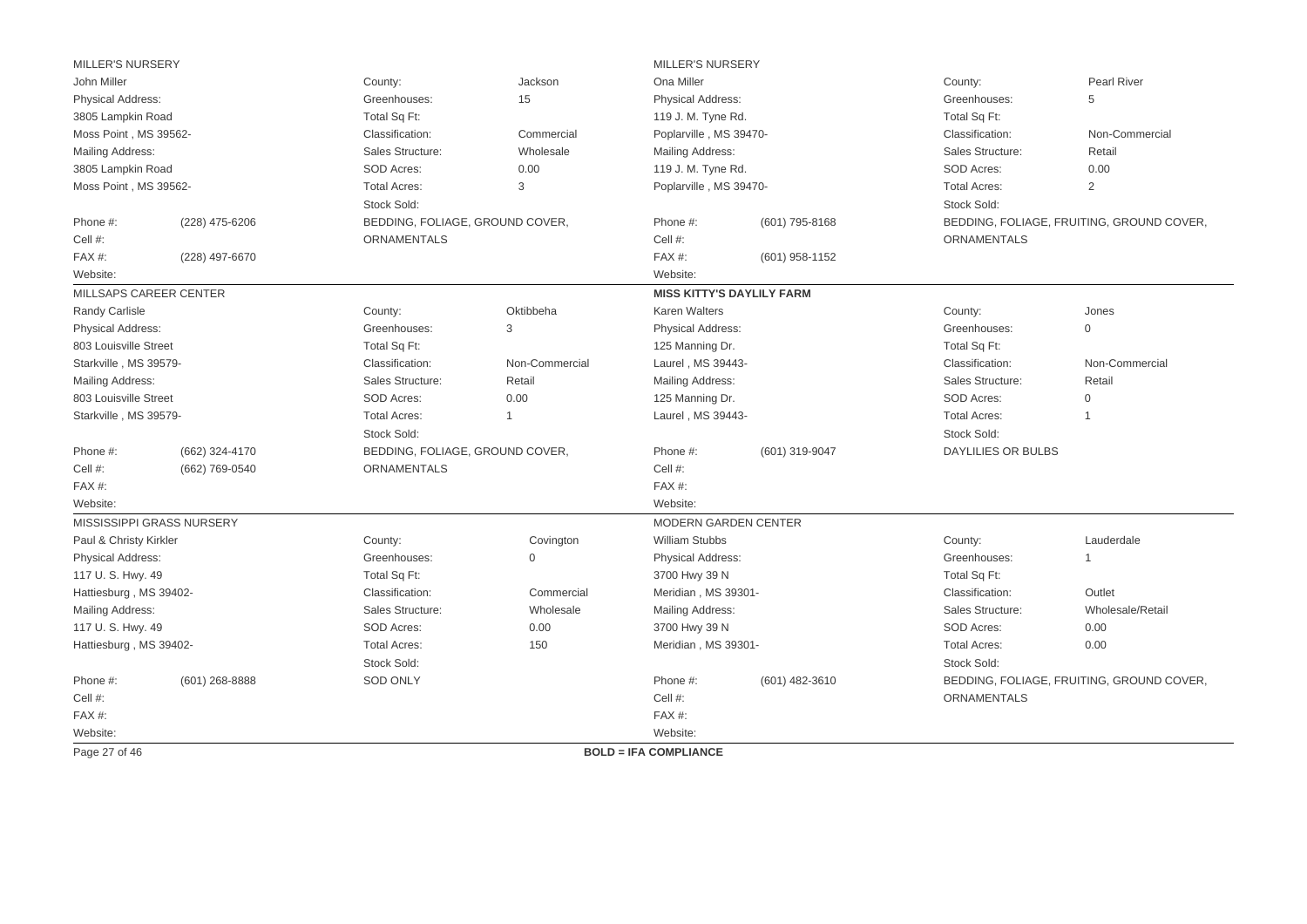## MILLER'S NURSERY

John Miller

Physical Address:
3805 Lampkin Road
Moss Point , MS 39562-

Mailing Address:
3805 Lampkin Road
Moss Point , MS 39562-

| | |
|---|---|
| Phone #: | (228) 475-6206 |
| Cell #: | |
| FAX #: | (228) 497-6670 |
| Website: | |

| | |
|---|---|
| County: | Jackson |
| Greenhouses: | 15 |
| Total Sq Ft: | |
| Classification: | Commercial |
| Sales Structure: | Wholesale |
| SOD Acres: | 0.00 |
| Total Acres: | 3 |
| Stock Sold: | BEDDING, FOLIAGE, GROUND COVER, ORNAMENTALS |

## MILLER'S NURSERY

Ona Miller

Physical Address:
119 J. M. Tyne Rd.
Poplarville , MS 39470-

Mailing Address:
119 J. M. Tyne Rd.
Poplarville , MS 39470-

| | |
|---|---|
| Phone #: | (601) 795-8168 |
| Cell #: | |
| FAX #: | (601) 958-1152 |
| Website: | |

| | |
|---|---|
| County: | Pearl River |
| Greenhouses: | 5 |
| Total Sq Ft: | |
| Classification: | Non-Commercial |
| Sales Structure: | Retail |
| SOD Acres: | 0.00 |
| Total Acres: | 2 |
| Stock Sold: | BEDDING, FOLIAGE, FRUITING, GROUND COVER, ORNAMENTALS |

## MILLSAPS CAREER CENTER

Randy Carlisle

Physical Address:
803 Louisville Street
Starkville , MS 39579-

Mailing Address:
803 Louisville Street
Starkville , MS 39579-

| | |
|---|---|
| Phone #: | (662) 324-4170 |
| Cell #: | (662) 769-0540 |
| FAX #: | |
| Website: | |

| | |
|---|---|
| County: | Oktibbeha |
| Greenhouses: | 3 |
| Total Sq Ft: | |
| Classification: | Non-Commercial |
| Sales Structure: | Retail |
| SOD Acres: | 0.00 |
| Total Acres: | 1 |
| Stock Sold: | BEDDING, FOLIAGE, GROUND COVER, ORNAMENTALS |

## **MISS KITTY'S DAYLILY FARM**

Karen Walters

Physical Address:
125 Manning Dr.
Laurel , MS 39443-

Mailing Address:
125 Manning Dr.
Laurel , MS 39443-

| | |
|---|---|
| Phone #: | (601) 319-9047 |
| Cell #: | |
| FAX #: | |
| Website: | |

| | |
|---|---|
| County: | Jones |
| Greenhouses: | 0 |
| Total Sq Ft: | |
| Classification: | Non-Commercial |
| Sales Structure: | Retail |
| SOD Acres: | 0 |
| Total Acres: | 1 |
| Stock Sold: | DAYLILIES OR BULBS |

## MISSISSIPPI GRASS NURSERY

Paul & Christy Kirkler

Physical Address:
117 U. S. Hwy. 49
Hattiesburg , MS 39402-

Mailing Address:
117 U. S. Hwy. 49
Hattiesburg , MS 39402-

| | |
|---|---|
| Phone #: | (601) 268-8888 |
| Cell #: | |
| FAX #: | |
| Website: | |

| | |
|---|---|
| County: | Covington |
| Greenhouses: | 0 |
| Total Sq Ft: | |
| Classification: | Commercial |
| Sales Structure: | Wholesale |
| SOD Acres: | 0.00 |
| Total Acres: | 150 |
| Stock Sold: | SOD ONLY |

## MODERN GARDEN CENTER

William Stubbs

Physical Address:
3700 Hwy 39 N
Meridian , MS 39301-

Mailing Address:
3700 Hwy 39 N
Meridian , MS 39301-

| | |
|---|---|
| Phone #: | (601) 482-3610 |
| Cell #: | |
| FAX #: | |
| Website: | |

| | |
|---|---|
| County: | Lauderdale |
| Greenhouses: | 1 |
| Total Sq Ft: | |
| Classification: | Outlet |
| Sales Structure: | Wholesale/Retail |
| SOD Acres: | 0.00 |
| Total Acres: | 0.00 |
| Stock Sold: | BEDDING, FOLIAGE, FRUITING, GROUND COVER, ORNAMENTALS |

**BOLD = IFA COMPLIANCE**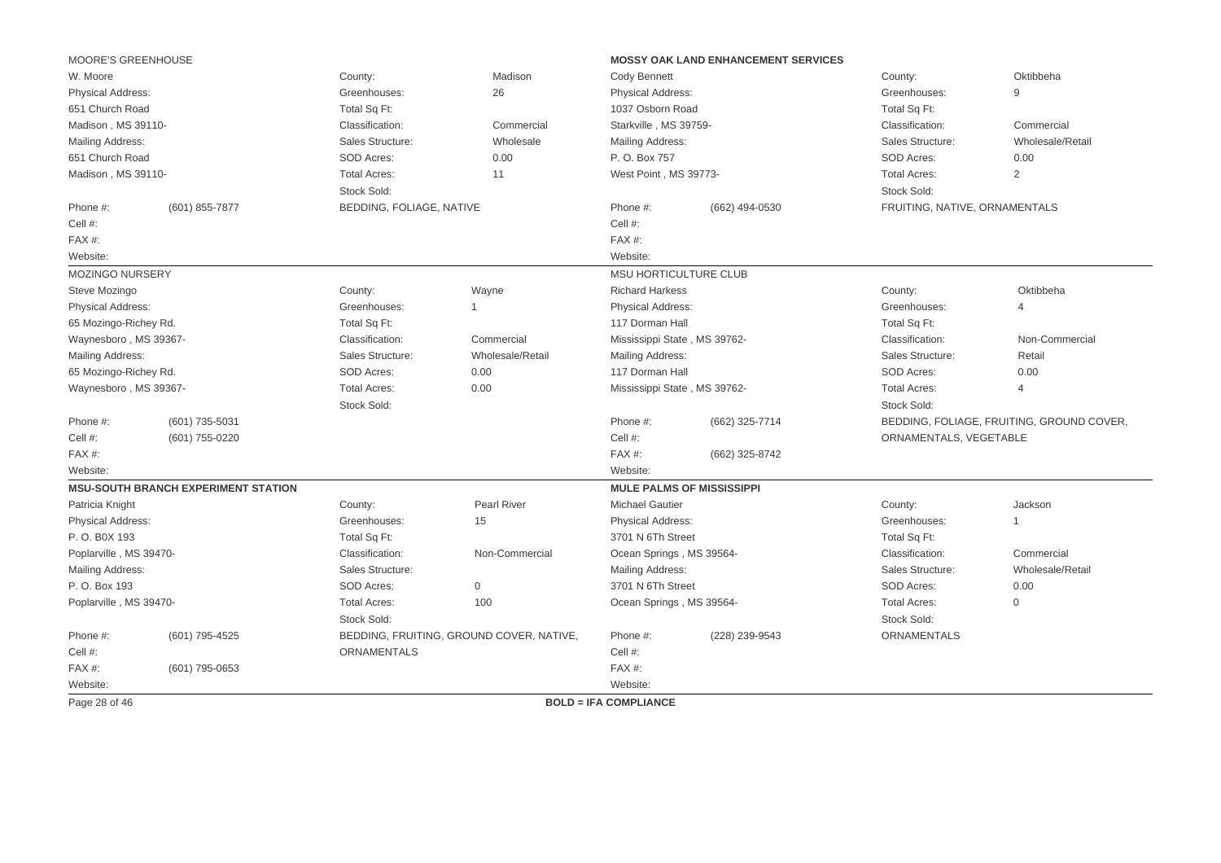**MOORE'S GREENHOUSE**

| | | | |
|---|---|---|---|
| W. Moore | | County: | Madison |
| Physical Address: | | Greenhouses: | 26 |
| 651 Church Road | | Total Sq Ft: | |
| Madison , MS 39110- | | Classification: | Commercial |
| Mailing Address: | | Sales Structure: | Wholesale |
| 651 Church Road | | SOD Acres: | 0.00 |
| Madison , MS 39110- | | Total Acres: | 11 |
| | | Stock Sold: | |
| Phone #: | (601) 855-7877 | BEDDING, FOLIAGE, NATIVE | |
| Cell #: | | | |
| FAX #: | | | |
| Website: | | | |

**MOSSY OAK LAND ENHANCEMENT SERVICES**

| | | | |
|---|---|---|---|
| Cody Bennett | | County: | Oktibbeha |
| Physical Address: | | Greenhouses: | 9 |
| 1037 Osborn Road | | Total Sq Ft: | |
| Starkville , MS 39759- | | Classification: | Commercial |
| Mailing Address: | | Sales Structure: | Wholesale/Retail |
| P. O. Box 757 | | SOD Acres: | 0.00 |
| West Point , MS 39773- | | Total Acres: | 2 |
| | | Stock Sold: | |
| Phone #: | (662) 494-0530 | FRUITING, NATIVE, ORNAMENTALS | |
| Cell #: | | | |
| FAX #: | | | |
| Website: | | | |

MOZINGO NURSERY

| | | | |
|---|---|---|---|
| Steve Mozingo | | County: | Wayne |
| Physical Address: | | Greenhouses: | 1 |
| 65 Mozingo-Richey Rd. | | Total Sq Ft: | |
| Waynesboro , MS 39367- | | Classification: | Commercial |
| Mailing Address: | | Sales Structure: | Wholesale/Retail |
| 65 Mozingo-Richey Rd. | | SOD Acres: | 0.00 |
| Waynesboro , MS 39367- | | Total Acres: | 0.00 |
| | | Stock Sold: | |
| Phone #: | (601) 735-5031 | | |
| Cell #: | (601) 755-0220 | | |
| FAX #: | | | |
| Website: | | | |

MSU HORTICULTURE CLUB

| | | | |
|---|---|---|---|
| Richard Harkess | | County: | Oktibbeha |
| Physical Address: | | Greenhouses: | 4 |
| 117 Dorman Hall | | Total Sq Ft: | |
| Mississippi State , MS 39762- | | Classification: | Non-Commercial |
| Mailing Address: | | Sales Structure: | Retail |
| 117 Dorman Hall | | SOD Acres: | 0.00 |
| Mississippi State , MS 39762- | | Total Acres: | 4 |
| | | Stock Sold: | |
| Phone #: | (662) 325-7714 | BEDDING, FOLIAGE, FRUITING, GROUND COVER, ORNAMENTALS, VEGETABLE | |
| Cell #: | | | |
| FAX #: | (662) 325-8742 | | |
| Website: | | | |

**MSU-SOUTH BRANCH EXPERIMENT STATION**

| | | | |
|---|---|---|---|
| Patricia Knight | | County: | Pearl River |
| Physical Address: | | Greenhouses: | 15 |
| P. O. B0X 193 | | Total Sq Ft: | |
| Poplarville , MS 39470- | | Classification: | Non-Commercial |
| Mailing Address: | | Sales Structure: | |
| P. O. Box 193 | | SOD Acres: | 0 |
| Poplarville , MS 39470- | | Total Acres: | 100 |
| | | Stock Sold: | |
| Phone #: | (601) 795-4525 | BEDDING, FRUITING, GROUND COVER, NATIVE, ORNAMENTALS | |
| Cell #: | | | |
| FAX #: | (601) 795-0653 | | |
| Website: | | | |

**MULE PALMS OF MISSISSIPPI**

| | | | |
|---|---|---|---|
| Michael Gautier | | County: | Jackson |
| Physical Address: | | Greenhouses: | 1 |
| 3701 N 6Th Street | | Total Sq Ft: | |
| Ocean Springs , MS 39564- | | Classification: | Commercial |
| Mailing Address: | | Sales Structure: | Wholesale/Retail |
| 3701 N 6Th Street | | SOD Acres: | 0.00 |
| Ocean Springs , MS 39564- | | Total Acres: | 0 |
| | | Stock Sold: | |
| Phone #: | (228) 239-9543 | ORNAMENTALS | |
| Cell #: | | | |
| FAX #: | | | |
| Website: | | | |

**BOLD = IFA COMPLIANCE**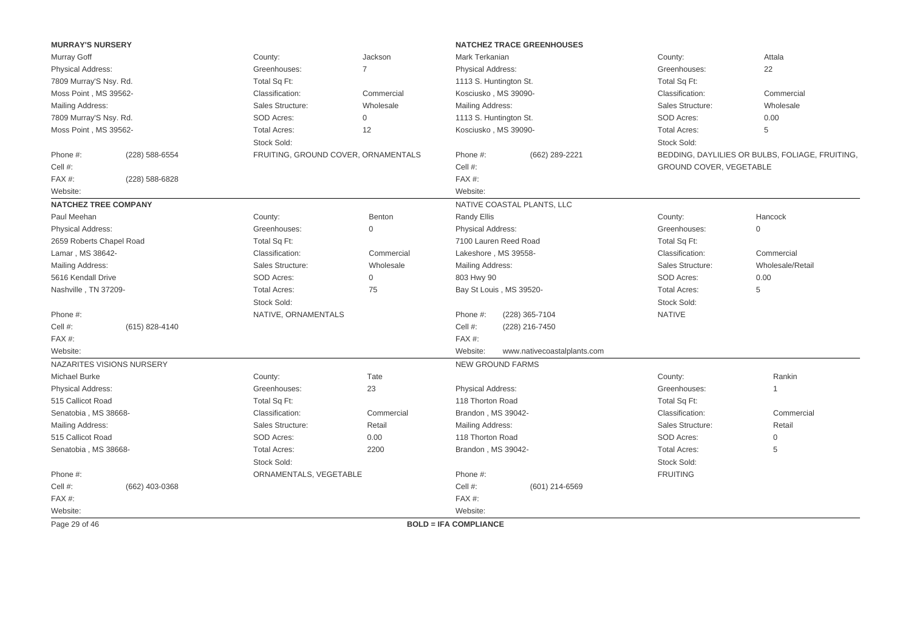**MURRAY'S NURSERY**

Murray Goff

Physical Address:
7809 Murray'S Nsy. Rd.
Moss Point , MS 39562-

Mailing Address:
7809 Murray'S Nsy. Rd.
Moss Point , MS 39562-

Phone #: (228) 588-6554
Cell #:
FAX #: (228) 588-6828
Website:

| | |
|---|---|
| County: | Jackson |
| Greenhouses: | 7 |
| Total Sq Ft: | |
| Classification: | Commercial |
| Sales Structure: | Wholesale |
| SOD Acres: | 0 |
| Total Acres: | 12 |
| Stock Sold: | |

FRUITING, GROUND COVER, ORNAMENTALS

---

**NATCHEZ TRACE GREENHOUSES**

Mark Terkanian

Physical Address:
1113 S. Huntington St.
Kosciusko , MS 39090-

Mailing Address:
1113 S. Huntington St.
Kosciusko , MS 39090-

Phone #: (662) 289-2221
Cell #:
FAX #:
Website:

| | |
|---|---|
| County: | Attala |
| Greenhouses: | 22 |
| Total Sq Ft: | |
| Classification: | Commercial |
| Sales Structure: | Wholesale |
| SOD Acres: | 0.00 |
| Total Acres: | 5 |
| Stock Sold: | |

BEDDING, DAYLILIES OR BULBS, FOLIAGE, FRUITING, GROUND COVER, VEGETABLE

---

**NATCHEZ TREE COMPANY**

Paul Meehan

Physical Address:
2659 Roberts Chapel Road
Lamar , MS 38642-

Mailing Address:
5616 Kendall Drive
Nashville , TN 37209-

Phone #:
Cell #: (615) 828-4140
FAX #:
Website:

| | |
|---|---|
| County: | Benton |
| Greenhouses: | 0 |
| Total Sq Ft: | |
| Classification: | Commercial |
| Sales Structure: | Wholesale |
| SOD Acres: | 0 |
| Total Acres: | 75 |
| Stock Sold: | |

NATIVE, ORNAMENTALS

---

NATIVE COASTAL PLANTS, LLC

Randy Ellis

Physical Address:
7100 Lauren Reed Road
Lakeshore , MS 39558-

Mailing Address:
803 Hwy 90
Bay St Louis , MS 39520-

Phone #: (228) 365-7104
Cell #: (228) 216-7450
FAX #:
Website: www.nativecoastalplants.com

| | |
|---|---|
| County: | Hancock |
| Greenhouses: | 0 |
| Total Sq Ft: | |
| Classification: | Commercial |
| Sales Structure: | Wholesale/Retail |
| SOD Acres: | 0.00 |
| Total Acres: | 5 |
| Stock Sold: | |

NATIVE

---

NAZARITES VISIONS NURSERY

Michael Burke

Physical Address:
515 Callicot Road
Senatobia , MS 38668-

Mailing Address:
515 Callicot Road
Senatobia , MS 38668-

Phone #:
Cell #: (662) 403-0368
FAX #:
Website:

| | |
|---|---|
| County: | Tate |
| Greenhouses: | 23 |
| Total Sq Ft: | |
| Classification: | Commercial |
| Sales Structure: | Retail |
| SOD Acres: | 0.00 |
| Total Acres: | 2200 |
| Stock Sold: | |

ORNAMENTALS, VEGETABLE

---

NEW GROUND FARMS

Physical Address:
118 Thorton Road
Brandon , MS 39042-

Mailing Address:
118 Thorton Road
Brandon , MS 39042-

Phone #:
Cell #: (601) 214-6569
FAX #:
Website:

| | |
|---|---|
| County: | Rankin |
| Greenhouses: | 1 |
| Total Sq Ft: | |
| Classification: | Commercial |
| Sales Structure: | Retail |
| SOD Acres: | 0 |
| Total Acres: | 5 |
| Stock Sold: | |

FRUITING

---

**BOLD = IFA COMPLIANCE**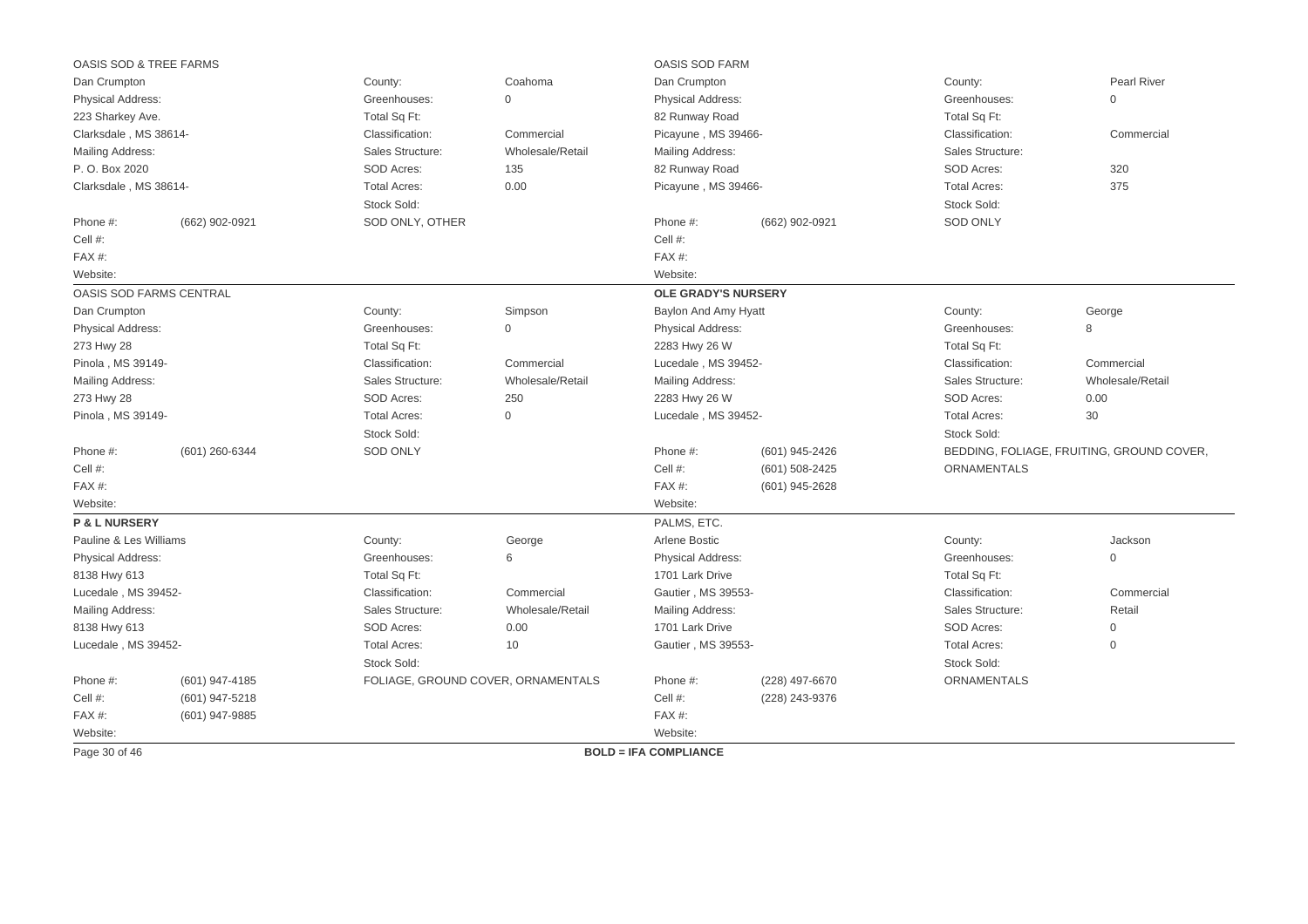## OASIS SOD & TREE FARMS

Dan Crumpton

Physical Address:
223 Sharkey Ave.
Clarksdale , MS 38614-

Mailing Address:
P. O. Box 2020
Clarksdale , MS 38614-

Phone #: (662) 902-0921
Cell #:
FAX #:
Website:

County: Coahoma
Greenhouses: 0
Total Sq Ft:
Classification: Commercial
Sales Structure: Wholesale/Retail
SOD Acres: 135
Total Acres: 0.00
Stock Sold:
SOD ONLY, OTHER

---

## OASIS SOD FARM

Dan Crumpton

Physical Address:
82 Runway Road
Picayune , MS 39466-

Mailing Address:
82 Runway Road
Picayune , MS 39466-

Phone #: (662) 902-0921
Cell #:
FAX #:
Website:

County: Pearl River
Greenhouses: 0
Total Sq Ft:
Classification: Commercial
Sales Structure:
SOD Acres: 320
Total Acres: 375
Stock Sold:
SOD ONLY

---

## OASIS SOD FARMS CENTRAL

Dan Crumpton

Physical Address:
273 Hwy 28
Pinola , MS 39149-

Mailing Address:
273 Hwy 28
Pinola , MS 39149-

Phone #: (601) 260-6344
Cell #:
FAX #:
Website:

County: Simpson
Greenhouses: 0
Total Sq Ft:
Classification: Commercial
Sales Structure: Wholesale/Retail
SOD Acres: 250
Total Acres: 0
Stock Sold:
SOD ONLY

---

## **OLE GRADY'S NURSERY**

Baylon And Amy Hyatt

Physical Address:
2283 Hwy 26 W
Lucedale , MS 39452-

Mailing Address:
2283 Hwy 26 W
Lucedale , MS 39452-

Phone #: (601) 945-2426
Cell #: (601) 508-2425
FAX #: (601) 945-2628
Website:

County: George
Greenhouses: 8
Total Sq Ft:
Classification: Commercial
Sales Structure: Wholesale/Retail
SOD Acres: 0.00
Total Acres: 30
Stock Sold:
BEDDING, FOLIAGE, FRUITING, GROUND COVER, ORNAMENTALS

---

## **P & L NURSERY**

Pauline & Les Williams

Physical Address:
8138 Hwy 613
Lucedale , MS 39452-

Mailing Address:
8138 Hwy 613
Lucedale , MS 39452-

Phone #: (601) 947-4185
Cell #: (601) 947-5218
FAX #: (601) 947-9885
Website:

County: George
Greenhouses: 6
Total Sq Ft:
Classification: Commercial
Sales Structure: Wholesale/Retail
SOD Acres: 0.00
Total Acres: 10
Stock Sold:
FOLIAGE, GROUND COVER, ORNAMENTALS

---

## PALMS, ETC.

Arlene Bostic

Physical Address:
1701 Lark Drive
Gautier , MS 39553-

Mailing Address:
1701 Lark Drive
Gautier , MS 39553-

Phone #: (228) 497-6670
Cell #: (228) 243-9376
FAX #:
Website:

County: Jackson
Greenhouses: 0
Total Sq Ft:
Classification: Commercial
Sales Structure: Retail
SOD Acres: 0
Total Acres: 0
Stock Sold:
ORNAMENTALS

---

**BOLD = IFA COMPLIANCE**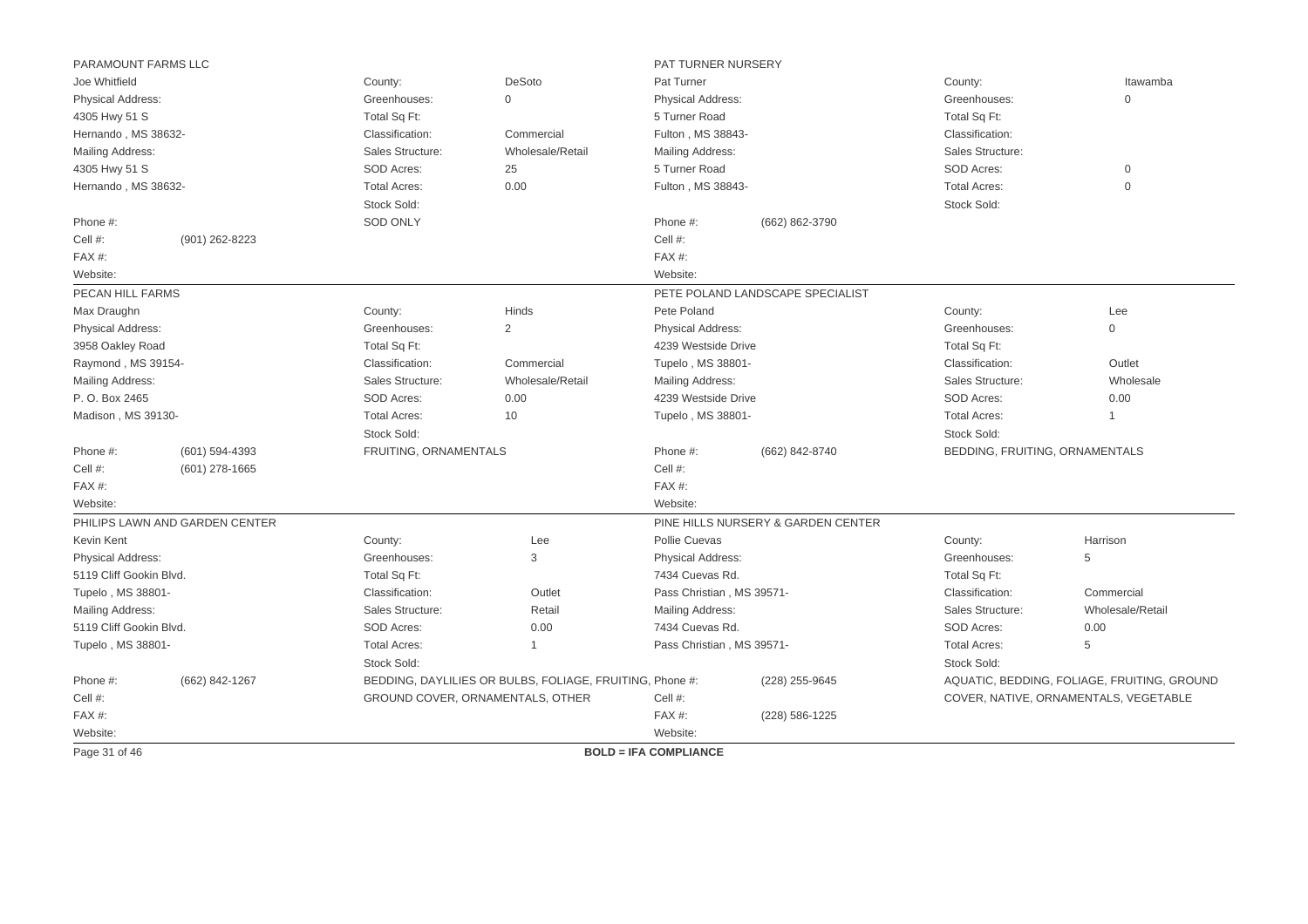## PARAMOUNT FARMS LLC

Joe Whitfield

Physical Address:
4305 Hwy 51 S
Hernando , MS 38632-

Mailing Address:
4305 Hwy 51 S
Hernando , MS 38632-

Phone #:
Cell #: (901) 262-8223
FAX #:
Website:

County: DeSoto
Greenhouses: 0
Total Sq Ft:
Classification: Commercial
Sales Structure: Wholesale/Retail
SOD Acres: 25
Total Acres: 0.00
Stock Sold:
SOD ONLY

## PAT TURNER NURSERY

Pat Turner

Physical Address:
5 Turner Road
Fulton , MS 38843-

Mailing Address:
5 Turner Road
Fulton , MS 38843-

Phone #: (662) 862-3790
Cell #:
FAX #:
Website:

County: Itawamba
Greenhouses: 0
Total Sq Ft:
Classification:
Sales Structure:
SOD Acres: 0
Total Acres: 0
Stock Sold:

## PECAN HILL FARMS

Max Draughn

Physical Address:
3958 Oakley Road
Raymond , MS 39154-

Mailing Address:
P. O. Box 2465
Madison , MS 39130-

Phone #: (601) 594-4393
Cell #: (601) 278-1665
FAX #:
Website:

County: Hinds
Greenhouses: 2
Total Sq Ft:
Classification: Commercial
Sales Structure: Wholesale/Retail
SOD Acres: 0.00
Total Acres: 10
Stock Sold:
FRUITING, ORNAMENTALS

## PETE POLAND LANDSCAPE SPECIALIST

Pete Poland

Physical Address:
4239 Westside Drive
Tupelo , MS 38801-

Mailing Address:
4239 Westside Drive
Tupelo , MS 38801-

Phone #: (662) 842-8740
Cell #:
FAX #:
Website:

County: Lee
Greenhouses: 0
Total Sq Ft:
Classification: Outlet
Sales Structure: Wholesale
SOD Acres: 0.00
Total Acres: 1
Stock Sold:
BEDDING, FRUITING, ORNAMENTALS

## PHILIPS LAWN AND GARDEN CENTER

Kevin Kent

Physical Address:
5119 Cliff Gookin Blvd.
Tupelo , MS 38801-

Mailing Address:
5119 Cliff Gookin Blvd.
Tupelo , MS 38801-

Phone #: (662) 842-1267
Cell #:
FAX #:
Website:

County: Lee
Greenhouses: 3
Total Sq Ft:
Classification: Outlet
Sales Structure: Retail
SOD Acres: 0.00
Total Acres: 1
Stock Sold:
BEDDING, DAYLILIES OR BULBS, FOLIAGE, FRUITING, GROUND COVER, ORNAMENTALS, OTHER

## PINE HILLS NURSERY & GARDEN CENTER

Pollie Cuevas

Physical Address:
7434 Cuevas Rd.
Pass Christian , MS 39571-

Mailing Address:
7434 Cuevas Rd.
Pass Christian , MS 39571-

Phone #: (228) 255-9645
Cell #:
FAX #: (228) 586-1225
Website:

County: Harrison
Greenhouses: 5
Total Sq Ft:
Classification: Commercial
Sales Structure: Wholesale/Retail
SOD Acres: 0.00
Total Acres: 5
Stock Sold:
AQUATIC, BEDDING, FOLIAGE, FRUITING, GROUND COVER, NATIVE, ORNAMENTALS, VEGETABLE

**BOLD = IFA COMPLIANCE**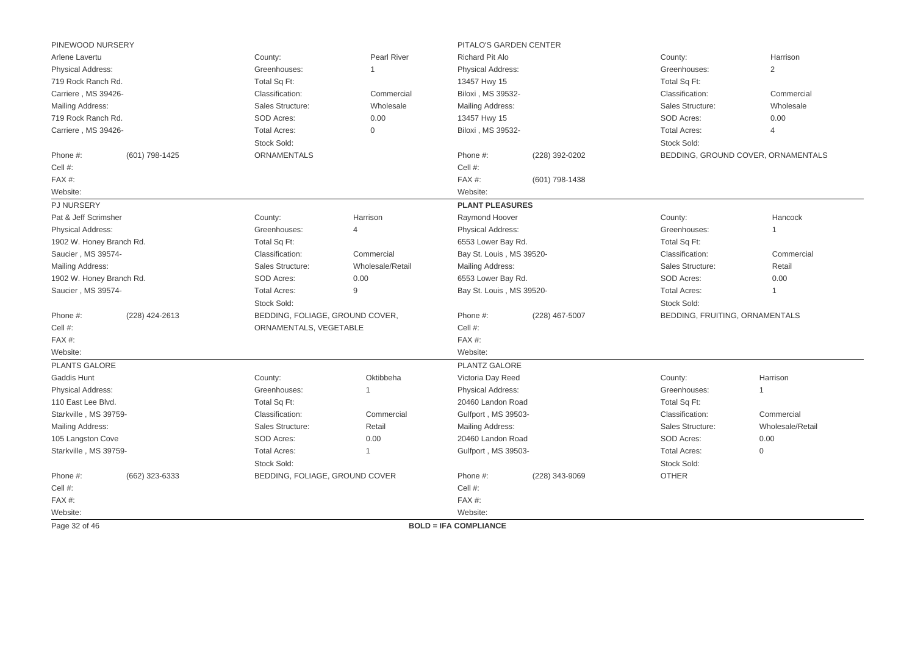## PINEWOOD NURSERY

Arlene Lavertu

| | | | |
|---|---|---|---|
| Physical Address: | | County: | Pearl River |
| 719 Rock Ranch Rd. | | Greenhouses: | 1 |
| Carriere , MS 39426- | | Total Sq Ft: | |
| Mailing Address: | | Classification: | Commercial |
| 719 Rock Ranch Rd. | | Sales Structure: | Wholesale |
| Carriere , MS 39426- | | SOD Acres: | 0.00 |
| | | Total Acres: | 0 |
| | | Stock Sold: | |
| Phone #: | (601) 798-1425 | ORNAMENTALS | |
| Cell #: | | | |
| FAX #: | | | |
| Website: | | | |

## PITALO'S GARDEN CENTER

Richard Pit Alo

| | | | |
|---|---|---|---|
| Physical Address: | | County: | Harrison |
| 13457 Hwy 15 | | Greenhouses: | 2 |
| Biloxi , MS 39532- | | Total Sq Ft: | |
| Mailing Address: | | Classification: | Commercial |
| 13457 Hwy 15 | | Sales Structure: | Wholesale |
| Biloxi , MS 39532- | | SOD Acres: | 0.00 |
| | | Total Acres: | 4 |
| | | Stock Sold: | |
| Phone #: | (228) 392-0202 | BEDDING, GROUND COVER, ORNAMENTALS | |
| Cell #: | | | |
| FAX #: | (601) 798-1438 | | |
| Website: | | | |

## PJ NURSERY

Pat & Jeff Scrimsher

| | | | |
|---|---|---|---|
| Physical Address: | | County: | Harrison |
| 1902 W. Honey Branch Rd. | | Greenhouses: | 4 |
| Saucier , MS 39574- | | Total Sq Ft: | |
| Mailing Address: | | Classification: | Commercial |
| 1902 W. Honey Branch Rd. | | Sales Structure: | Wholesale/Retail |
| Saucier , MS 39574- | | SOD Acres: | 0.00 |
| | | Total Acres: | 9 |
| | | Stock Sold: | |
| Phone #: | (228) 424-2613 | BEDDING, FOLIAGE, GROUND COVER, ORNAMENTALS, VEGETABLE | |
| Cell #: | | | |
| FAX #: | | | |
| Website: | | | |

## **PLANT PLEASURES**

Raymond Hoover

| | | | |
|---|---|---|---|
| Physical Address: | | County: | Hancock |
| 6553 Lower Bay Rd. | | Greenhouses: | 1 |
| Bay St. Louis , MS 39520- | | Total Sq Ft: | |
| Mailing Address: | | Classification: | Commercial |
| 6553 Lower Bay Rd. | | Sales Structure: | Retail |
| Bay St. Louis , MS 39520- | | SOD Acres: | 0.00 |
| | | Total Acres: | 1 |
| | | Stock Sold: | |
| Phone #: | (228) 467-5007 | BEDDING, FRUITING, ORNAMENTALS | |
| Cell #: | | | |
| FAX #: | | | |
| Website: | | | |

## PLANTS GALORE

Gaddis Hunt

| | | | |
|---|---|---|---|
| Physical Address: | | County: | Oktibbeha |
| 110 East Lee Blvd. | | Greenhouses: | 1 |
| Starkville , MS 39759- | | Total Sq Ft: | |
| Mailing Address: | | Classification: | Commercial |
| 105 Langston Cove | | Sales Structure: | Retail |
| Starkville , MS 39759- | | SOD Acres: | 0.00 |
| | | Total Acres: | 1 |
| | | Stock Sold: | |
| Phone #: | (662) 323-6333 | BEDDING, FOLIAGE, GROUND COVER | |
| Cell #: | | | |
| FAX #: | | | |
| Website: | | | |

## PLANTZ GALORE

Victoria Day Reed

| | | | |
|---|---|---|---|
| Physical Address: | | County: | Harrison |
| 20460 Landon Road | | Greenhouses: | 1 |
| Gulfport , MS 39503- | | Total Sq Ft: | |
| Mailing Address: | | Classification: | Commercial |
| 20460 Landon Road | | Sales Structure: | Wholesale/Retail |
| Gulfport , MS 39503- | | SOD Acres: | 0.00 |
| | | Total Acres: | 0 |
| | | Stock Sold: | |
| Phone #: | (228) 343-9069 | OTHER | |
| Cell #: | | | |
| FAX #: | | | |
| Website: | | | |

**BOLD = IFA COMPLIANCE**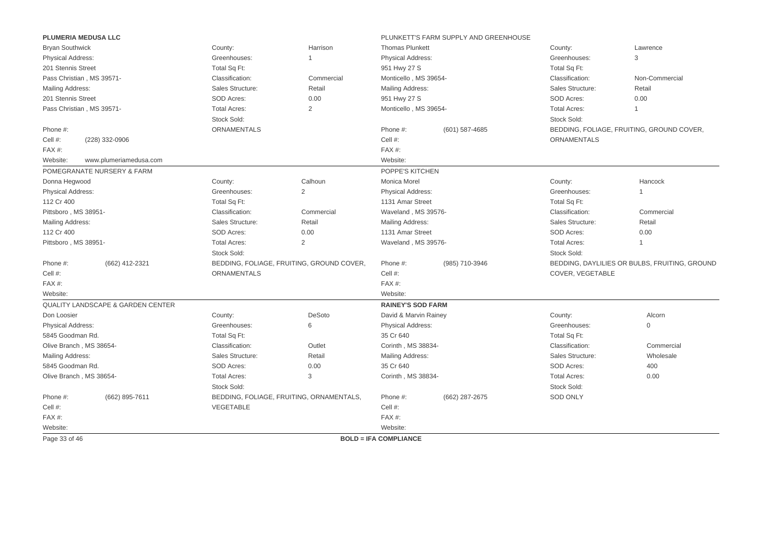**PLUMERIA MEDUSA LLC**

Bryan Southwick

| | |
|---|---|
| County: | Harrison |
| Greenhouses: | 1 |
| Total Sq Ft: | |
| Classification: | Commercial |
| Sales Structure: | Retail |
| SOD Acres: | 0.00 |
| Total Acres: | 2 |

Physical Address:
201 Stennis Street
Pass Christian , MS 39571-

Mailing Address:
201 Stennis Street
Pass Christian , MS 39571-

Stock Sold:
ORNAMENTALS

Phone #:
Cell #: (228) 332-0906
FAX #:
Website: www.plumeriamedusa.com

---

PLUNKETT'S FARM SUPPLY AND GREENHOUSE

Thomas Plunkett

| | |
|---|---|
| County: | Lawrence |
| Greenhouses: | 3 |
| Total Sq Ft: | |
| Classification: | Non-Commercial |
| Sales Structure: | Retail |
| SOD Acres: | 0.00 |
| Total Acres: | 1 |

Physical Address:
951 Hwy 27 S
Monticello , MS 39654-

Mailing Address:
951 Hwy 27 S
Monticello , MS 39654-

Stock Sold:
BEDDING, FOLIAGE, FRUITING, GROUND COVER, ORNAMENTALS

Phone #: (601) 587-4685
Cell #:
FAX #:
Website:

---

POMEGRANATE NURSERY & FARM

Donna Hegwood

| | |
|---|---|
| County: | Calhoun |
| Greenhouses: | 2 |
| Total Sq Ft: | |
| Classification: | Commercial |
| Sales Structure: | Retail |
| SOD Acres: | 0.00 |
| Total Acres: | 2 |

Physical Address:
112 Cr 400
Pittsboro , MS 38951-

Mailing Address:
112 Cr 400
Pittsboro , MS 38951-

Stock Sold:
BEDDING, FOLIAGE, FRUITING, GROUND COVER, ORNAMENTALS

Phone #: (662) 412-2321
Cell #:
FAX #:
Website:

---

POPPE'S KITCHEN

Monica Morel

| | |
|---|---|
| County: | Hancock |
| Greenhouses: | 1 |
| Total Sq Ft: | |
| Classification: | Commercial |
| Sales Structure: | Retail |
| SOD Acres: | 0.00 |
| Total Acres: | 1 |

Physical Address:
1131 Amar Street
Waveland , MS 39576-

Mailing Address:
1131 Amar Street
Waveland , MS 39576-

Stock Sold:
BEDDING, DAYLILIES OR BULBS, FRUITING, GROUND COVER, VEGETABLE

Phone #: (985) 710-3946
Cell #:
FAX #:
Website:

---

QUALITY LANDSCAPE & GARDEN CENTER

Don Loosier

| | |
|---|---|
| County: | DeSoto |
| Greenhouses: | 6 |
| Total Sq Ft: | |
| Classification: | Outlet |
| Sales Structure: | Retail |
| SOD Acres: | 0.00 |
| Total Acres: | 3 |

Physical Address:
5845 Goodman Rd.
Olive Branch , MS 38654-

Mailing Address:
5845 Goodman Rd.
Olive Branch , MS 38654-

Stock Sold:
BEDDING, FOLIAGE, FRUITING, ORNAMENTALS, VEGETABLE

Phone #: (662) 895-7611
Cell #:
FAX #:
Website:

---

**RAINEY'S SOD FARM**

David & Marvin Rainey

| | |
|---|---|
| County: | Alcorn |
| Greenhouses: | 0 |
| Total Sq Ft: | |
| Classification: | Commercial |
| Sales Structure: | Wholesale |
| SOD Acres: | 400 |
| Total Acres: | 0.00 |

Physical Address:
35 Cr 640
Corinth , MS 38834-

Mailing Address:
35 Cr 640
Corinth , MS 38834-

Stock Sold:
SOD ONLY

Phone #: (662) 287-2675
Cell #:
FAX #:
Website:

---

**BOLD = IFA COMPLIANCE**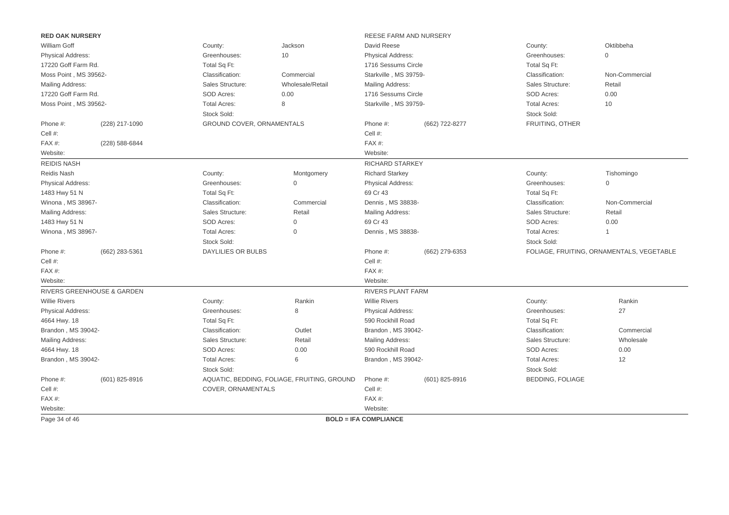**RED OAK NURSERY**

William Goff

Physical Address:
17220 Goff Farm Rd.
Moss Point , MS 39562-

Mailing Address:
17220 Goff Farm Rd.
Moss Point , MS 39562-

| | |
|---|---|
| County: | Jackson |
| Greenhouses: | 10 |
| Total Sq Ft: | |
| Classification: | Commercial |
| Sales Structure: | Wholesale/Retail |
| SOD Acres: | 0.00 |
| Total Acres: | 8 |
| Stock Sold: | GROUND COVER, ORNAMENTALS |

Phone #: (228) 217-1090
Cell #:
FAX #: (228) 588-6844
Website:

---

REESE FARM AND NURSERY

David Reese

Physical Address:
1716 Sessums Circle
Starkville , MS 39759-

Mailing Address:
1716 Sessums Circle
Starkville , MS 39759-

| | |
|---|---|
| County: | Oktibbeha |
| Greenhouses: | 0 |
| Total Sq Ft: | |
| Classification: | Non-Commercial |
| Sales Structure: | Retail |
| SOD Acres: | 0.00 |
| Total Acres: | 10 |
| Stock Sold: | FRUITING, OTHER |

Phone #: (662) 722-8277
Cell #:
FAX #:
Website:

---

REIDIS NASH

Reidis Nash

Physical Address:
1483 Hwy 51 N
Winona , MS 38967-

Mailing Address:
1483 Hwy 51 N
Winona , MS 38967-

| | |
|---|---|
| County: | Montgomery |
| Greenhouses: | 0 |
| Total Sq Ft: | |
| Classification: | Commercial |
| Sales Structure: | Retail |
| SOD Acres: | 0 |
| Total Acres: | 0 |
| Stock Sold: | DAYLILIES OR BULBS |

Phone #: (662) 283-5361
Cell #:
FAX #:
Website:

---

RICHARD STARKEY

Richard Starkey

Physical Address:
69 Cr 43
Dennis , MS 38838-

Mailing Address:
69 Cr 43
Dennis , MS 38838-

| | |
|---|---|
| County: | Tishomingo |
| Greenhouses: | 0 |
| Total Sq Ft: | |
| Classification: | Non-Commercial |
| Sales Structure: | Retail |
| SOD Acres: | 0.00 |
| Total Acres: | 1 |
| Stock Sold: | FOLIAGE, FRUITING, ORNAMENTALS, VEGETABLE |

Phone #: (662) 279-6353
Cell #:
FAX #:
Website:

---

RIVERS GREENHOUSE & GARDEN

Willie Rivers

Physical Address:
4664 Hwy. 18
Brandon , MS 39042-

Mailing Address:
4664 Hwy. 18
Brandon , MS 39042-

| | |
|---|---|
| County: | Rankin |
| Greenhouses: | 8 |
| Total Sq Ft: | |
| Classification: | Outlet |
| Sales Structure: | Retail |
| SOD Acres: | 0.00 |
| Total Acres: | 6 |
| Stock Sold: | AQUATIC, BEDDING, FOLIAGE, FRUITING, GROUND COVER, ORNAMENTALS |

Phone #: (601) 825-8916
Cell #:
FAX #:
Website:

---

RIVERS PLANT FARM

Willie Rivers

Physical Address:
590 Rockhill Road
Brandon , MS 39042-

Mailing Address:
590 Rockhill Road
Brandon , MS 39042-

| | |
|---|---|
| County: | Rankin |
| Greenhouses: | 27 |
| Total Sq Ft: | |
| Classification: | Commercial |
| Sales Structure: | Wholesale |
| SOD Acres: | 0.00 |
| Total Acres: | 12 |
| Stock Sold: | BEDDING, FOLIAGE |

Phone #: (601) 825-8916
Cell #:
FAX #:
Website:

---

**BOLD = IFA COMPLIANCE**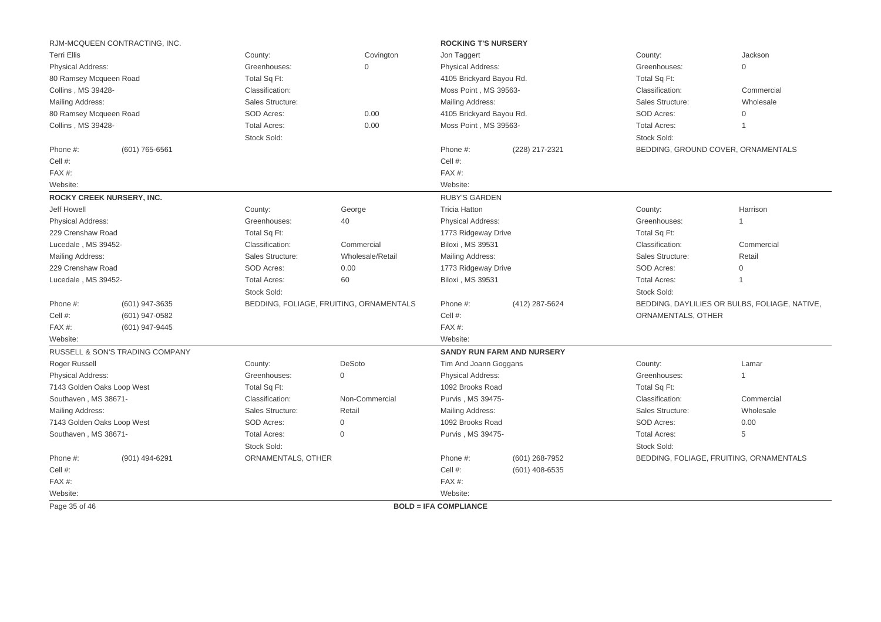### RJM-MCQUEEN CONTRACTING, INC.

| | | | |
|---|---|---|---|
| Terri Ellis | | County: | Covington |
| Physical Address: | | Greenhouses: | 0 |
| 80 Ramsey Mcqueen Road | | Total Sq Ft: | |
| Collins , MS 39428- | | Classification: | |
| Mailing Address: | | Sales Structure: | |
| 80 Ramsey Mcqueen Road | | SOD Acres: | 0.00 |
| Collins , MS 39428- | | Total Acres: | 0.00 |
| | | Stock Sold: | |
| Phone #: | (601) 765-6561 | | |
| Cell #: | | | |
| FAX #: | | | |
| Website: | | | |

### **ROCKING T'S NURSERY**

| | | | |
|---|---|---|---|
| Jon Taggert | | County: | Jackson |
| Physical Address: | | Greenhouses: | 0 |
| 4105 Brickyard Bayou Rd. | | Total Sq Ft: | |
| Moss Point , MS 39563- | | Classification: | Commercial |
| Mailing Address: | | Sales Structure: | Wholesale |
| 4105 Brickyard Bayou Rd. | | SOD Acres: | 0 |
| Moss Point , MS 39563- | | Total Acres: | 1 |
| | | Stock Sold: | |
| Phone #: | (228) 217-2321 | BEDDING, GROUND COVER, ORNAMENTALS | |
| Cell #: | | | |
| FAX #: | | | |
| Website: | | | |

### **ROCKY CREEK NURSERY, INC.**

| | | | |
|---|---|---|---|
| Jeff Howell | | County: | George |
| Physical Address: | | Greenhouses: | 40 |
| 229 Crenshaw Road | | Total Sq Ft: | |
| Lucedale , MS 39452- | | Classification: | Commercial |
| Mailing Address: | | Sales Structure: | Wholesale/Retail |
| 229 Crenshaw Road | | SOD Acres: | 0.00 |
| Lucedale , MS 39452- | | Total Acres: | 60 |
| | | Stock Sold: | |
| Phone #: | (601) 947-3635 | BEDDING, FOLIAGE, FRUITING, ORNAMENTALS | |
| Cell #: | (601) 947-0582 | | |
| FAX #: | (601) 947-9445 | | |
| Website: | | | |

### RUBY'S GARDEN

| | | | |
|---|---|---|---|
| Tricia Hatton | | County: | Harrison |
| Physical Address: | | Greenhouses: | 1 |
| 1773 Ridgeway Drive | | Total Sq Ft: | |
| Biloxi , MS 39531 | | Classification: | Commercial |
| Mailing Address: | | Sales Structure: | Retail |
| 1773 Ridgeway Drive | | SOD Acres: | 0 |
| Biloxi , MS 39531 | | Total Acres: | 1 |
| | | Stock Sold: | |
| Phone #: | (412) 287-5624 | BEDDING, DAYLILIES OR BULBS, FOLIAGE, NATIVE, ORNAMENTALS, OTHER | |
| Cell #: | | | |
| FAX #: | | | |
| Website: | | | |

### RUSSELL & SON'S TRADING COMPANY

| | | | |
|---|---|---|---|
| Roger Russell | | County: | DeSoto |
| Physical Address: | | Greenhouses: | 0 |
| 7143 Golden Oaks Loop West | | Total Sq Ft: | |
| Southaven , MS 38671- | | Classification: | Non-Commercial |
| Mailing Address: | | Sales Structure: | Retail |
| 7143 Golden Oaks Loop West | | SOD Acres: | 0 |
| Southaven , MS 38671- | | Total Acres: | 0 |
| | | Stock Sold: | |
| Phone #: | (901) 494-6291 | ORNAMENTALS, OTHER | |
| Cell #: | | | |
| FAX #: | | | |
| Website: | | | |

### **SANDY RUN FARM AND NURSERY**

| | | | |
|---|---|---|---|
| Tim And Joann Goggans | | County: | Lamar |
| Physical Address: | | Greenhouses: | 1 |
| 1092 Brooks Road | | Total Sq Ft: | |
| Purvis , MS 39475- | | Classification: | Commercial |
| Mailing Address: | | Sales Structure: | Wholesale |
| 1092 Brooks Road | | SOD Acres: | 0.00 |
| Purvis , MS 39475- | | Total Acres: | 5 |
| | | Stock Sold: | |
| Phone #: | (601) 268-7952 | BEDDING, FOLIAGE, FRUITING, ORNAMENTALS | |
| Cell #: | (601) 408-6535 | | |
| FAX #: | | | |
| Website: | | | |

**BOLD = IFA COMPLIANCE**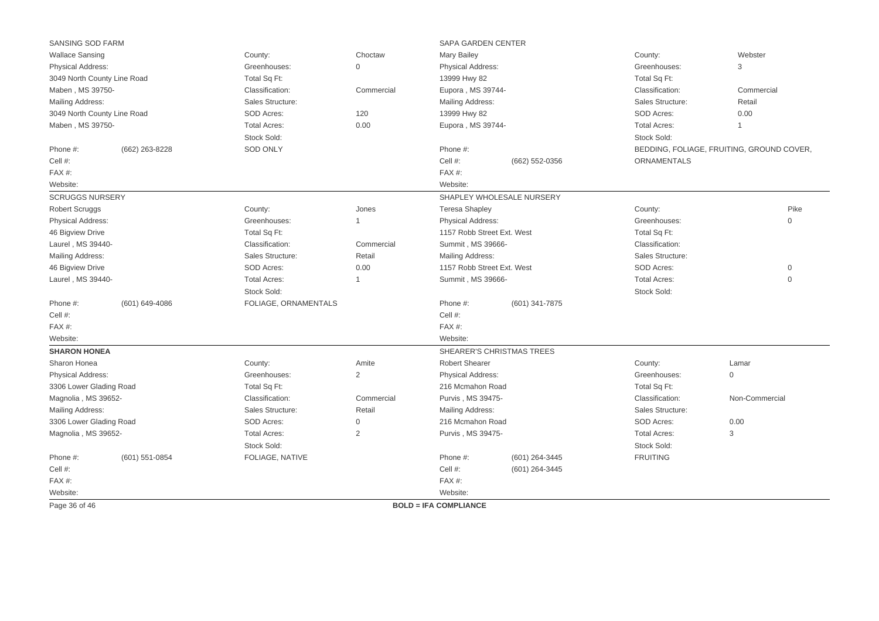## SANSING SOD FARM

Wallace Sansing

| | | | |
|---|---|---|---|
| Physical Address: | | County: | Choctaw |
| 3049 North County Line Road | | Greenhouses: | 0 |
| Maben , MS 39750- | | Total Sq Ft: | |
| Mailing Address: | | Classification: | Commercial |
| 3049 North County Line Road | | Sales Structure: | |
| Maben , MS 39750- | | SOD Acres: | 120 |
| | | Total Acres: | 0.00 |
| Phone #: | (662) 263-8228 | Stock Sold: | SOD ONLY |
| Cell #: | | | |
| FAX #: | | | |
| Website: | | | |

## SAPA GARDEN CENTER

Mary Bailey

| | | | |
|---|---|---|---|
| Physical Address: | | County: | Webster |
| 13999 Hwy 82 | | Greenhouses: | 3 |
| Eupora , MS 39744- | | Total Sq Ft: | |
| Mailing Address: | | Classification: | Commercial |
| 13999 Hwy 82 | | Sales Structure: | Retail |
| Eupora , MS 39744- | | SOD Acres: | 0.00 |
| | | Total Acres: | 1 |
| Phone #: | | Stock Sold: | BEDDING, FOLIAGE, FRUITING, GROUND COVER, ORNAMENTALS |
| Cell #: | (662) 552-0356 | | |
| FAX #: | | | |
| Website: | | | |

## SCRUGGS NURSERY

Robert Scruggs

| | | | |
|---|---|---|---|
| Physical Address: | | County: | Jones |
| 46 Bigview Drive | | Greenhouses: | 1 |
| Laurel , MS 39440- | | Total Sq Ft: | |
| Mailing Address: | | Classification: | Commercial |
| 46 Bigview Drive | | Sales Structure: | Retail |
| Laurel , MS 39440- | | SOD Acres: | 0.00 |
| | | Total Acres: | 1 |
| Phone #: | (601) 649-4086 | Stock Sold: | FOLIAGE, ORNAMENTALS |
| Cell #: | | | |
| FAX #: | | | |
| Website: | | | |

## SHAPLEY WHOLESALE NURSERY

Teresa Shapley

| | | | |
|---|---|---|---|
| Physical Address: | | County: | Pike |
| 1157 Robb Street Ext. West | | Greenhouses: | 0 |
| Summit , MS 39666- | | Total Sq Ft: | |
| Mailing Address: | | Classification: | |
| 1157 Robb Street Ext. West | | Sales Structure: | |
| Summit , MS 39666- | | SOD Acres: | 0 |
| | | Total Acres: | 0 |
| Phone #: | (601) 341-7875 | Stock Sold: | |
| Cell #: | | | |
| FAX #: | | | |
| Website: | | | |

## **SHARON HONEA**

Sharon Honea

| | | | |
|---|---|---|---|
| Physical Address: | | County: | Amite |
| 3306 Lower Glading Road | | Greenhouses: | 2 |
| Magnolia , MS 39652- | | Total Sq Ft: | |
| Mailing Address: | | Classification: | Commercial |
| 3306 Lower Glading Road | | Sales Structure: | Retail |
| Magnolia , MS 39652- | | SOD Acres: | 0 |
| | | Total Acres: | 2 |
| Phone #: | (601) 551-0854 | Stock Sold: | FOLIAGE, NATIVE |
| Cell #: | | | |
| FAX #: | | | |
| Website: | | | |

## SHEARER'S CHRISTMAS TREES

Robert Shearer

| | | | |
|---|---|---|---|
| Physical Address: | | County: | Lamar |
| 216 Mcmahon Road | | Greenhouses: | 0 |
| Purvis , MS 39475- | | Total Sq Ft: | |
| Mailing Address: | | Classification: | Non-Commercial |
| 216 Mcmahon Road | | Sales Structure: | |
| Purvis , MS 39475- | | SOD Acres: | 0.00 |
| | | Total Acres: | 3 |
| Phone #: | (601) 264-3445 | Stock Sold: | FRUITING |
| Cell #: | (601) 264-3445 | | |
| FAX #: | | | |
| Website: | | | |

**BOLD = IFA COMPLIANCE**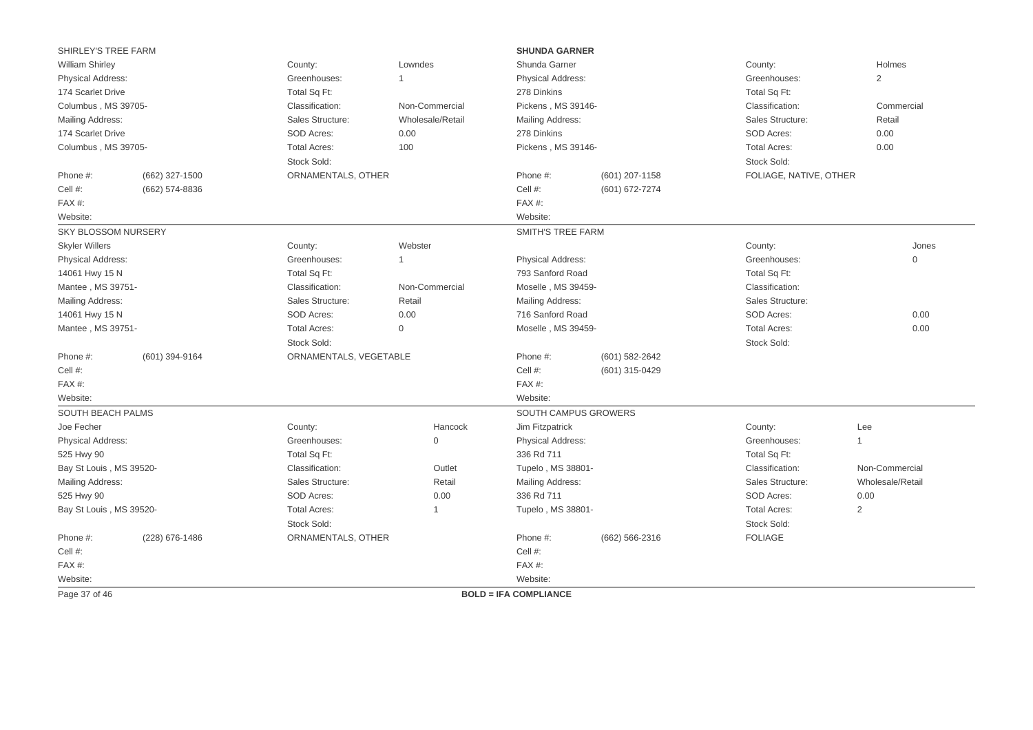**SHIRLEY'S TREE FARM**

SHIRLEY'S TREE FARM
William Shirley

| | | | |
|---|---|---|---|
| Physical Address: | | County: | Lowndes |
| 174 Scarlet Drive | | Greenhouses: | 1 |
| Columbus , MS 39705- | | Total Sq Ft: | |
| Mailing Address: | | Classification: | Non-Commercial |
| 174 Scarlet Drive | | Sales Structure: | Wholesale/Retail |
| Columbus , MS 39705- | | SOD Acres: | 0.00 |
| | | Total Acres: | 100 |
| | | Stock Sold: | |
| Phone #: | (662) 327-1500 | ORNAMENTALS, OTHER | |
| Cell #: | (662) 574-8836 | | |
| FAX #: | | | |
| Website: | | | |

**SHUNDA GARNER**

Shunda Garner

| | | | |
|---|---|---|---|
| Physical Address: | | County: | Holmes |
| 278 Dinkins | | Greenhouses: | 2 |
| Pickens , MS 39146- | | Total Sq Ft: | |
| Mailing Address: | | Classification: | Commercial |
| 278 Dinkins | | Sales Structure: | Retail |
| Pickens , MS 39146- | | SOD Acres: | 0.00 |
| | | Total Acres: | 0.00 |
| | | Stock Sold: | |
| Phone #: | (601) 207-1158 | FOLIAGE, NATIVE, OTHER | |
| Cell #: | (601) 672-7274 | | |
| FAX #: | | | |
| Website: | | | |

**SKY BLOSSOM NURSERY**

Skyler Willers

| | | | |
|---|---|---|---|
| Physical Address: | | County: | Webster |
| 14061 Hwy 15 N | | Greenhouses: | 1 |
| Mantee , MS 39751- | | Total Sq Ft: | |
| Mailing Address: | | Classification: | Non-Commercial |
| 14061 Hwy 15 N | | Sales Structure: | Retail |
| Mantee , MS 39751- | | SOD Acres: | 0.00 |
| | | Total Acres: | 0 |
| | | Stock Sold: | |
| Phone #: | (601) 394-9164 | ORNAMENTALS, VEGETABLE | |
| Cell #: | | | |
| FAX #: | | | |
| Website: | | | |

**SMITH'S TREE FARM**

| | | | |
|---|---|---|---|
| Physical Address: | | County: | Jones |
| 793 Sanford Road | | Greenhouses: | 0 |
| Moselle , MS 39459- | | Total Sq Ft: | |
| Mailing Address: | | Classification: | |
| 716 Sanford Road | | Sales Structure: | |
| Moselle , MS 39459- | | SOD Acres: | 0.00 |
| | | Total Acres: | 0.00 |
| | | Stock Sold: | |
| Phone #: | (601) 582-2642 | | |
| Cell #: | (601) 315-0429 | | |
| FAX #: | | | |
| Website: | | | |

**SOUTH BEACH PALMS**

Joe Fecher

| | | | |
|---|---|---|---|
| Physical Address: | | County: | Hancock |
| 525 Hwy 90 | | Greenhouses: | 0 |
| Bay St Louis , MS 39520- | | Total Sq Ft: | |
| Mailing Address: | | Classification: | Outlet |
| 525 Hwy 90 | | Sales Structure: | Retail |
| Bay St Louis , MS 39520- | | SOD Acres: | 0.00 |
| | | Total Acres: | 1 |
| | | Stock Sold: | |
| Phone #: | (228) 676-1486 | ORNAMENTALS, OTHER | |
| Cell #: | | | |
| FAX #: | | | |
| Website: | | | |

**SOUTH CAMPUS GROWERS**

Jim Fitzpatrick

| | | | |
|---|---|---|---|
| Physical Address: | | County: | Lee |
| 336 Rd 711 | | Greenhouses: | 1 |
| Tupelo , MS 38801- | | Total Sq Ft: | |
| Mailing Address: | | Classification: | Non-Commercial |
| 336 Rd 711 | | Sales Structure: | Wholesale/Retail |
| Tupelo , MS 38801- | | SOD Acres: | 0.00 |
| | | Total Acres: | 2 |
| | | Stock Sold: | |
| Phone #: | (662) 566-2316 | FOLIAGE | |
| Cell #: | | | |
| FAX #: | | | |
| Website: | | | |

**BOLD = IFA COMPLIANCE**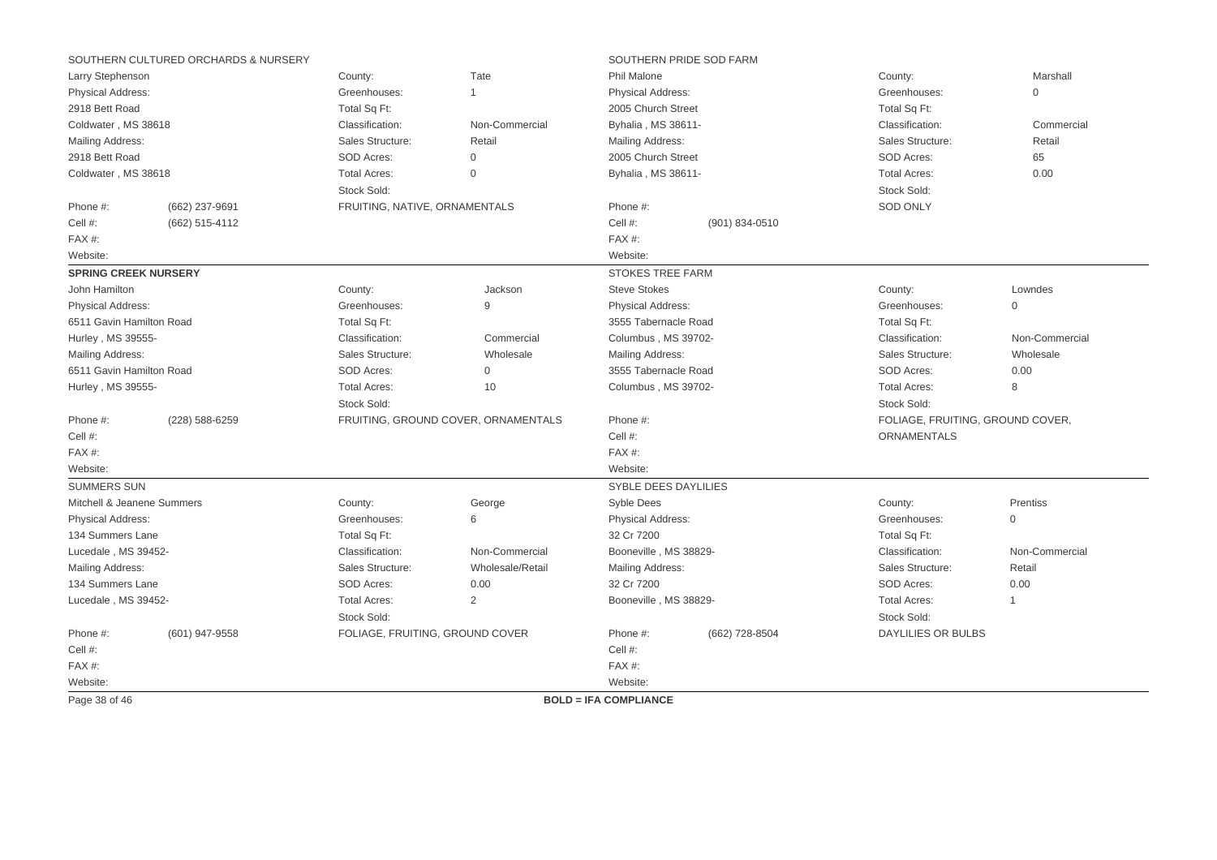## SOUTHERN CULTURED ORCHARDS & NURSERY

Larry Stephenson

| | |
|---|---|
| County: | Tate |
| Greenhouses: | 1 |
| Total Sq Ft: | |
| Classification: | Non-Commercial |
| Sales Structure: | Retail |
| SOD Acres: | 0 |
| Total Acres: | 0 |
| Stock Sold: | FRUITING, NATIVE, ORNAMENTALS |

Physical Address:
2918 Bett Road
Coldwater , MS 38618

Mailing Address:
2918 Bett Road
Coldwater , MS 38618

Phone #: (662) 237-9691
Cell #: (662) 515-4112
FAX #:
Website:

## SOUTHERN PRIDE SOD FARM

Phil Malone

| | |
|---|---|
| County: | Marshall |
| Greenhouses: | 0 |
| Total Sq Ft: | |
| Classification: | Commercial |
| Sales Structure: | Retail |
| SOD Acres: | 65 |
| Total Acres: | 0.00 |
| Stock Sold: | SOD ONLY |

Physical Address:
2005 Church Street
Byhalia , MS 38611-

Mailing Address:
2005 Church Street
Byhalia , MS 38611-

Phone #:
Cell #: (901) 834-0510
FAX #:
Website:

## **SPRING CREEK NURSERY**

John Hamilton

| | |
|---|---|
| County: | Jackson |
| Greenhouses: | 9 |
| Total Sq Ft: | |
| Classification: | Commercial |
| Sales Structure: | Wholesale |
| SOD Acres: | 0 |
| Total Acres: | 10 |
| Stock Sold: | FRUITING, GROUND COVER, ORNAMENTALS |

Physical Address:
6511 Gavin Hamilton Road
Hurley , MS 39555-

Mailing Address:
6511 Gavin Hamilton Road
Hurley , MS 39555-

Phone #: (228) 588-6259
Cell #:
FAX #:
Website:

## STOKES TREE FARM

Steve Stokes

| | |
|---|---|
| County: | Lowndes |
| Greenhouses: | 0 |
| Total Sq Ft: | |
| Classification: | Non-Commercial |
| Sales Structure: | Wholesale |
| SOD Acres: | 0.00 |
| Total Acres: | 8 |
| Stock Sold: | FOLIAGE, FRUITING, GROUND COVER, ORNAMENTALS |

Physical Address:
3555 Tabernacle Road
Columbus , MS 39702-

Mailing Address:
3555 Tabernacle Road
Columbus , MS 39702-

Phone #:
Cell #:
FAX #:
Website:

## SUMMERS SUN

Mitchell & Jeanene Summers

| | |
|---|---|
| County: | George |
| Greenhouses: | 6 |
| Total Sq Ft: | |
| Classification: | Non-Commercial |
| Sales Structure: | Wholesale/Retail |
| SOD Acres: | 0.00 |
| Total Acres: | 2 |
| Stock Sold: | FOLIAGE, FRUITING, GROUND COVER |

Physical Address:
134 Summers Lane
Lucedale , MS 39452-

Mailing Address:
134 Summers Lane
Lucedale , MS 39452-

Phone #: (601) 947-9558
Cell #:
FAX #:
Website:

## SYBLE DEES DAYLILIES

Syble Dees

| | |
|---|---|
| County: | Prentiss |
| Greenhouses: | 0 |
| Total Sq Ft: | |
| Classification: | Non-Commercial |
| Sales Structure: | Retail |
| SOD Acres: | 0.00 |
| Total Acres: | 1 |
| Stock Sold: | DAYLILIES OR BULBS |

Physical Address:
32 Cr 7200
Booneville , MS 38829-

Mailing Address:
32 Cr 7200
Booneville , MS 38829-

Phone #: (662) 728-8504
Cell #:
FAX #:
Website:

**BOLD = IFA COMPLIANCE**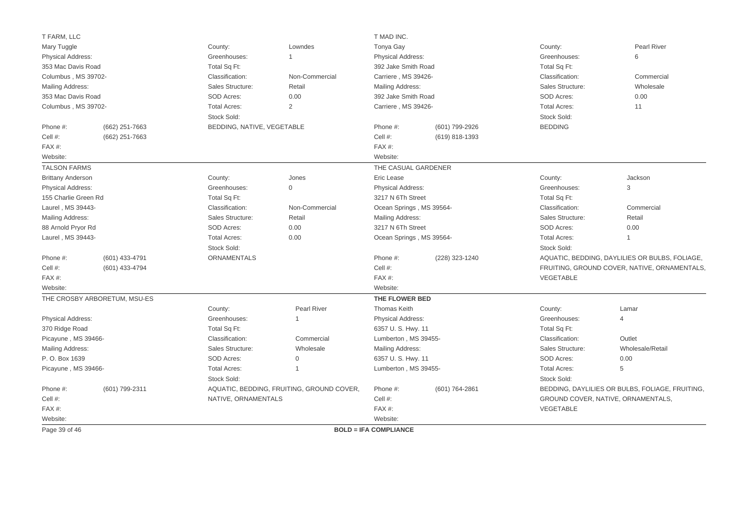**T FARM, LLC**

Mary Tuggle

| | |
|---|---|
| County: | Lowndes |
| Greenhouses: | 1 |
| Total Sq Ft: | |
| Classification: | Non-Commercial |
| Sales Structure: | Retail |
| SOD Acres: | 0.00 |
| Total Acres: | 2 |
| Stock Sold: | BEDDING, NATIVE, VEGETABLE |

Physical Address:
353 Mac Davis Road
Columbus , MS 39702-

Mailing Address:
353 Mac Davis Road
Columbus , MS 39702-

Phone #: (662) 251-7663
Cell #: (662) 251-7663
FAX #:
Website:

---

**T MAD INC.**

Tonya Gay

| | |
|---|---|
| County: | Pearl River |
| Greenhouses: | 6 |
| Total Sq Ft: | |
| Classification: | Commercial |
| Sales Structure: | Wholesale |
| SOD Acres: | 0.00 |
| Total Acres: | 11 |
| Stock Sold: | BEDDING |

Physical Address:
392 Jake Smith Road
Carriere , MS 39426-

Mailing Address:
392 Jake Smith Road
Carriere , MS 39426-

Phone #: (601) 799-2926
Cell #: (619) 818-1393
FAX #:
Website:

---

**TALSON FARMS**

Brittany Anderson

| | |
|---|---|
| County: | Jones |
| Greenhouses: | 0 |
| Total Sq Ft: | |
| Classification: | Non-Commercial |
| Sales Structure: | Retail |
| SOD Acres: | 0.00 |
| Total Acres: | 0.00 |
| Stock Sold: | ORNAMENTALS |

Physical Address:
155 Charlie Green Rd
Laurel , MS 39443-

Mailing Address:
88 Arnold Pryor Rd
Laurel , MS 39443-

Phone #: (601) 433-4791
Cell #: (601) 433-4794
FAX #:
Website:

---

**THE CASUAL GARDENER**

Eric Lease

| | |
|---|---|
| County: | Jackson |
| Greenhouses: | 3 |
| Total Sq Ft: | |
| Classification: | Commercial |
| Sales Structure: | Retail |
| SOD Acres: | 0.00 |
| Total Acres: | 1 |
| Stock Sold: | AQUATIC, BEDDING, DAYLILIES OR BULBS, FOLIAGE, FRUITING, GROUND COVER, NATIVE, ORNAMENTALS, VEGETABLE |

Physical Address:
3217 N 6Th Street
Ocean Springs , MS 39564-

Mailing Address:
3217 N 6Th Street
Ocean Springs , MS 39564-

Phone #: (228) 323-1240
Cell #:
FAX #:
Website:

---

**THE CROSBY ARBORETUM, MSU-ES**

| | |
|---|---|
| County: | Pearl River |
| Greenhouses: | 1 |
| Total Sq Ft: | |
| Classification: | Commercial |
| Sales Structure: | Wholesale |
| SOD Acres: | 0 |
| Total Acres: | 1 |
| Stock Sold: | AQUATIC, BEDDING, FRUITING, GROUND COVER, NATIVE, ORNAMENTALS |

Physical Address:
370 Ridge Road
Picayune , MS 39466-

Mailing Address:
P. O. Box 1639
Picayune , MS 39466-

Phone #: (601) 799-2311
Cell #:
FAX #:
Website:

---

**THE FLOWER BED**

Thomas Keith

| | |
|---|---|
| County: | Lamar |
| Greenhouses: | 4 |
| Total Sq Ft: | |
| Classification: | Outlet |
| Sales Structure: | Wholesale/Retail |
| SOD Acres: | 0.00 |
| Total Acres: | 5 |
| Stock Sold: | BEDDING, DAYLILIES OR BULBS, FOLIAGE, FRUITING, GROUND COVER, NATIVE, ORNAMENTALS, VEGETABLE |

Physical Address:
6357 U. S. Hwy. 11
Lumberton , MS 39455-

Mailing Address:
6357 U. S. Hwy. 11
Lumberton , MS 39455-

Phone #: (601) 764-2861
Cell #:
FAX #:
Website:

---

**BOLD = IFA COMPLIANCE**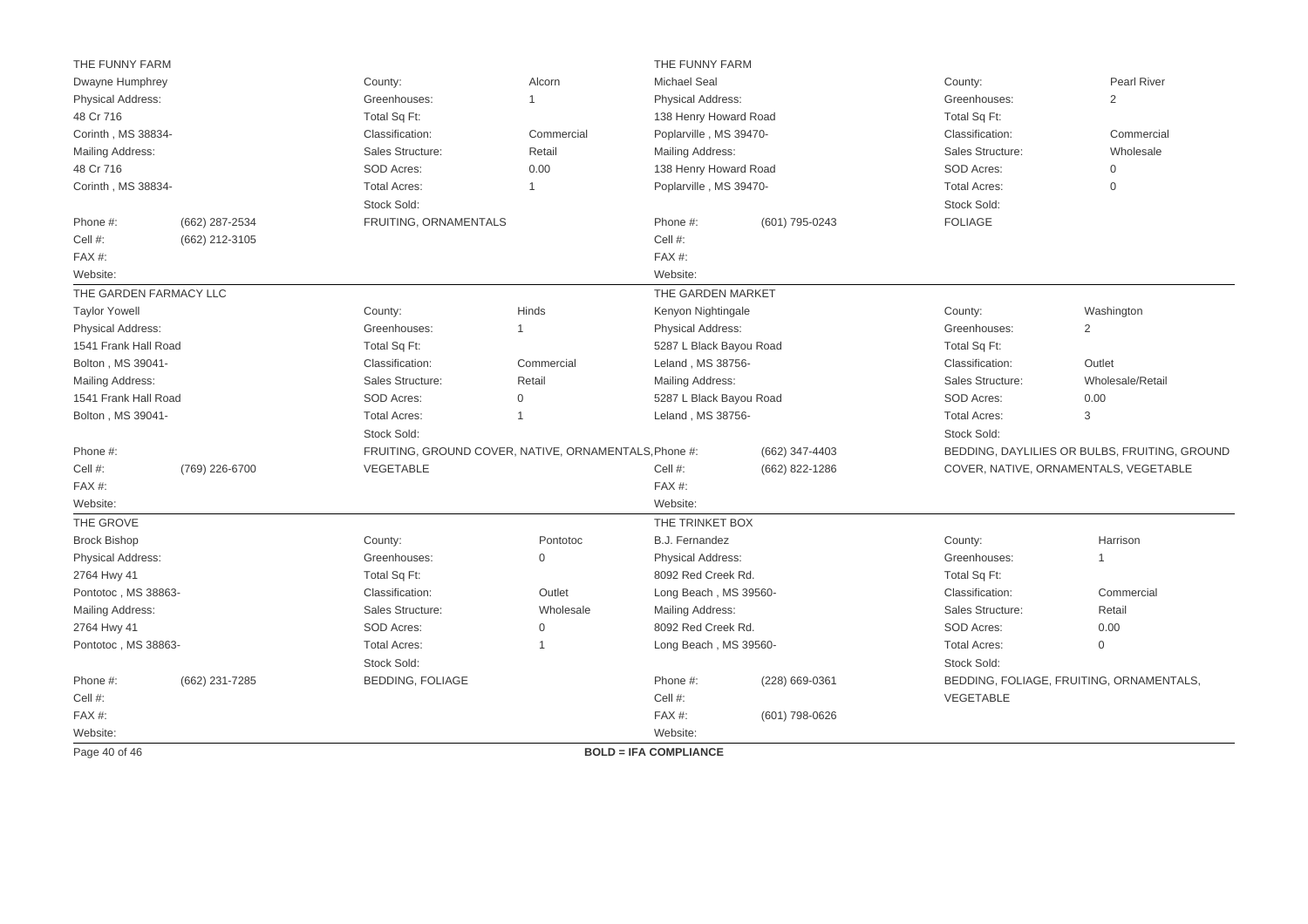## THE FUNNY FARM

Dwayne Humphrey

| | | | |
|---|---|---|---|
| Physical Address: | | County: | Alcorn |
| 48 Cr 716 | | Greenhouses: | 1 |
| Corinth , MS 38834- | | Total Sq Ft: | |
| Mailing Address: | | Classification: | Commercial |
| 48 Cr 716 | | Sales Structure: | Retail |
| Corinth , MS 38834- | | SOD Acres: | 0.00 |
| | | Total Acres: | 1 |
| Phone #: | (662) 287-2534 | Stock Sold: | FRUITING, ORNAMENTALS |
| Cell #: | (662) 212-3105 | | |
| FAX #: | | | |
| Website: | | | |

## THE FUNNY FARM

Michael Seal

| | | | |
|---|---|---|---|
| Physical Address: | | County: | Pearl River |
| 138 Henry Howard Road | | Greenhouses: | 2 |
| Poplarville , MS 39470- | | Total Sq Ft: | |
| Mailing Address: | | Classification: | Commercial |
| 138 Henry Howard Road | | Sales Structure: | Wholesale |
| Poplarville , MS 39470- | | SOD Acres: | 0 |
| | | Total Acres: | 0 |
| Phone #: | (601) 795-0243 | Stock Sold: | FOLIAGE |
| Cell #: | | | |
| FAX #: | | | |
| Website: | | | |

## THE GARDEN FARMACY LLC

Taylor Yowell

| | | | |
|---|---|---|---|
| Physical Address: | | County: | Hinds |
| 1541 Frank Hall Road | | Greenhouses: | 1 |
| Bolton , MS 39041- | | Total Sq Ft: | |
| Mailing Address: | | Classification: | Commercial |
| 1541 Frank Hall Road | | Sales Structure: | Retail |
| Bolton , MS 39041- | | SOD Acres: | 0 |
| | | Total Acres: | 1 |
| Phone #: | | Stock Sold: | FRUITING, GROUND COVER, NATIVE, ORNAMENTALS, VEGETABLE |
| Cell #: | (769) 226-6700 | | |
| FAX #: | | | |
| Website: | | | |

## THE GARDEN MARKET

Kenyon Nightingale

| | | | |
|---|---|---|---|
| Physical Address: | | County: | Washington |
| 5287 L Black Bayou Road | | Greenhouses: | 2 |
| Leland , MS 38756- | | Total Sq Ft: | |
| Mailing Address: | | Classification: | Outlet |
| 5287 L Black Bayou Road | | Sales Structure: | Wholesale/Retail |
| Leland , MS 38756- | | SOD Acres: | 0.00 |
| | | Total Acres: | 3 |
| Phone #: | (662) 347-4403 | Stock Sold: | BEDDING, DAYLILIES OR BULBS, FRUITING, GROUND COVER, NATIVE, ORNAMENTALS, VEGETABLE |
| Cell #: | (662) 822-1286 | | |
| FAX #: | | | |
| Website: | | | |

## THE GROVE

Brock Bishop

| | | | |
|---|---|---|---|
| Physical Address: | | County: | Pontotoc |
| 2764 Hwy 41 | | Greenhouses: | 0 |
| Pontotoc , MS 38863- | | Total Sq Ft: | |
| Mailing Address: | | Classification: | Outlet |
| 2764 Hwy 41 | | Sales Structure: | Wholesale |
| Pontotoc , MS 38863- | | SOD Acres: | 0 |
| | | Total Acres: | 1 |
| Phone #: | (662) 231-7285 | Stock Sold: | BEDDING, FOLIAGE |
| Cell #: | | | |
| FAX #: | | | |
| Website: | | | |

## THE TRINKET BOX

B.J. Fernandez

| | | | |
|---|---|---|---|
| Physical Address: | | County: | Harrison |
| 8092 Red Creek Rd. | | Greenhouses: | 1 |
| Long Beach , MS 39560- | | Total Sq Ft: | |
| Mailing Address: | | Classification: | Commercial |
| 8092 Red Creek Rd. | | Sales Structure: | Retail |
| Long Beach , MS 39560- | | SOD Acres: | 0.00 |
| | | Total Acres: | 0 |
| Phone #: | (228) 669-0361 | Stock Sold: | BEDDING, FOLIAGE, FRUITING, ORNAMENTALS, VEGETABLE |
| Cell #: | | | |
| FAX #: | (601) 798-0626 | | |
| Website: | | | |

**BOLD = IFA COMPLIANCE**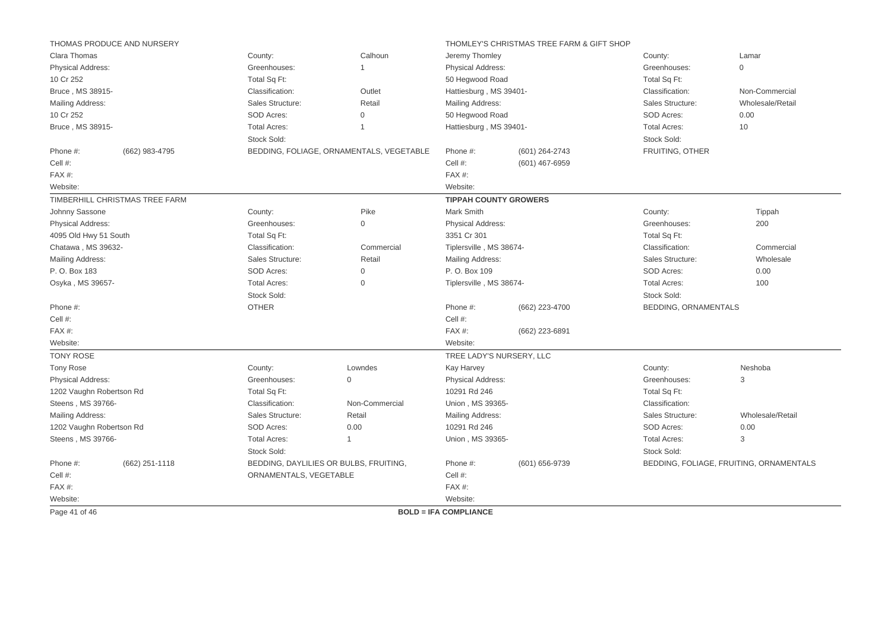## THOMAS PRODUCE AND NURSERY

Clara Thomas

Physical Address:
10 Cr 252
Bruce , MS 38915-

Mailing Address:
10 Cr 252
Bruce , MS 38915-

| | |
|---|---|
| County: | Calhoun |
| Greenhouses: | 1 |
| Total Sq Ft: | |
| Classification: | Outlet |
| Sales Structure: | Retail |
| SOD Acres: | 0 |
| Total Acres: | 1 |
| Stock Sold: | BEDDING, FOLIAGE, ORNAMENTALS, VEGETABLE |

Phone #: (662) 983-4795
Cell #:
FAX #:
Website:

---

## THOMLEY'S CHRISTMAS TREE FARM & GIFT SHOP

Jeremy Thomley

Physical Address:
50 Hegwood Road
Hattiesburg , MS 39401-

Mailing Address:
50 Hegwood Road
Hattiesburg , MS 39401-

| | |
|---|---|
| County: | Lamar |
| Greenhouses: | 0 |
| Total Sq Ft: | |
| Classification: | Non-Commercial |
| Sales Structure: | Wholesale/Retail |
| SOD Acres: | 0.00 |
| Total Acres: | 10 |
| Stock Sold: | FRUITING, OTHER |

Phone #: (601) 264-2743
Cell #: (601) 467-6959
FAX #:
Website:

---

## TIMBERHILL CHRISTMAS TREE FARM

Johnny Sassone

Physical Address:
4095 Old Hwy 51 South
Chatawa , MS 39632-

Mailing Address:
P. O. Box 183
Osyka , MS 39657-

| | |
|---|---|
| County: | Pike |
| Greenhouses: | 0 |
| Total Sq Ft: | |
| Classification: | Commercial |
| Sales Structure: | Retail |
| SOD Acres: | 0 |
| Total Acres: | 0 |
| Stock Sold: | OTHER |

Phone #:
Cell #:
FAX #:
Website:

---

## **TIPPAH COUNTY GROWERS**

Mark Smith

Physical Address:
3351 Cr 301
Tiplersville , MS 38674-

Mailing Address:
P. O. Box 109
Tiplersville , MS 38674-

| | |
|---|---|
| County: | Tippah |
| Greenhouses: | 200 |
| Total Sq Ft: | |
| Classification: | Commercial |
| Sales Structure: | Wholesale |
| SOD Acres: | 0.00 |
| Total Acres: | 100 |
| Stock Sold: | BEDDING, ORNAMENTALS |

Phone #: (662) 223-4700
Cell #:
FAX #: (662) 223-6891
Website:

---

## TONY ROSE

Tony Rose

Physical Address:
1202 Vaughn Robertson Rd
Steens , MS 39766-

Mailing Address:
1202 Vaughn Robertson Rd
Steens , MS 39766-

| | |
|---|---|
| County: | Lowndes |
| Greenhouses: | 0 |
| Total Sq Ft: | |
| Classification: | Non-Commercial |
| Sales Structure: | Retail |
| SOD Acres: | 0.00 |
| Total Acres: | 1 |
| Stock Sold: | BEDDING, DAYLILIES OR BULBS, FRUITING, ORNAMENTALS, VEGETABLE |

Phone #: (662) 251-1118
Cell #:
FAX #:
Website:

---

## TREE LADY'S NURSERY, LLC

Kay Harvey

Physical Address:
10291 Rd 246
Union , MS 39365-

Mailing Address:
10291 Rd 246
Union , MS 39365-

| | |
|---|---|
| County: | Neshoba |
| Greenhouses: | 3 |
| Total Sq Ft: | |
| Classification: | |
| Sales Structure: | Wholesale/Retail |
| SOD Acres: | 0.00 |
| Total Acres: | 3 |
| Stock Sold: | BEDDING, FOLIAGE, FRUITING, ORNAMENTALS |

Phone #: (601) 656-9739
Cell #:
FAX #:
Website:

---

**BOLD = IFA COMPLIANCE**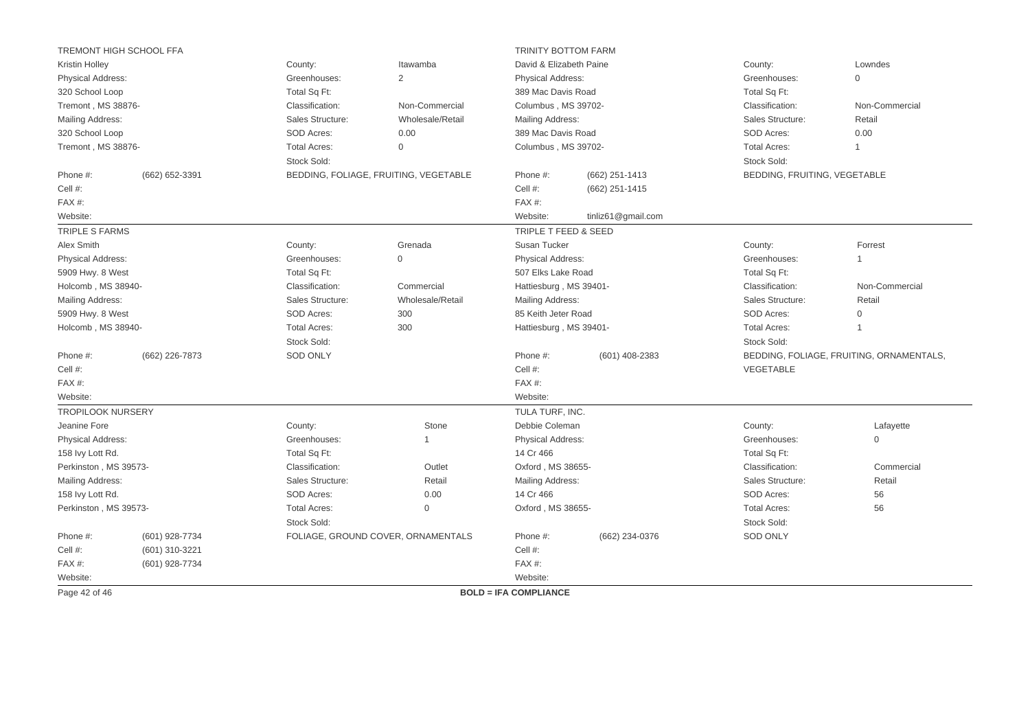**TREMONT HIGH SCHOOL FFA**
Kristin Holley

| | |
|---|---|
| Physical Address: | 320 School Loop, Tremont , MS 38876- |
| Mailing Address: | 320 School Loop, Tremont , MS 38876- |
| Phone #: | (662) 652-3391 |
| Cell #: | |
| FAX #: | |
| Website: | |
| County: | Itawamba |
| Greenhouses: | 2 |
| Total Sq Ft: | |
| Classification: | Non-Commercial |
| Sales Structure: | Wholesale/Retail |
| SOD Acres: | 0.00 |
| Total Acres: | 0 |
| Stock Sold: | BEDDING, FOLIAGE, FRUITING, VEGETABLE |

---

**TRINITY BOTTOM FARM**
David & Elizabeth Paine

| | |
|---|---|
| Physical Address: | 389 Mac Davis Road, Columbus , MS 39702- |
| Mailing Address: | 389 Mac Davis Road, Columbus , MS 39702- |
| Phone #: | (662) 251-1413 |
| Cell #: | (662) 251-1415 |
| FAX #: | |
| Website: | tinliz61@gmail.com |
| County: | Lowndes |
| Greenhouses: | 0 |
| Total Sq Ft: | |
| Classification: | Non-Commercial |
| Sales Structure: | Retail |
| SOD Acres: | 0.00 |
| Total Acres: | 1 |
| Stock Sold: | BEDDING, FRUITING, VEGETABLE |

---

**TRIPLE S FARMS**
Alex Smith

| | |
|---|---|
| Physical Address: | 5909 Hwy. 8 West, Holcomb , MS 38940- |
| Mailing Address: | 5909 Hwy. 8 West, Holcomb , MS 38940- |
| Phone #: | (662) 226-7873 |
| Cell #: | |
| FAX #: | |
| Website: | |
| County: | Grenada |
| Greenhouses: | 0 |
| Total Sq Ft: | |
| Classification: | Commercial |
| Sales Structure: | Wholesale/Retail |
| SOD Acres: | 300 |
| Total Acres: | 300 |
| Stock Sold: | SOD ONLY |

---

**TRIPLE T FEED & SEED**
Susan Tucker

| | |
|---|---|
| Physical Address: | 507 Elks Lake Road, Hattiesburg , MS 39401- |
| Mailing Address: | 85 Keith Jeter Road, Hattiesburg , MS 39401- |
| Phone #: | (601) 408-2383 |
| Cell #: | |
| FAX #: | |
| Website: | |
| County: | Forrest |
| Greenhouses: | 1 |
| Total Sq Ft: | |
| Classification: | Non-Commercial |
| Sales Structure: | Retail |
| SOD Acres: | 0 |
| Total Acres: | 1 |
| Stock Sold: | BEDDING, FOLIAGE, FRUITING, ORNAMENTALS, VEGETABLE |

---

**TROPILOOK NURSERY**
Jeanine Fore

| | |
|---|---|
| Physical Address: | 158 Ivy Lott Rd., Perkinston , MS 39573- |
| Mailing Address: | 158 Ivy Lott Rd., Perkinston , MS 39573- |
| Phone #: | (601) 928-7734 |
| Cell #: | (601) 310-3221 |
| FAX #: | (601) 928-7734 |
| Website: | |
| County: | Stone |
| Greenhouses: | 1 |
| Total Sq Ft: | |
| Classification: | Outlet |
| Sales Structure: | Retail |
| SOD Acres: | 0.00 |
| Total Acres: | 0 |
| Stock Sold: | FOLIAGE, GROUND COVER, ORNAMENTALS |

---

**TULA TURF, INC.**
Debbie Coleman

| | |
|---|---|
| Physical Address: | 14 Cr 466, Oxford , MS 38655- |
| Mailing Address: | 14 Cr 466, Oxford , MS 38655- |
| Phone #: | (662) 234-0376 |
| Cell #: | |
| FAX #: | |
| Website: | |
| County: | Lafayette |
| Greenhouses: | 0 |
| Total Sq Ft: | |
| Classification: | Commercial |
| Sales Structure: | Retail |
| SOD Acres: | 56 |
| Total Acres: | 56 |
| Stock Sold: | SOD ONLY |

---

**BOLD = IFA COMPLIANCE**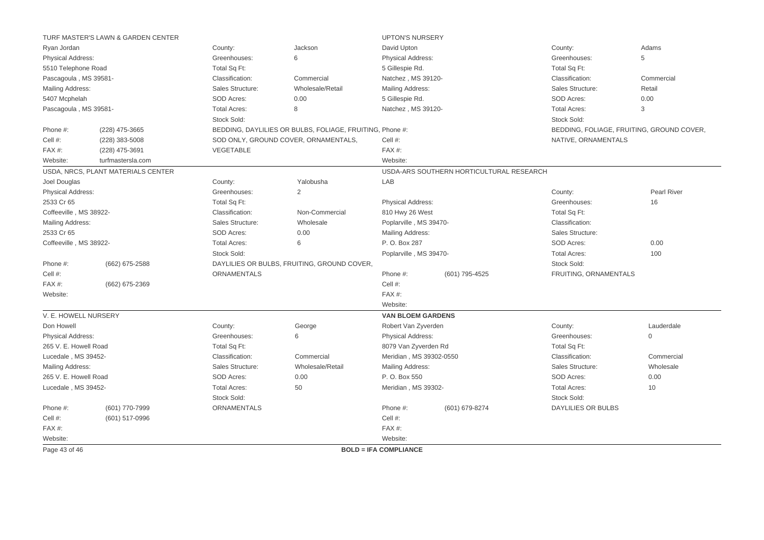## TURF MASTER'S LAWN & GARDEN CENTER

Ryan Jordan

Physical Address:
5510 Telephone Road
Pascagoula , MS 39581-

Mailing Address:
5407 Mcphelah
Pascagoula , MS 39581-

| | |
|---|---|
| Phone #: | (228) 475-3665 |
| Cell #: | (228) 383-5008 |
| FAX #: | (228) 475-3691 |
| Website: | turfmastersla.com |

| | |
|---|---|
| County: | Jackson |
| Greenhouses: | 6 |
| Total Sq Ft: | |
| Classification: | Commercial |
| Sales Structure: | Wholesale/Retail |
| SOD Acres: | 0.00 |
| Total Acres: | 8 |
| Stock Sold: | BEDDING, DAYLILIES OR BULBS, FOLIAGE, FRUITING, SOD ONLY, GROUND COVER, ORNAMENTALS, VEGETABLE |

## UPTON'S NURSERY

David Upton

Physical Address:
5 Gillespie Rd.
Natchez , MS 39120-

Mailing Address:
5 Gillespie Rd.
Natchez , MS 39120-

| | |
|---|---|
| Phone #: | |
| Cell #: | |
| FAX #: | |
| Website: | |

| | |
|---|---|
| County: | Adams |
| Greenhouses: | 5 |
| Total Sq Ft: | |
| Classification: | Commercial |
| Sales Structure: | Retail |
| SOD Acres: | 0.00 |
| Total Acres: | 3 |
| Stock Sold: | BEDDING, FOLIAGE, FRUITING, GROUND COVER, NATIVE, ORNAMENTALS |

## USDA, NRCS, PLANT MATERIALS CENTER

Joel Douglas

Physical Address:
2533 Cr 65
Coffeeville , MS 38922-

Mailing Address:
2533 Cr 65
Coffeeville , MS 38922-

| | |
|---|---|
| Phone #: | (662) 675-2588 |
| Cell #: | |
| FAX #: | (662) 675-2369 |
| Website: | |

| | |
|---|---|
| County: | Yalobusha |
| Greenhouses: | 2 |
| Total Sq Ft: | |
| Classification: | Non-Commercial |
| Sales Structure: | Wholesale |
| SOD Acres: | 0.00 |
| Total Acres: | 6 |
| Stock Sold: | DAYLILIES OR BULBS, FRUITING, GROUND COVER, ORNAMENTALS |

## USDA-ARS SOUTHERN HORTICULTURAL RESEARCH LAB

Physical Address:
810 Hwy 26 West
Poplarville , MS 39470-

Mailing Address:
P. O. Box 287
Poplarville , MS 39470-

| | |
|---|---|
| Phone #: | (601) 795-4525 |
| Cell #: | |
| FAX #: | |
| Website: | |

| | |
|---|---|
| County: | Pearl River |
| Greenhouses: | 16 |
| Total Sq Ft: | |
| Classification: | |
| Sales Structure: | |
| SOD Acres: | 0.00 |
| Total Acres: | 100 |
| Stock Sold: | FRUITING, ORNAMENTALS |

## V. E. HOWELL NURSERY

Don Howell

Physical Address:
265 V. E. Howell Road
Lucedale , MS 39452-

Mailing Address:
265 V. E. Howell Road
Lucedale , MS 39452-

| | |
|---|---|
| Phone #: | (601) 770-7999 |
| Cell #: | (601) 517-0996 |
| FAX #: | |
| Website: | |

| | |
|---|---|
| County: | George |
| Greenhouses: | 6 |
| Total Sq Ft: | |
| Classification: | Commercial |
| Sales Structure: | Wholesale/Retail |
| SOD Acres: | 0.00 |
| Total Acres: | 50 |
| Stock Sold: | ORNAMENTALS |

## **VAN BLOEM GARDENS**

Robert Van Zyverden

Physical Address:
8079 Van Zyverden Rd
Meridian , MS 39302-0550

Mailing Address:
P. O. Box 550
Meridian , MS 39302-

| | |
|---|---|
| Phone #: | (601) 679-8274 |
| Cell #: | |
| FAX #: | |
| Website: | |

| | |
|---|---|
| County: | Lauderdale |
| Greenhouses: | 0 |
| Total Sq Ft: | |
| Classification: | Commercial |
| Sales Structure: | Wholesale |
| SOD Acres: | 0.00 |
| Total Acres: | 10 |
| Stock Sold: | DAYLILIES OR BULBS |

**BOLD = IFA COMPLIANCE**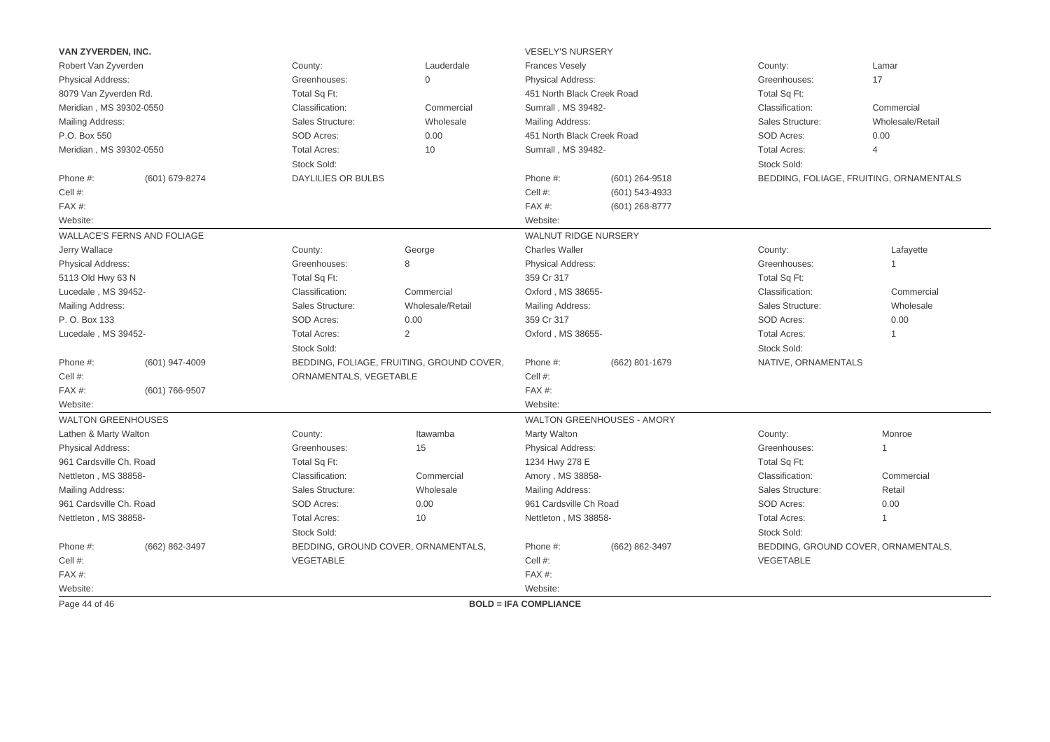**VAN ZYVERDEN, INC.**

Robert Van Zyverden

Physical Address:
8079 Van Zyverden Rd.
Meridian , MS 39302-0550

Mailing Address:
P.O. Box 550
Meridian , MS 39302-0550

| | |
|---|---|
| County: | Lauderdale |
| Greenhouses: | 0 |
| Total Sq Ft: | |
| Classification: | Commercial |
| Sales Structure: | Wholesale |
| SOD Acres: | 0.00 |
| Total Acres: | 10 |
| Stock Sold: | DAYLILIES OR BULBS |

| | |
|---|---|
| Phone #: | (601) 679-8274 |
| Cell #: | |
| FAX #: | |
| Website: | |

---

VESELY'S NURSERY

Frances Vesely

Physical Address:
451 North Black Creek Road
Sumrall , MS 39482-

Mailing Address:
451 North Black Creek Road
Sumrall , MS 39482-

| | |
|---|---|
| County: | Lamar |
| Greenhouses: | 17 |
| Total Sq Ft: | |
| Classification: | Commercial |
| Sales Structure: | Wholesale/Retail |
| SOD Acres: | 0.00 |
| Total Acres: | 4 |
| Stock Sold: | BEDDING, FOLIAGE, FRUITING, ORNAMENTALS |

| | |
|---|---|
| Phone #: | (601) 264-9518 |
| Cell #: | (601) 543-4933 |
| FAX #: | (601) 268-8777 |
| Website: | |

---

WALLACE'S FERNS AND FOLIAGE

Jerry Wallace

Physical Address:
5113 Old Hwy 63 N
Lucedale , MS 39452-

Mailing Address:
P. O. Box 133
Lucedale , MS 39452-

| | |
|---|---|
| County: | George |
| Greenhouses: | 8 |
| Total Sq Ft: | |
| Classification: | Commercial |
| Sales Structure: | Wholesale/Retail |
| SOD Acres: | 0.00 |
| Total Acres: | 2 |
| Stock Sold: | BEDDING, FOLIAGE, FRUITING, GROUND COVER, ORNAMENTALS, VEGETABLE |

| | |
|---|---|
| Phone #: | (601) 947-4009 |
| Cell #: | |
| FAX #: | (601) 766-9507 |
| Website: | |

---

WALNUT RIDGE NURSERY

Charles Waller

Physical Address:
359 Cr 317
Oxford , MS 38655-

Mailing Address:
359 Cr 317
Oxford , MS 38655-

| | |
|---|---|
| County: | Lafayette |
| Greenhouses: | 1 |
| Total Sq Ft: | |
| Classification: | Commercial |
| Sales Structure: | Wholesale |
| SOD Acres: | 0.00 |
| Total Acres: | 1 |
| Stock Sold: | NATIVE, ORNAMENTALS |

| | |
|---|---|
| Phone #: | (662) 801-1679 |
| Cell #: | |
| FAX #: | |
| Website: | |

---

WALTON GREENHOUSES

Lathen & Marty Walton

Physical Address:
961 Cardsville Ch. Road
Nettleton , MS 38858-

Mailing Address:
961 Cardsville Ch. Road
Nettleton , MS 38858-

| | |
|---|---|
| County: | Itawamba |
| Greenhouses: | 15 |
| Total Sq Ft: | |
| Classification: | Commercial |
| Sales Structure: | Wholesale |
| SOD Acres: | 0.00 |
| Total Acres: | 10 |
| Stock Sold: | BEDDING, GROUND COVER, ORNAMENTALS, VEGETABLE |

| | |
|---|---|
| Phone #: | (662) 862-3497 |
| Cell #: | |
| FAX #: | |
| Website: | |

---

WALTON GREENHOUSES - AMORY

Marty Walton

Physical Address:
1234 Hwy 278 E
Amory , MS 38858-

Mailing Address:
961 Cardsville Ch Road
Nettleton , MS 38858-

| | |
|---|---|
| County: | Monroe |
| Greenhouses: | 1 |
| Total Sq Ft: | |
| Classification: | Commercial |
| Sales Structure: | Retail |
| SOD Acres: | 0.00 |
| Total Acres: | 1 |
| Stock Sold: | BEDDING, GROUND COVER, ORNAMENTALS, VEGETABLE |

| | |
|---|---|
| Phone #: | (662) 862-3497 |
| Cell #: | |
| FAX #: | |
| Website: | |

---

**BOLD = IFA COMPLIANCE**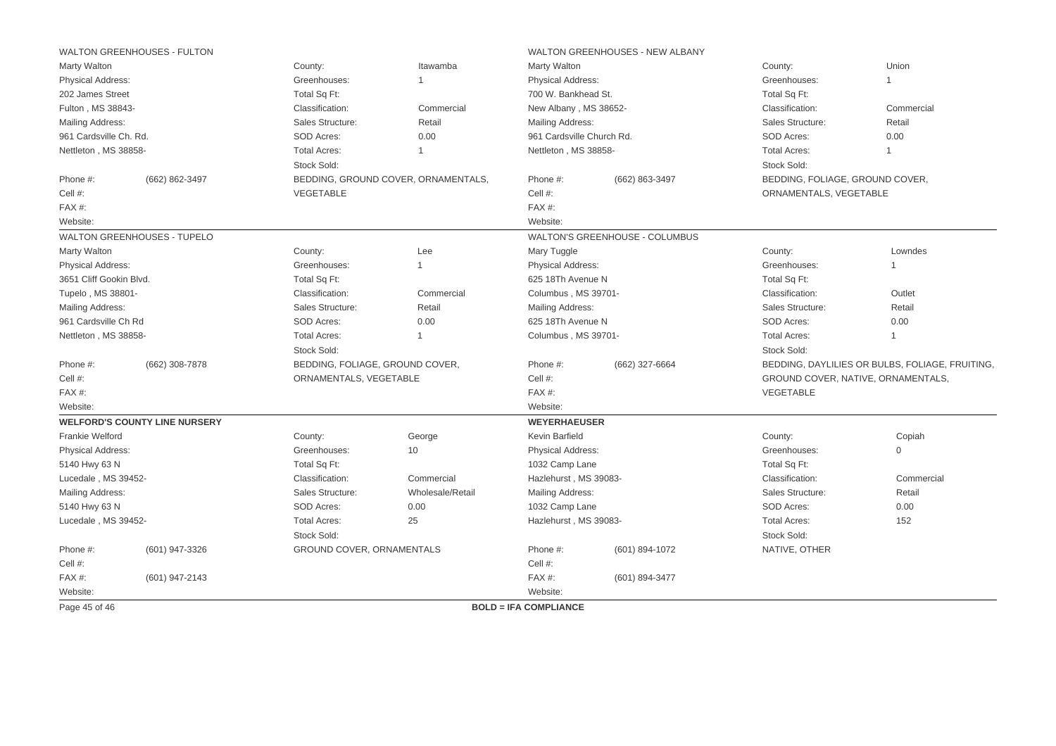### WALTON GREENHOUSES - FULTON

| | | | |
|---|---|---|---|
| Marty Walton | | County: | Itawamba |
| Physical Address: | | Greenhouses: | 1 |
| 202 James Street | | Total Sq Ft: | |
| Fulton , MS 38843- | | Classification: | Commercial |
| Mailing Address: | | Sales Structure: | Retail |
| 961 Cardsville Ch. Rd. | | SOD Acres: | 0.00 |
| Nettleton , MS 38858- | | Total Acres: | 1 |
| | | Stock Sold: | |
| Phone #: | (662) 862-3497 | BEDDING, GROUND COVER, ORNAMENTALS, VEGETABLE | |
| Cell #: | | | |
| FAX #: | | | |
| Website: | | | |

### WALTON GREENHOUSES - NEW ALBANY

| | | | |
|---|---|---|---|
| Marty Walton | | County: | Union |
| Physical Address: | | Greenhouses: | 1 |
| 700 W. Bankhead St. | | Total Sq Ft: | |
| New Albany , MS 38652- | | Classification: | Commercial |
| Mailing Address: | | Sales Structure: | Retail |
| 961 Cardsville Church Rd. | | SOD Acres: | 0.00 |
| Nettleton , MS 38858- | | Total Acres: | 1 |
| | | Stock Sold: | |
| Phone #: | (662) 863-3497 | BEDDING, FOLIAGE, GROUND COVER, ORNAMENTALS, VEGETABLE | |
| Cell #: | | | |
| FAX #: | | | |
| Website: | | | |

### WALTON GREENHOUSES - TUPELO

| | | | |
|---|---|---|---|
| Marty Walton | | County: | Lee |
| Physical Address: | | Greenhouses: | 1 |
| 3651 Cliff Gookin Blvd. | | Total Sq Ft: | |
| Tupelo , MS 38801- | | Classification: | Commercial |
| Mailing Address: | | Sales Structure: | Retail |
| 961 Cardsville Ch Rd | | SOD Acres: | 0.00 |
| Nettleton , MS 38858- | | Total Acres: | 1 |
| | | Stock Sold: | |
| Phone #: | (662) 308-7878 | BEDDING, FOLIAGE, GROUND COVER, ORNAMENTALS, VEGETABLE | |
| Cell #: | | | |
| FAX #: | | | |
| Website: | | | |

### WALTON'S GREENHOUSE - COLUMBUS

| | | | |
|---|---|---|---|
| Mary Tuggle | | County: | Lowndes |
| Physical Address: | | Greenhouses: | 1 |
| 625 18Th Avenue N | | Total Sq Ft: | |
| Columbus , MS 39701- | | Classification: | Outlet |
| Mailing Address: | | Sales Structure: | Retail |
| 625 18Th Avenue N | | SOD Acres: | 0.00 |
| Columbus , MS 39701- | | Total Acres: | 1 |
| | | Stock Sold: | |
| Phone #: | (662) 327-6664 | BEDDING, DAYLILIES OR BULBS, FOLIAGE, FRUITING, GROUND COVER, NATIVE, ORNAMENTALS, VEGETABLE | |
| Cell #: | | | |
| FAX #: | | | |
| Website: | | | |

### **WELFORD'S COUNTY LINE NURSERY**

| | | | |
|---|---|---|---|
| Frankie Welford | | County: | George |
| Physical Address: | | Greenhouses: | 10 |
| 5140 Hwy 63 N | | Total Sq Ft: | |
| Lucedale , MS 39452- | | Classification: | Commercial |
| Mailing Address: | | Sales Structure: | Wholesale/Retail |
| 5140 Hwy 63 N | | SOD Acres: | 0.00 |
| Lucedale , MS 39452- | | Total Acres: | 25 |
| | | Stock Sold: | |
| Phone #: | (601) 947-3326 | GROUND COVER, ORNAMENTALS | |
| Cell #: | | | |
| FAX #: | (601) 947-2143 | | |
| Website: | | | |

### **WEYERHAEUSER**

| | | | |
|---|---|---|---|
| Kevin Barfield | | County: | Copiah |
| Physical Address: | | Greenhouses: | 0 |
| 1032 Camp Lane | | Total Sq Ft: | |
| Hazlehurst , MS 39083- | | Classification: | Commercial |
| Mailing Address: | | Sales Structure: | Retail |
| 1032 Camp Lane | | SOD Acres: | 0.00 |
| Hazlehurst , MS 39083- | | Total Acres: | 152 |
| | | Stock Sold: | |
| Phone #: | (601) 894-1072 | NATIVE, OTHER | |
| Cell #: | | | |
| FAX #: | (601) 894-3477 | | |
| Website: | | | |

**BOLD = IFA COMPLIANCE**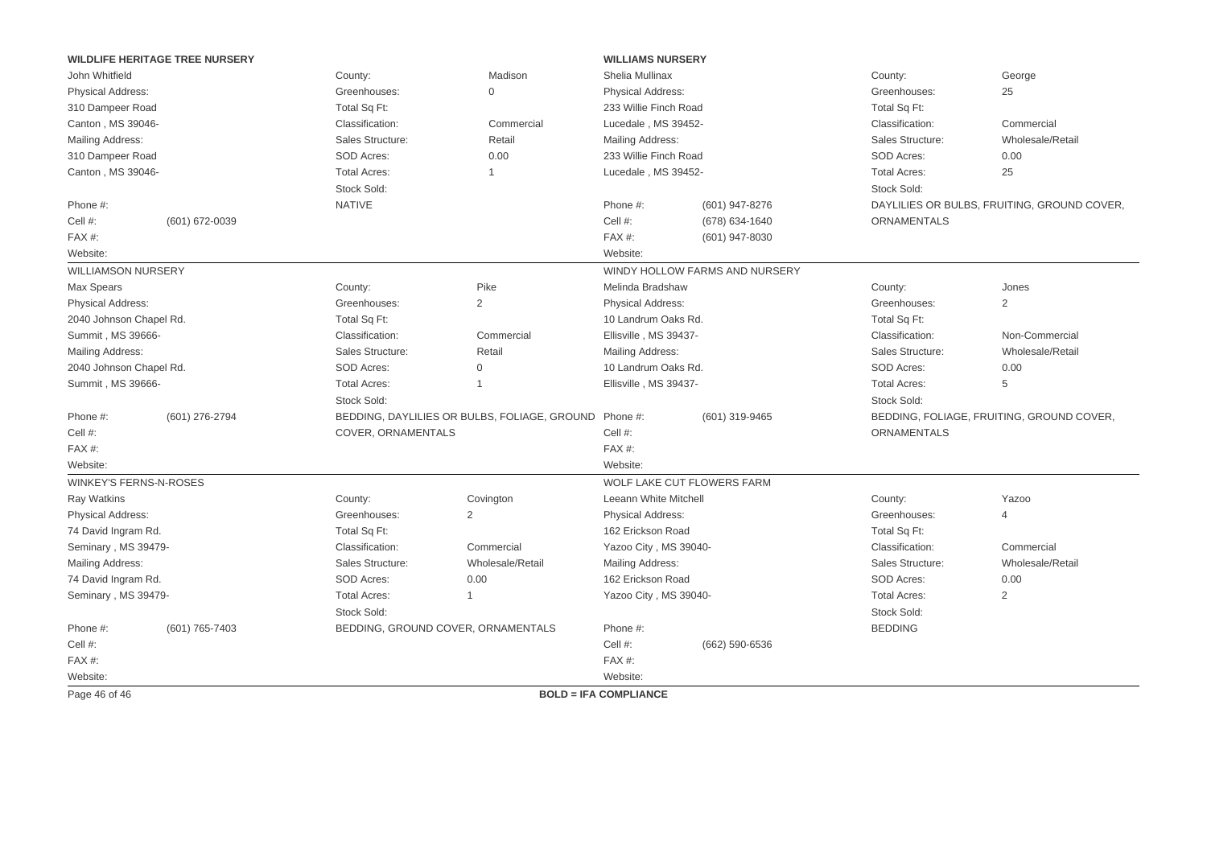## WILDLIFE HERITAGE TREE NURSERY

John Whitfield
Physical Address:
310 Dampeer Road
Canton , MS 39046-
Mailing Address:
310 Dampeer Road
Canton , MS 39046-

| | |
|---|---|
| County: | Madison |
| Greenhouses: | 0 |
| Total Sq Ft: | |
| Classification: | Commercial |
| Sales Structure: | Retail |
| SOD Acres: | 0.00 |
| Total Acres: | 1 |

Stock Sold:
NATIVE

Phone #:
Cell #: (601) 672-0039
FAX #:
Website:

## WILLIAMS NURSERY

Shelia Mullinax
Physical Address:
233 Willie Finch Road
Lucedale , MS 39452-
Mailing Address:
233 Willie Finch Road
Lucedale , MS 39452-

| | |
|---|---|
| County: | George |
| Greenhouses: | 25 |
| Total Sq Ft: | |
| Classification: | Commercial |
| Sales Structure: | Wholesale/Retail |
| SOD Acres: | 0.00 |
| Total Acres: | 25 |

Stock Sold:
DAYLILIES OR BULBS, FRUITING, GROUND COVER, ORNAMENTALS

Phone #: (601) 947-8276
Cell #: (678) 634-1640
FAX #: (601) 947-8030
Website:

---

WILLIAMSON NURSERY

Max Spears
Physical Address:
2040 Johnson Chapel Rd.
Summit , MS 39666-
Mailing Address:
2040 Johnson Chapel Rd.
Summit , MS 39666-

| | |
|---|---|
| County: | Pike |
| Greenhouses: | 2 |
| Total Sq Ft: | |
| Classification: | Commercial |
| Sales Structure: | Retail |
| SOD Acres: | 0 |
| Total Acres: | 1 |

Stock Sold:
BEDDING, DAYLILIES OR BULBS, FOLIAGE, GROUND COVER, ORNAMENTALS

Phone #: (601) 276-2794
Cell #:
FAX #:
Website:

WINDY HOLLOW FARMS AND NURSERY

Melinda Bradshaw
Physical Address:
10 Landrum Oaks Rd.
Ellisville , MS 39437-
Mailing Address:
10 Landrum Oaks Rd.
Ellisville , MS 39437-

| | |
|---|---|
| County: | Jones |
| Greenhouses: | 2 |
| Total Sq Ft: | |
| Classification: | Non-Commercial |
| Sales Structure: | Wholesale/Retail |
| SOD Acres: | 0.00 |
| Total Acres: | 5 |

Stock Sold:
BEDDING, FOLIAGE, FRUITING, GROUND COVER, ORNAMENTALS

Phone #: (601) 319-9465
Cell #:
FAX #:
Website:

---

WINKEY'S FERNS-N-ROSES

Ray Watkins
Physical Address:
74 David Ingram Rd.
Seminary , MS 39479-
Mailing Address:
74 David Ingram Rd.
Seminary , MS 39479-

| | |
|---|---|
| County: | Covington |
| Greenhouses: | 2 |
| Total Sq Ft: | |
| Classification: | Commercial |
| Sales Structure: | Wholesale/Retail |
| SOD Acres: | 0.00 |
| Total Acres: | 1 |

Stock Sold:
BEDDING, GROUND COVER, ORNAMENTALS

Phone #: (601) 765-7403
Cell #:
FAX #:
Website:

WOLF LAKE CUT FLOWERS FARM

Leeann White Mitchell
Physical Address:
162 Erickson Road
Yazoo City , MS 39040-
Mailing Address:
162 Erickson Road
Yazoo City , MS 39040-

| | |
|---|---|
| County: | Yazoo |
| Greenhouses: | 4 |
| Total Sq Ft: | |
| Classification: | Commercial |
| Sales Structure: | Wholesale/Retail |
| SOD Acres: | 0.00 |
| Total Acres: | 2 |

Stock Sold:
BEDDING

Phone #:
Cell #: (662) 590-6536
FAX #:
Website:

**BOLD = IFA COMPLIANCE**